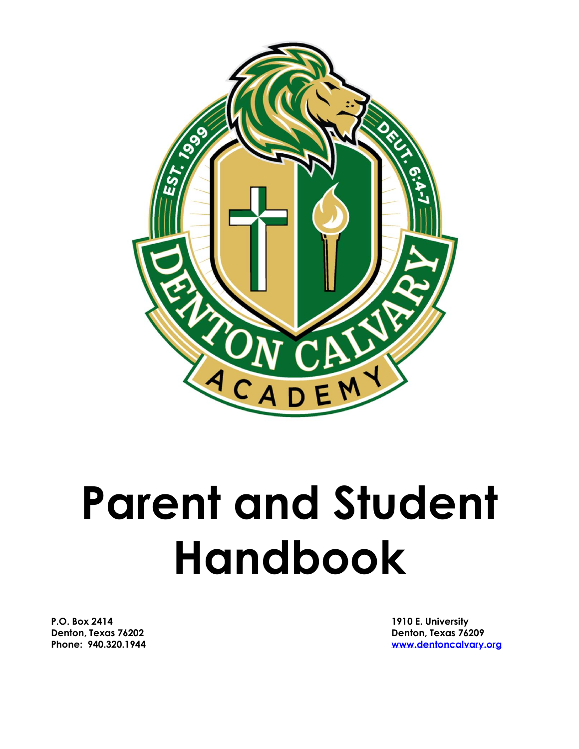# Parent and Student Handbook

**P.O. Box 2414**
**Denton, Texas 76202**
**Phone: 940.320.1944**

**1910 E. University**
**Denton, Texas 76209**
**www.dentoncalvary.org**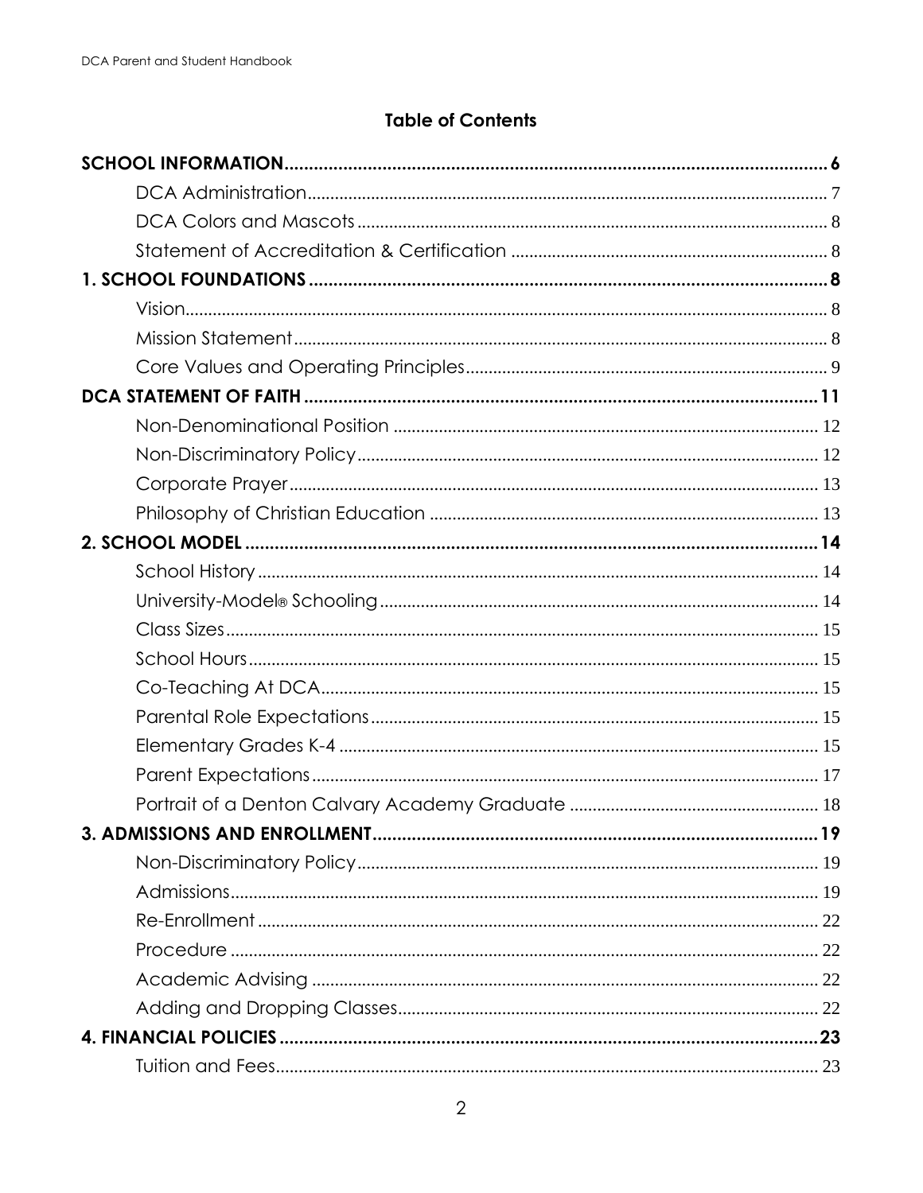## Table of Contents

**SCHOOL INFORMATION** .......... 6
- DCA Administration .......... 7
- DCA Colors and Mascots .......... 8
- Statement of Accreditation & Certification .......... 8

**1. SCHOOL FOUNDATIONS** .......... 8
- Vision .......... 8
- Mission Statement .......... 8
- Core Values and Operating Principles .......... 9

**DCA STATEMENT OF FAITH** .......... 11
- Non-Denominational Position .......... 12
- Non-Discriminatory Policy .......... 12
- Corporate Prayer .......... 13
- Philosophy of Christian Education .......... 13

**2. SCHOOL MODEL** .......... 14
- School History .......... 14
- University-Model® Schooling .......... 14
- Class Sizes .......... 15
- School Hours .......... 15
- Co-Teaching At DCA .......... 15
- Parental Role Expectations .......... 15
- Elementary Grades K-4 .......... 15
- Parent Expectations .......... 17
- Portrait of a Denton Calvary Academy Graduate .......... 18

**3. ADMISSIONS AND ENROLLMENT** .......... 19
- Non-Discriminatory Policy .......... 19
- Admissions .......... 19
- Re-Enrollment .......... 22
- Procedure .......... 22
- Academic Advising .......... 22
- Adding and Dropping Classes .......... 22

**4. FINANCIAL POLICIES** .......... 23
- Tuition and Fees .......... 23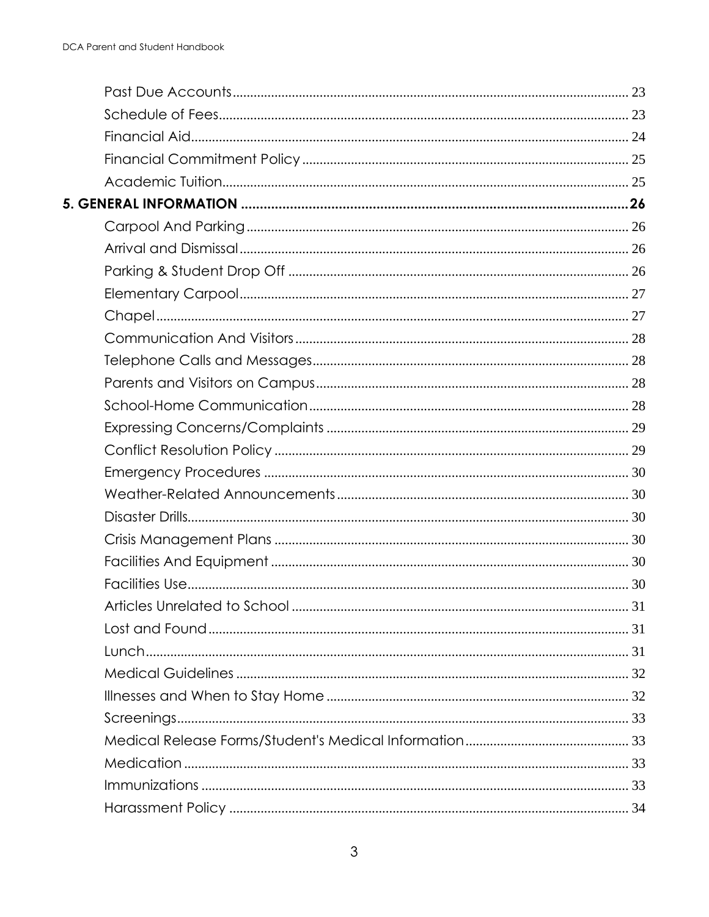Past Due Accounts 23
Schedule of Fees 23
Financial Aid 24
Financial Commitment Policy 25
Academic Tuition 25

**5. GENERAL INFORMATION 26**

Carpool And Parking 26
Arrival and Dismissal 26
Parking & Student Drop Off 26
Elementary Carpool 27
Chapel 27
Communication And Visitors 28
Telephone Calls and Messages 28
Parents and Visitors on Campus 28
School-Home Communication 28
Expressing Concerns/Complaints 29
Conflict Resolution Policy 29
Emergency Procedures 30
Weather-Related Announcements 30
Disaster Drills 30
Crisis Management Plans 30
Facilities And Equipment 30
Facilities Use 30
Articles Unrelated to School 31
Lost and Found 31
Lunch 31
Medical Guidelines 32
Illnesses and When to Stay Home 32
Screenings 33
Medical Release Forms/Student's Medical Information 33
Medication 33
Immunizations 33
Harassment Policy 34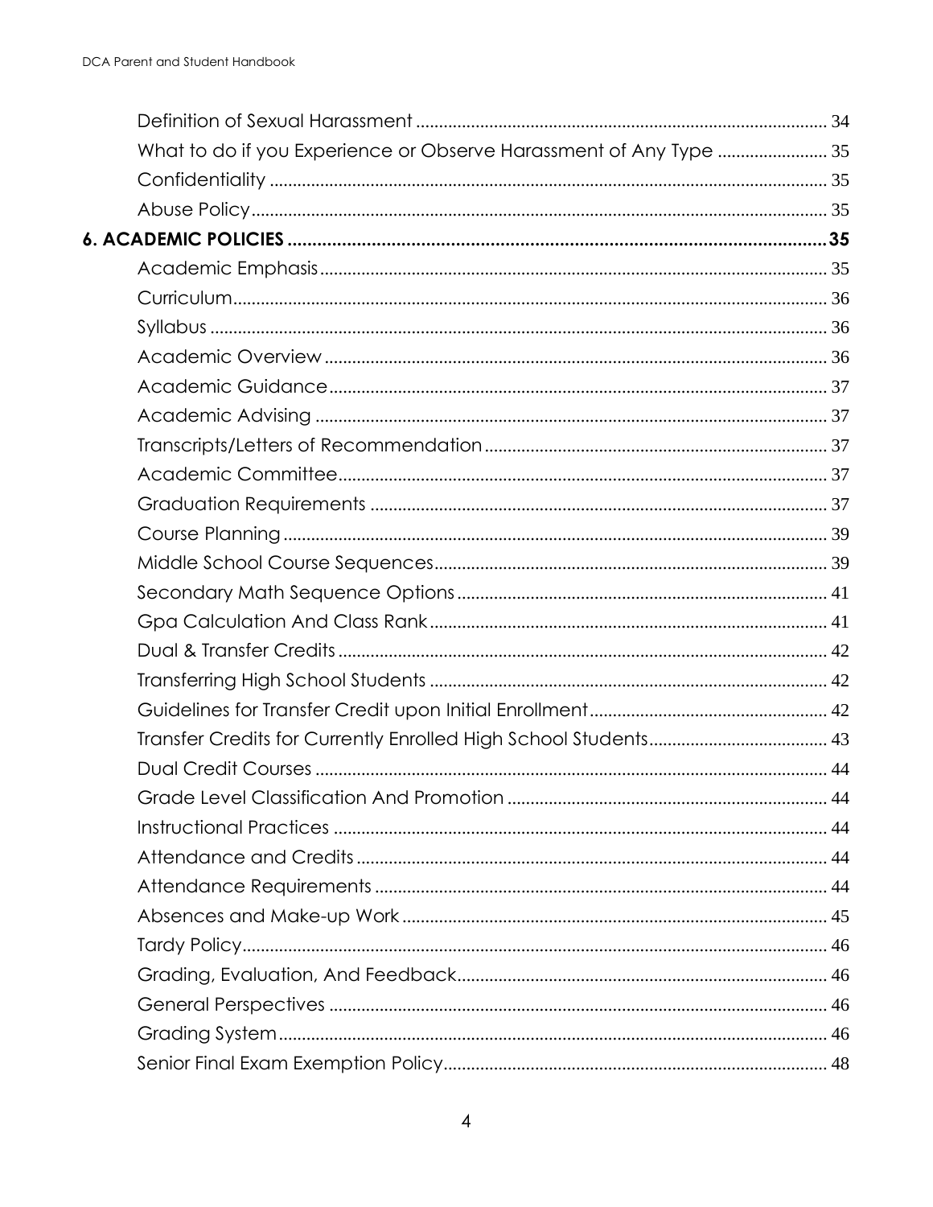Definition of Sexual Harassment ........................................................................................ 34

What to do if you Experience or Observe Harassment of Any Type ........................ 35

Confidentiality ........................................................................................................... 35

Abuse Policy.............................................................................................................. 35

**6. ACADEMIC POLICIES ........................................................................................... 35**

Academic Emphasis.................................................................................................. 35

Curriculum................................................................................................................. 36

Syllabus ..................................................................................................................... 36

Academic Overview ................................................................................................ 36

Academic Guidance................................................................................................ 37

Academic Advising .................................................................................................. 37

Transcripts/Letters of Recommendation................................................................. 37

Academic Committee.............................................................................................. 37

Graduation Requirements ....................................................................................... 37

Course Planning ....................................................................................................... 39

Middle School Course Sequences.......................................................................... 39

Secondary Math Sequence Options...................................................................... 41

Gpa Calculation And Class Rank............................................................................ 41

Dual & Transfer Credits ............................................................................................. 42

Transferring High School Students ........................................................................... 42

Guidelines for Transfer Credit upon Initial Enrollment............................................ 42

Transfer Credits for Currently Enrolled High School Students................................. 43

Dual Credit Courses .................................................................................................. 44

Grade Level Classification And Promotion ............................................................ 44

Instructional Practices .............................................................................................. 44

Attendance and Credits.......................................................................................... 44

Attendance Requirements ...................................................................................... 44

Absences and Make-up Work ................................................................................ 45

Tardy Policy............................................................................................................... 46

Grading, Evaluation, And Feedback...................................................................... 46

General Perspectives .............................................................................................. 46

Grading System......................................................................................................... 46

Senior Final Exam Exemption Policy......................................................................... 48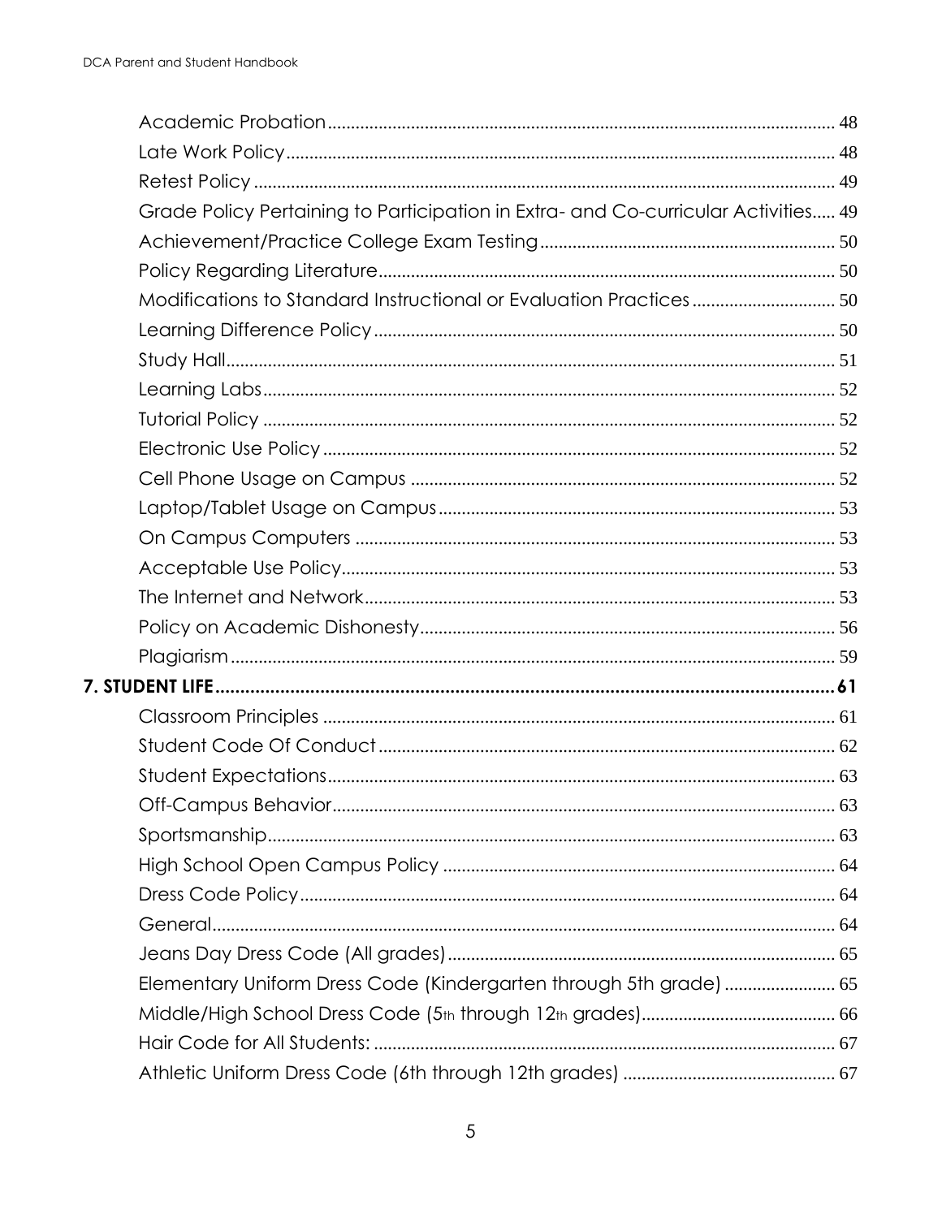Academic Probation ..... 48
Late Work Policy ..... 48
Retest Policy ..... 49
Grade Policy Pertaining to Participation in Extra- and Co-curricular Activities ..... 49
Achievement/Practice College Exam Testing ..... 50
Policy Regarding Literature ..... 50
Modifications to Standard Instructional or Evaluation Practices ..... 50
Learning Difference Policy ..... 50
Study Hall ..... 51
Learning Labs ..... 52
Tutorial Policy ..... 52
Electronic Use Policy ..... 52
Cell Phone Usage on Campus ..... 52
Laptop/Tablet Usage on Campus ..... 53
On Campus Computers ..... 53
Acceptable Use Policy ..... 53
The Internet and Network ..... 53
Policy on Academic Dishonesty ..... 56
Plagiarism ..... 59

**7. STUDENT LIFE ..... 61**

Classroom Principles ..... 61
Student Code Of Conduct ..... 62
Student Expectations ..... 63
Off-Campus Behavior ..... 63
Sportsmanship ..... 63
High School Open Campus Policy ..... 64
Dress Code Policy ..... 64
General ..... 64
Jeans Day Dress Code (All grades) ..... 65
Elementary Uniform Dress Code (Kindergarten through 5th grade) ..... 65
Middle/High School Dress Code (5th through 12th grades) ..... 66
Hair Code for All Students: ..... 67
Athletic Uniform Dress Code (6th through 12th grades) ..... 67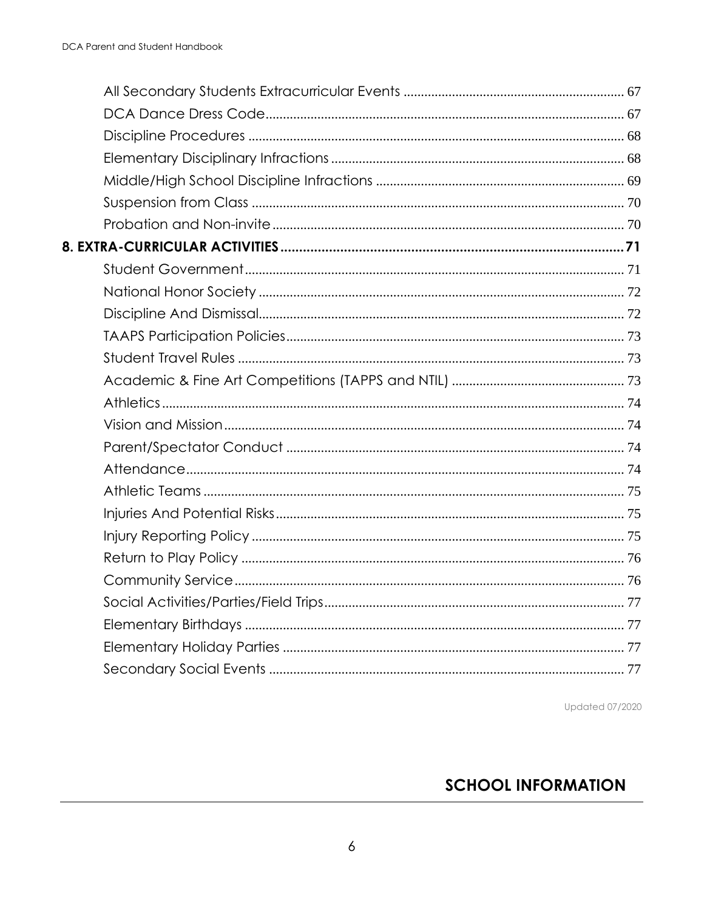All Secondary Students Extracurricular Events ............................................................ 67

DCA Dance Dress Code ....................................................................................................... 67

Discipline Procedures ......................................................................................................... 68

Elementary Disciplinary Infractions .................................................................................. 68

Middle/High School Discipline Infractions ...................................................................... 69

Suspension from Class ....................................................................................................... 70

Probation and Non-invite ................................................................................................... 70

**8. EXTRA-CURRICULAR ACTIVITIES ............................................................................. 71**

Student Government ........................................................................................................... 71

National Honor Society ...................................................................................................... 72

Discipline And Dismissal .................................................................................................... 72

TAAPS Participation Policies ............................................................................................. 73

Student Travel Rules ........................................................................................................... 73

Academic & Fine Art Competitions (TAPPS and NTIL) ................................................ 73

Athletics ................................................................................................................................ 74

Vision and Mission .............................................................................................................. 74

Parent/Spectator Conduct .................................................................................................. 74

Attendance ............................................................................................................................ 74

Athletic Teams ...................................................................................................................... 75

Injuries And Potential Risks ............................................................................................... 75

Injury Reporting Policy ....................................................................................................... 75

Return to Play Policy ........................................................................................................... 76

Community Service ............................................................................................................. 76

Social Activities/Parties/Field Trips .................................................................................. 77

Elementary Birthdays .......................................................................................................... 77

Elementary Holiday Parties ............................................................................................... 77

Secondary Social Events ..................................................................................................... 77

Updated 07/2020

## SCHOOL INFORMATION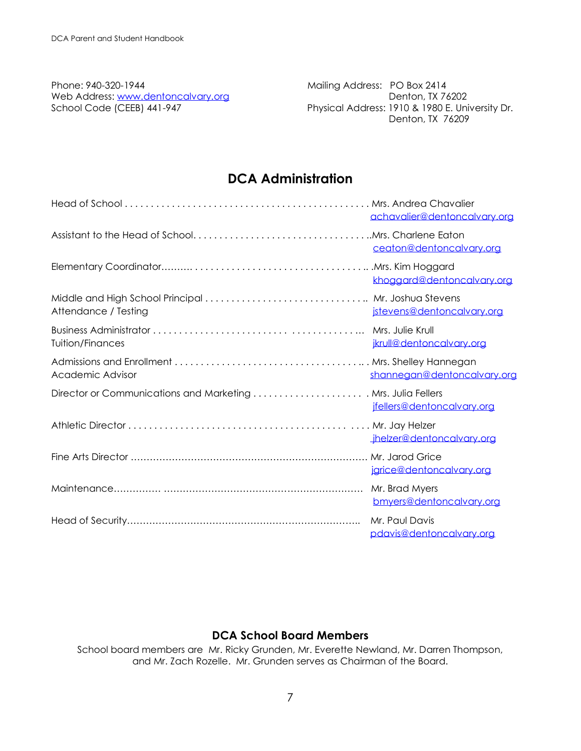Phone: 940-320-1944
Web Address: www.dentoncalvary.org
School Code (CEEB) 441-947

Mailing Address: PO Box 2414
Denton, TX 76202
Physical Address: 1910 & 1980 E. University Dr.
Denton, TX 76209

## DCA Administration

| Position | Name / Email |
| --- | --- |
| Head of School | Mrs. Andrea Chavalier<br>achavalier@dentoncalvary.org |
| Assistant to the Head of School | Mrs. Charlene Eaton<br>ceaton@dentoncalvary.org |
| Elementary Coordinator | Mrs. Kim Hoggard<br>khoggard@dentoncalvary.org |
| Middle and High School Principal<br>Attendance / Testing | Mr. Joshua Stevens<br>jstevens@dentoncalvary.org |
| Business Administrator<br>Tuition/Finances | Mrs. Julie Krull<br>jkrull@dentoncalvary.org |
| Admissions and Enrollment<br>Academic Advisor | Mrs. Shelley Hannegan<br>shannegan@dentoncalvary.org |
| Director or Communications and Marketing | Mrs. Julia Fellers<br>jfellers@dentoncalvary.org |
| Athletic Director | Mr. Jay Helzer<br>jhelzer@dentoncalvary.org |
| Fine Arts Director | Mr. Jarod Grice<br>jgrice@dentoncalvary.org |
| Maintenance | Mr. Brad Myers<br>bmyers@dentoncalvary.org |
| Head of Security | Mr. Paul Davis<br>pdavis@dentoncalvary.org |

### DCA School Board Members

School board members are Mr. Ricky Grunden, Mr. Everette Newland, Mr. Darren Thompson, and Mr. Zach Rozelle. Mr. Grunden serves as Chairman of the Board.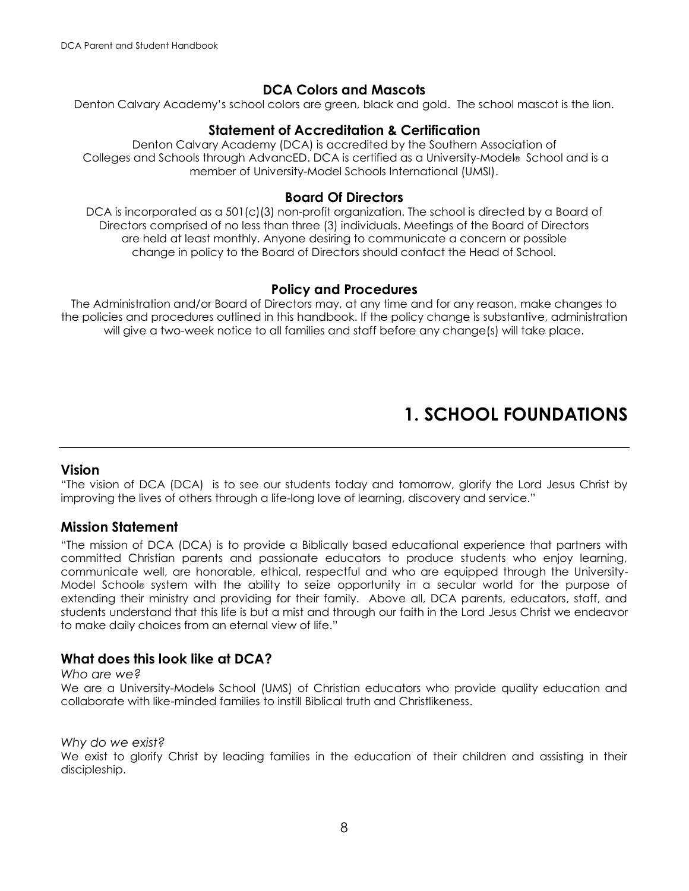### DCA Colors and Mascots

Denton Calvary Academy's school colors are green, black and gold. The school mascot is the lion.

### Statement of Accreditation & Certification

Denton Calvary Academy (DCA) is accredited by the Southern Association of Colleges and Schools through AdvancED. DCA is certified as a University-Model® School and is a member of University-Model Schools International (UMSI).

### Board Of Directors

DCA is incorporated as a 501(c)(3) non-profit organization. The school is directed by a Board of Directors comprised of no less than three (3) individuals. Meetings of the Board of Directors are held at least monthly. Anyone desiring to communicate a concern or possible change in policy to the Board of Directors should contact the Head of School.

### Policy and Procedures

The Administration and/or Board of Directors may, at any time and for any reason, make changes to the policies and procedures outlined in this handbook. If the policy change is substantive, administration will give a two-week notice to all families and staff before any change(s) will take place.

# 1. SCHOOL FOUNDATIONS

## Vision

"The vision of DCA (DCA) is to see our students today and tomorrow, glorify the Lord Jesus Christ by improving the lives of others through a life-long love of learning, discovery and service."

## Mission Statement

"The mission of DCA (DCA) is to provide a Biblically based educational experience that partners with committed Christian parents and passionate educators to produce students who enjoy learning, communicate well, are honorable, ethical, respectful and who are equipped through the University-Model School® system with the ability to seize opportunity in a secular world for the purpose of extending their ministry and providing for their family. Above all, DCA parents, educators, staff, and students understand that this life is but a mist and through our faith in the Lord Jesus Christ we endeavor to make daily choices from an eternal view of life."

## What does this look like at DCA?

*Who are we?*

We are a University-Model® School (UMS) of Christian educators who provide quality education and collaborate with like-minded families to instill Biblical truth and Christlikeness.

*Why do we exist?*

We exist to glorify Christ by leading families in the education of their children and assisting in their discipleship.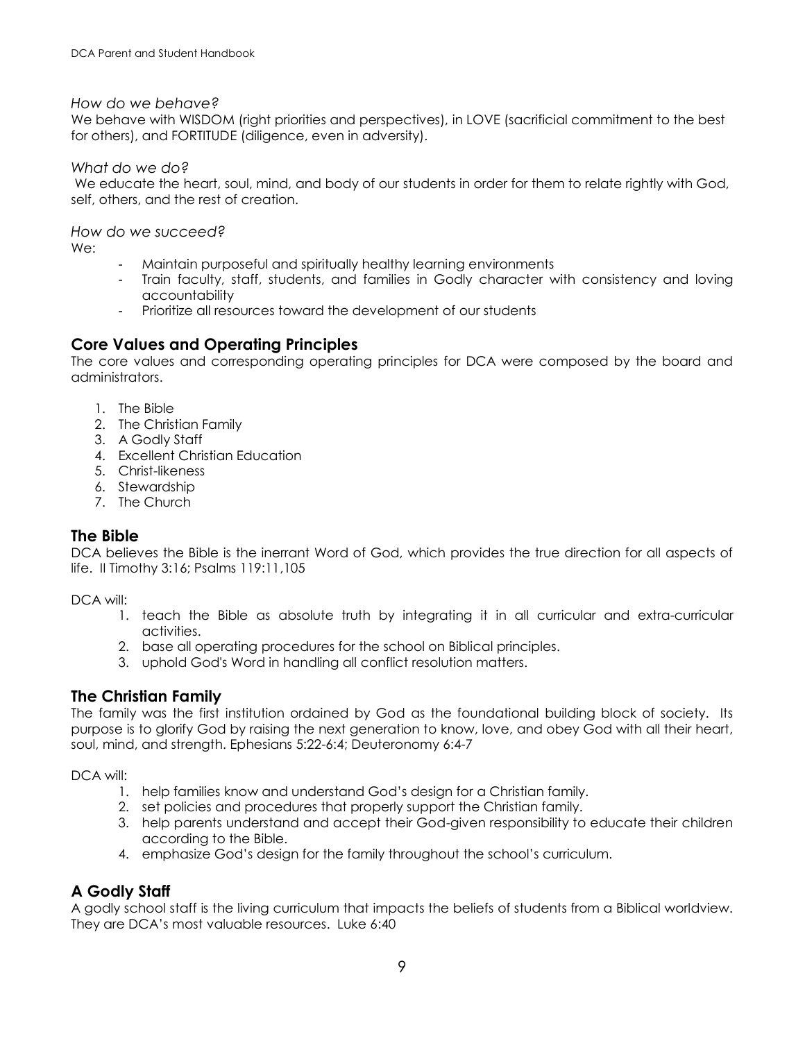*How do we behave?*

We behave with WISDOM (right priorities and perspectives), in LOVE (sacrificial commitment to the best for others), and FORTITUDE (diligence, even in adversity).

*What do we do?*

We educate the heart, soul, mind, and body of our students in order for them to relate rightly with God, self, others, and the rest of creation.

*How do we succeed?*

We:

- Maintain purposeful and spiritually healthy learning environments
- Train faculty, staff, students, and families in Godly character with consistency and loving accountability
- Prioritize all resources toward the development of our students

## Core Values and Operating Principles

The core values and corresponding operating principles for DCA were composed by the board and administrators.

1. The Bible
2. The Christian Family
3. A Godly Staff
4. Excellent Christian Education
5. Christ-likeness
6. Stewardship
7. The Church

## The Bible

DCA believes the Bible is the inerrant Word of God, which provides the true direction for all aspects of life. II Timothy 3:16; Psalms 119:11,105

DCA will:

1. teach the Bible as absolute truth by integrating it in all curricular and extra-curricular activities.
2. base all operating procedures for the school on Biblical principles.
3. uphold God's Word in handling all conflict resolution matters.

## The Christian Family

The family was the first institution ordained by God as the foundational building block of society. Its purpose is to glorify God by raising the next generation to know, love, and obey God with all their heart, soul, mind, and strength. Ephesians 5:22-6:4; Deuteronomy 6:4-7

DCA will:

1. help families know and understand God's design for a Christian family.
2. set policies and procedures that properly support the Christian family.
3. help parents understand and accept their God-given responsibility to educate their children according to the Bible.
4. emphasize God's design for the family throughout the school's curriculum.

## A Godly Staff

A godly school staff is the living curriculum that impacts the beliefs of students from a Biblical worldview. They are DCA's most valuable resources. Luke 6:40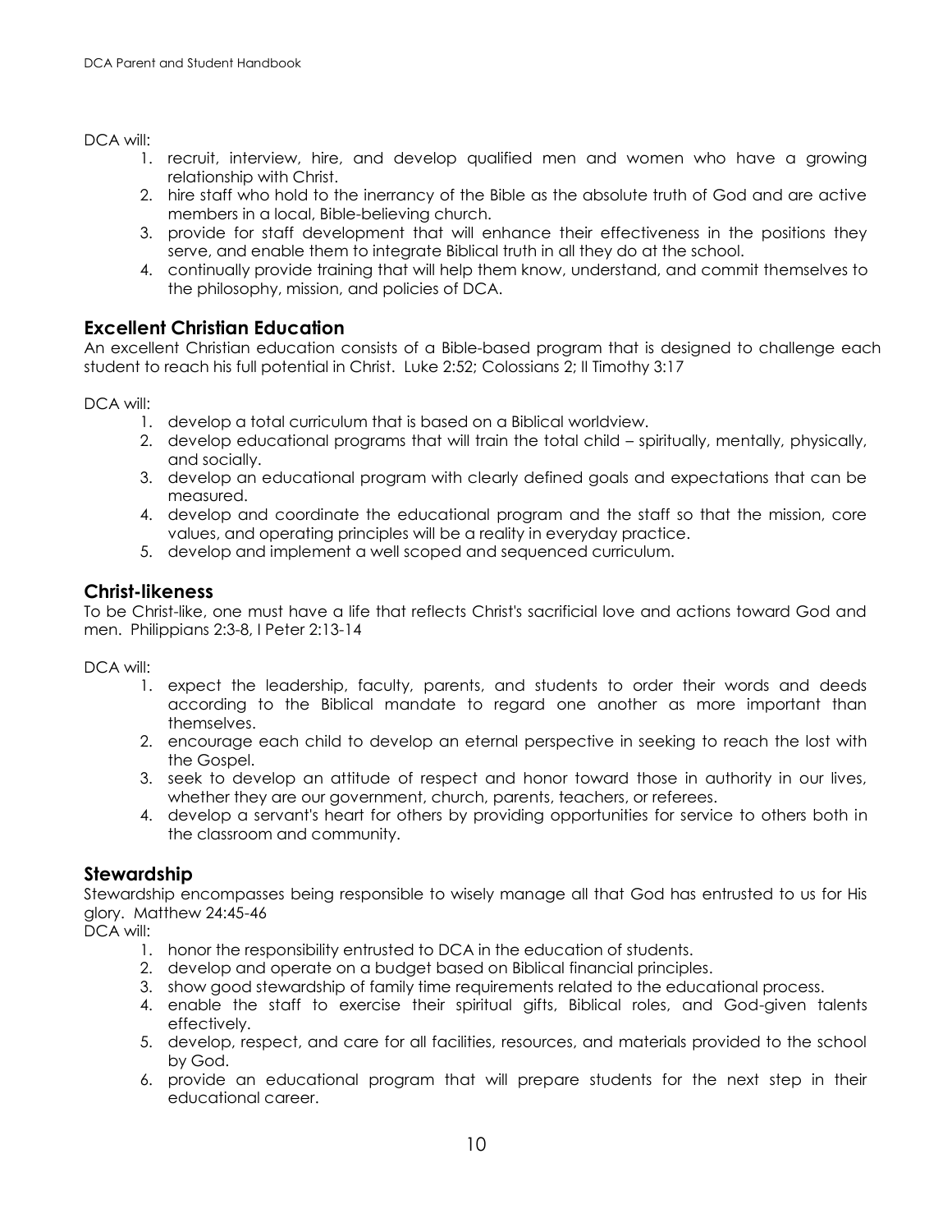DCA will:

1. recruit, interview, hire, and develop qualified men and women who have a growing relationship with Christ.
2. hire staff who hold to the inerrancy of the Bible as the absolute truth of God and are active members in a local, Bible-believing church.
3. provide for staff development that will enhance their effectiveness in the positions they serve, and enable them to integrate Biblical truth in all they do at the school.
4. continually provide training that will help them know, understand, and commit themselves to the philosophy, mission, and policies of DCA.

## Excellent Christian Education

An excellent Christian education consists of a Bible-based program that is designed to challenge each student to reach his full potential in Christ. Luke 2:52; Colossians 2; II Timothy 3:17

DCA will:

1. develop a total curriculum that is based on a Biblical worldview.
2. develop educational programs that will train the total child – spiritually, mentally, physically, and socially.
3. develop an educational program with clearly defined goals and expectations that can be measured.
4. develop and coordinate the educational program and the staff so that the mission, core values, and operating principles will be a reality in everyday practice.
5. develop and implement a well scoped and sequenced curriculum.

## Christ-likeness

To be Christ-like, one must have a life that reflects Christ's sacrificial love and actions toward God and men. Philippians 2:3-8, I Peter 2:13-14

DCA will:

1. expect the leadership, faculty, parents, and students to order their words and deeds according to the Biblical mandate to regard one another as more important than themselves.
2. encourage each child to develop an eternal perspective in seeking to reach the lost with the Gospel.
3. seek to develop an attitude of respect and honor toward those in authority in our lives, whether they are our government, church, parents, teachers, or referees.
4. develop a servant's heart for others by providing opportunities for service to others both in the classroom and community.

## Stewardship

Stewardship encompasses being responsible to wisely manage all that God has entrusted to us for His glory. Matthew 24:45-46

DCA will:

1. honor the responsibility entrusted to DCA in the education of students.
2. develop and operate on a budget based on Biblical financial principles.
3. show good stewardship of family time requirements related to the educational process.
4. enable the staff to exercise their spiritual gifts, Biblical roles, and God-given talents effectively.
5. develop, respect, and care for all facilities, resources, and materials provided to the school by God.
6. provide an educational program that will prepare students for the next step in their educational career.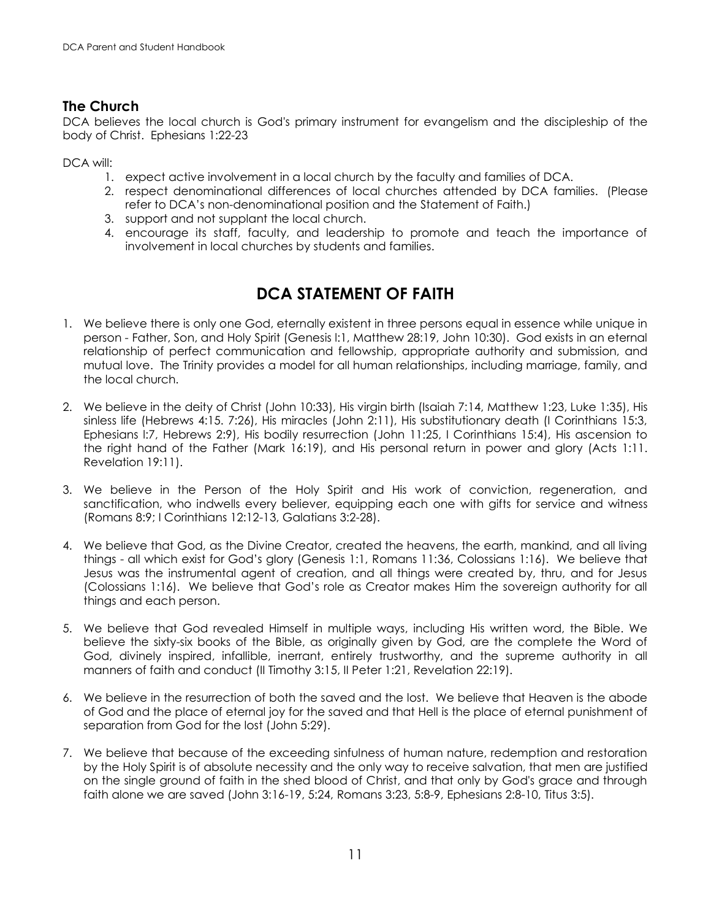## The Church

DCA believes the local church is God's primary instrument for evangelism and the discipleship of the body of Christ. Ephesians 1:22-23

DCA will:

1. expect active involvement in a local church by the faculty and families of DCA.
2. respect denominational differences of local churches attended by DCA families. (Please refer to DCA's non-denominational position and the Statement of Faith.)
3. support and not supplant the local church.
4. encourage its staff, faculty, and leadership to promote and teach the importance of involvement in local churches by students and families.

# DCA STATEMENT OF FAITH

1. We believe there is only one God, eternally existent in three persons equal in essence while unique in person - Father, Son, and Holy Spirit (Genesis l:1, Matthew 28:19, John 10:30). God exists in an eternal relationship of perfect communication and fellowship, appropriate authority and submission, and mutual love. The Trinity provides a model for all human relationships, including marriage, family, and the local church.

2. We believe in the deity of Christ (John 10:33), His virgin birth (Isaiah 7:14, Matthew 1:23, Luke 1:35), His sinless life (Hebrews 4:15. 7:26), His miracles (John 2:11), His substitutionary death (I Corinthians 15:3, Ephesians l:7, Hebrews 2:9), His bodily resurrection (John 11:25, I Corinthians 15:4), His ascension to the right hand of the Father (Mark 16:19), and His personal return in power and glory (Acts 1:11. Revelation 19:11).

3. We believe in the Person of the Holy Spirit and His work of conviction, regeneration, and sanctification, who indwells every believer, equipping each one with gifts for service and witness (Romans 8:9; I Corinthians 12:12-13, Galatians 3:2-28).

4. We believe that God, as the Divine Creator, created the heavens, the earth, mankind, and all living things - all which exist for God's glory (Genesis 1:1, Romans 11:36, Colossians 1:16). We believe that Jesus was the instrumental agent of creation, and all things were created by, thru, and for Jesus (Colossians 1:16). We believe that God's role as Creator makes Him the sovereign authority for all things and each person.

5. We believe that God revealed Himself in multiple ways, including His written word, the Bible. We believe the sixty-six books of the Bible, as originally given by God, are the complete the Word of God, divinely inspired, infallible, inerrant, entirely trustworthy, and the supreme authority in all manners of faith and conduct (II Timothy 3:15, II Peter 1:21, Revelation 22:19).

6. We believe in the resurrection of both the saved and the lost. We believe that Heaven is the abode of God and the place of eternal joy for the saved and that Hell is the place of eternal punishment of separation from God for the lost (John 5:29).

7. We believe that because of the exceeding sinfulness of human nature, redemption and restoration by the Holy Spirit is of absolute necessity and the only way to receive salvation, that men are justified on the single ground of faith in the shed blood of Christ, and that only by God's grace and through faith alone we are saved (John 3:16-19, 5:24, Romans 3:23, 5:8-9, Ephesians 2:8-10, Titus 3:5).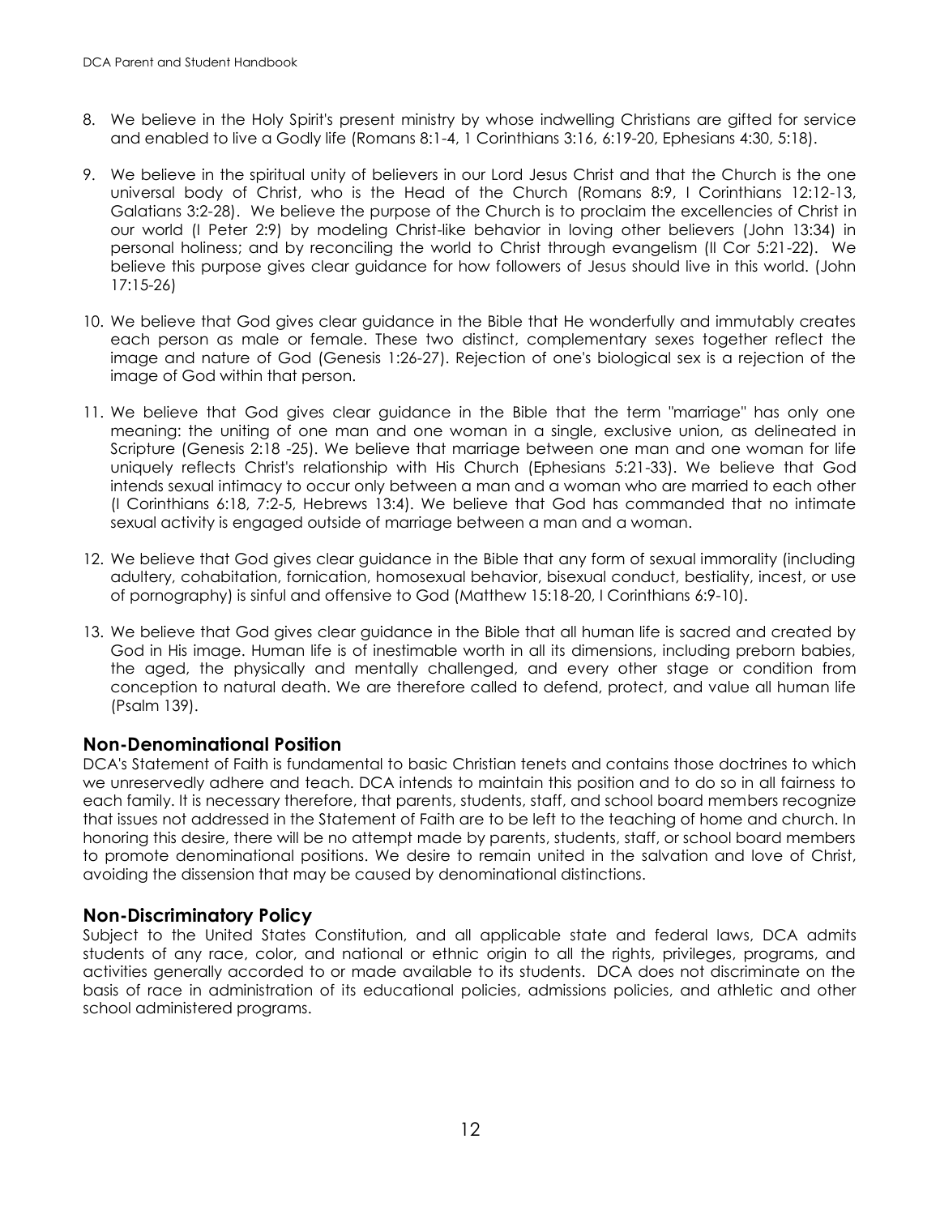8. We believe in the Holy Spirit's present ministry by whose indwelling Christians are gifted for service and enabled to live a Godly life (Romans 8:1-4, 1 Corinthians 3:16, 6:19-20, Ephesians 4:30, 5:18).

9. We believe in the spiritual unity of believers in our Lord Jesus Christ and that the Church is the one universal body of Christ, who is the Head of the Church (Romans 8:9, I Corinthians 12:12-13, Galatians 3:2-28). We believe the purpose of the Church is to proclaim the excellencies of Christ in our world (I Peter 2:9) by modeling Christ-like behavior in loving other believers (John 13:34) in personal holiness; and by reconciling the world to Christ through evangelism (II Cor 5:21-22). We believe this purpose gives clear guidance for how followers of Jesus should live in this world. (John 17:15-26)

10. We believe that God gives clear guidance in the Bible that He wonderfully and immutably creates each person as male or female. These two distinct, complementary sexes together reflect the image and nature of God (Genesis 1:26-27). Rejection of one's biological sex is a rejection of the image of God within that person.

11. We believe that God gives clear guidance in the Bible that the term "marriage" has only one meaning: the uniting of one man and one woman in a single, exclusive union, as delineated in Scripture (Genesis 2:18 -25). We believe that marriage between one man and one woman for life uniquely reflects Christ's relationship with His Church (Ephesians 5:21-33). We believe that God intends sexual intimacy to occur only between a man and a woman who are married to each other (I Corinthians 6:18, 7:2-5, Hebrews 13:4). We believe that God has commanded that no intimate sexual activity is engaged outside of marriage between a man and a woman.

12. We believe that God gives clear guidance in the Bible that any form of sexual immorality (including adultery, cohabitation, fornication, homosexual behavior, bisexual conduct, bestiality, incest, or use of pornography) is sinful and offensive to God (Matthew 15:18-20, I Corinthians 6:9-10).

13. We believe that God gives clear guidance in the Bible that all human life is sacred and created by God in His image. Human life is of inestimable worth in all its dimensions, including preborn babies, the aged, the physically and mentally challenged, and every other stage or condition from conception to natural death. We are therefore called to defend, protect, and value all human life (Psalm 139).

## Non-Denominational Position

DCA's Statement of Faith is fundamental to basic Christian tenets and contains those doctrines to which we unreservedly adhere and teach. DCA intends to maintain this position and to do so in all fairness to each family. It is necessary therefore, that parents, students, staff, and school board members recognize that issues not addressed in the Statement of Faith are to be left to the teaching of home and church. In honoring this desire, there will be no attempt made by parents, students, staff, or school board members to promote denominational positions. We desire to remain united in the salvation and love of Christ, avoiding the dissension that may be caused by denominational distinctions.

## Non-Discriminatory Policy

Subject to the United States Constitution, and all applicable state and federal laws, DCA admits students of any race, color, and national or ethnic origin to all the rights, privileges, programs, and activities generally accorded to or made available to its students. DCA does not discriminate on the basis of race in administration of its educational policies, admissions policies, and athletic and other school administered programs.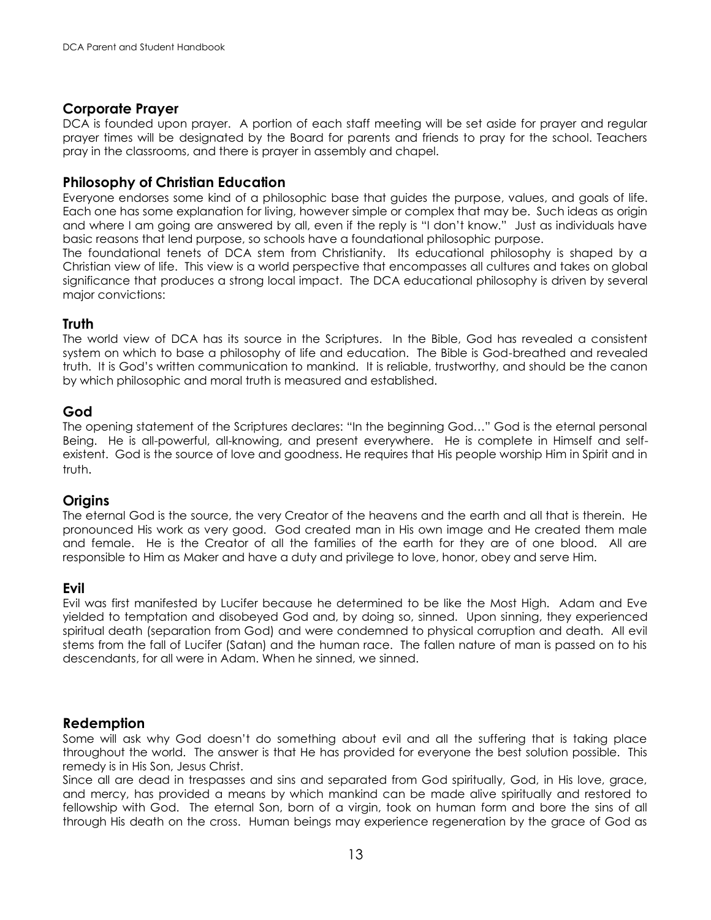## Corporate Prayer

DCA is founded upon prayer. A portion of each staff meeting will be set aside for prayer and regular prayer times will be designated by the Board for parents and friends to pray for the school. Teachers pray in the classrooms, and there is prayer in assembly and chapel.

## Philosophy of Christian Education

Everyone endorses some kind of a philosophic base that guides the purpose, values, and goals of life. Each one has some explanation for living, however simple or complex that may be. Such ideas as origin and where I am going are answered by all, even if the reply is "I don't know." Just as individuals have basic reasons that lend purpose, so schools have a foundational philosophic purpose.

The foundational tenets of DCA stem from Christianity. Its educational philosophy is shaped by a Christian view of life. This view is a world perspective that encompasses all cultures and takes on global significance that produces a strong local impact. The DCA educational philosophy is driven by several major convictions:

## Truth

The world view of DCA has its source in the Scriptures. In the Bible, God has revealed a consistent system on which to base a philosophy of life and education. The Bible is God-breathed and revealed truth. It is God's written communication to mankind. It is reliable, trustworthy, and should be the canon by which philosophic and moral truth is measured and established.

## God

The opening statement of the Scriptures declares: "In the beginning God…" God is the eternal personal Being. He is all-powerful, all-knowing, and present everywhere. He is complete in Himself and self-existent. God is the source of love and goodness. He requires that His people worship Him in Spirit and in truth.

## Origins

The eternal God is the source, the very Creator of the heavens and the earth and all that is therein. He pronounced His work as very good. God created man in His own image and He created them male and female. He is the Creator of all the families of the earth for they are of one blood. All are responsible to Him as Maker and have a duty and privilege to love, honor, obey and serve Him.

## Evil

Evil was first manifested by Lucifer because he determined to be like the Most High. Adam and Eve yielded to temptation and disobeyed God and, by doing so, sinned. Upon sinning, they experienced spiritual death (separation from God) and were condemned to physical corruption and death. All evil stems from the fall of Lucifer (Satan) and the human race. The fallen nature of man is passed on to his descendants, for all were in Adam. When he sinned, we sinned.

## Redemption

Some will ask why God doesn't do something about evil and all the suffering that is taking place throughout the world. The answer is that He has provided for everyone the best solution possible. This remedy is in His Son, Jesus Christ.

Since all are dead in trespasses and sins and separated from God spiritually, God, in His love, grace, and mercy, has provided a means by which mankind can be made alive spiritually and restored to fellowship with God. The eternal Son, born of a virgin, took on human form and bore the sins of all through His death on the cross. Human beings may experience regeneration by the grace of God as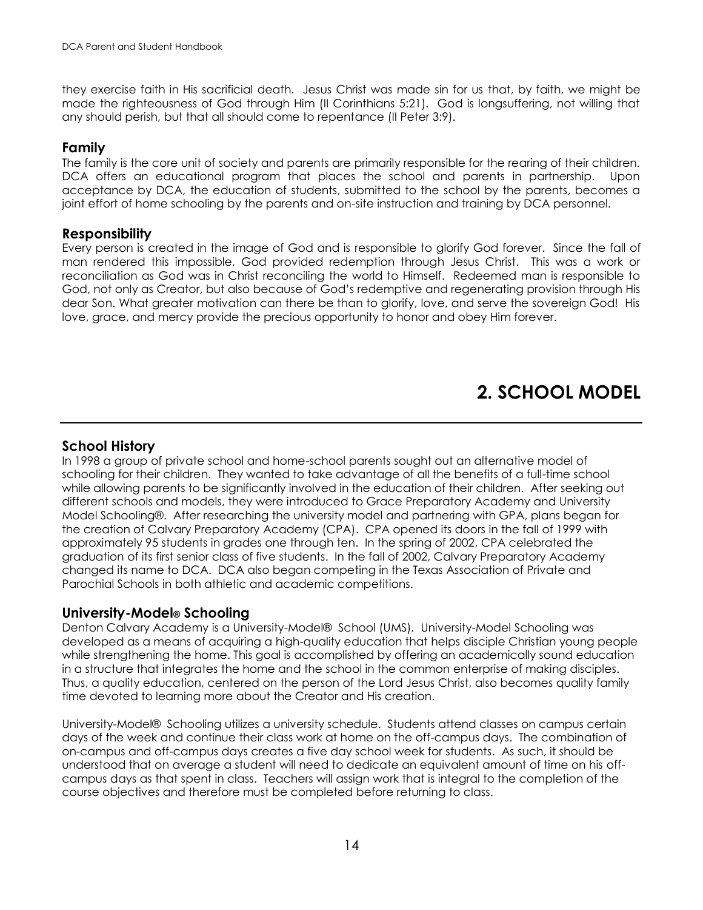they exercise faith in His sacrificial death. Jesus Christ was made sin for us that, by faith, we might be made the righteousness of God through Him (II Corinthians 5:21). God is longsuffering, not willing that any should perish, but that all should come to repentance (II Peter 3:9).

### Family

The family is the core unit of society and parents are primarily responsible for the rearing of their children. DCA offers an educational program that places the school and parents in partnership. Upon acceptance by DCA, the education of students, submitted to the school by the parents, becomes a joint effort of home schooling by the parents and on-site instruction and training by DCA personnel.

### Responsibility

Every person is created in the image of God and is responsible to glorify God forever. Since the fall of man rendered this impossible, God provided redemption through Jesus Christ. This was a work or reconciliation as God was in Christ reconciling the world to Himself. Redeemed man is responsible to God, not only as Creator, but also because of God's redemptive and regenerating provision through His dear Son. What greater motivation can there be than to glorify, love, and serve the sovereign God! His love, grace, and mercy provide the precious opportunity to honor and obey Him forever.

# 2. SCHOOL MODEL

### School History

In 1998 a group of private school and home-school parents sought out an alternative model of schooling for their children. They wanted to take advantage of all the benefits of a full-time school while allowing parents to be significantly involved in the education of their children. After seeking out different schools and models, they were introduced to Grace Preparatory Academy and University Model Schooling®. After researching the university model and partnering with GPA, plans began for the creation of Calvary Preparatory Academy (CPA). CPA opened its doors in the fall of 1999 with approximately 95 students in grades one through ten. In the spring of 2002, CPA celebrated the graduation of its first senior class of five students. In the fall of 2002, Calvary Preparatory Academy changed its name to DCA. DCA also began competing in the Texas Association of Private and Parochial Schools in both athletic and academic competitions.

### University-Model® Schooling

Denton Calvary Academy is a University-Model® School (UMS). University-Model Schooling was developed as a means of acquiring a high-quality education that helps disciple Christian young people while strengthening the home. This goal is accomplished by offering an academically sound education in a structure that integrates the home and the school in the common enterprise of making disciples. Thus, a quality education, centered on the person of the Lord Jesus Christ, also becomes quality family time devoted to learning more about the Creator and His creation.

University-Model® Schooling utilizes a university schedule. Students attend classes on campus certain days of the week and continue their class work at home on the off-campus days. The combination of on-campus and off-campus days creates a five day school week for students. As such, it should be understood that on average a student will need to dedicate an equivalent amount of time on his off-campus days as that spent in class. Teachers will assign work that is integral to the completion of the course objectives and therefore must be completed before returning to class.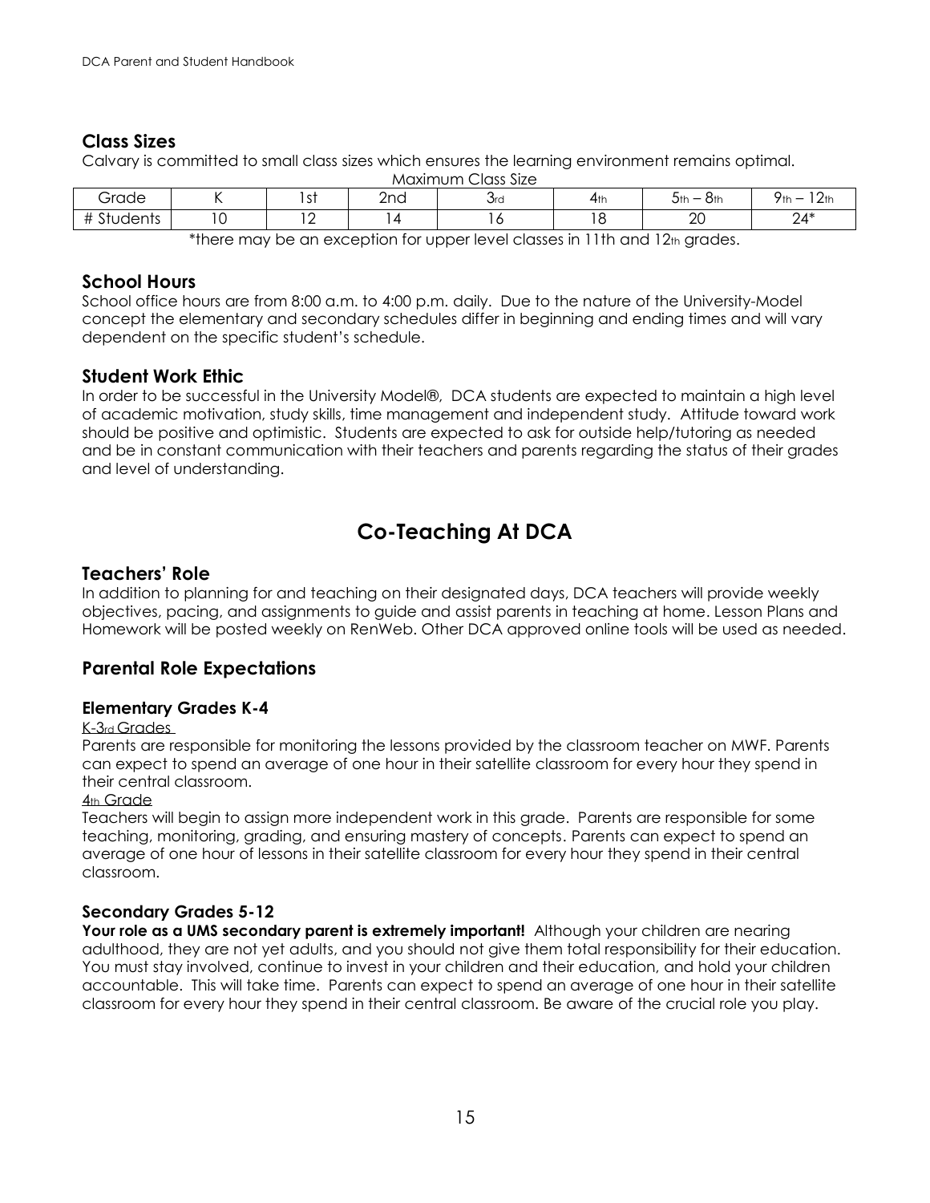## Class Sizes

Calvary is committed to small class sizes which ensures the learning environment remains optimal.

Maximum Class Size

| Grade | K | 1st | 2nd | 3rd | 4th | 5th – 8th | 9th – 12th |
|---|---|---|---|---|---|---|---|
| # Students | 10 | 12 | 14 | 16 | 18 | 20 | 24* |

*there may be an exception for upper level classes in 11th and 12th grades.

## School Hours

School office hours are from 8:00 a.m. to 4:00 p.m. daily. Due to the nature of the University-Model concept the elementary and secondary schedules differ in beginning and ending times and will vary dependent on the specific student's schedule.

## Student Work Ethic

In order to be successful in the University Model®, DCA students are expected to maintain a high level of academic motivation, study skills, time management and independent study. Attitude toward work should be positive and optimistic. Students are expected to ask for outside help/tutoring as needed and be in constant communication with their teachers and parents regarding the status of their grades and level of understanding.

# Co-Teaching At DCA

## Teachers' Role

In addition to planning for and teaching on their designated days, DCA teachers will provide weekly objectives, pacing, and assignments to guide and assist parents in teaching at home. Lesson Plans and Homework will be posted weekly on RenWeb. Other DCA approved online tools will be used as needed.

## Parental Role Expectations

### Elementary Grades K-4

K-3rd Grades

Parents are responsible for monitoring the lessons provided by the classroom teacher on MWF. Parents can expect to spend an average of one hour in their satellite classroom for every hour they spend in their central classroom.

4th Grade

Teachers will begin to assign more independent work in this grade. Parents are responsible for some teaching, monitoring, grading, and ensuring mastery of concepts. Parents can expect to spend an average of one hour of lessons in their satellite classroom for every hour they spend in their central classroom.

### Secondary Grades 5-12

**Your role as a UMS secondary parent is extremely important!** Although your children are nearing adulthood, they are not yet adults, and you should not give them total responsibility for their education. You must stay involved, continue to invest in your children and their education, and hold your children accountable. This will take time. Parents can expect to spend an average of one hour in their satellite classroom for every hour they spend in their central classroom. Be aware of the crucial role you play.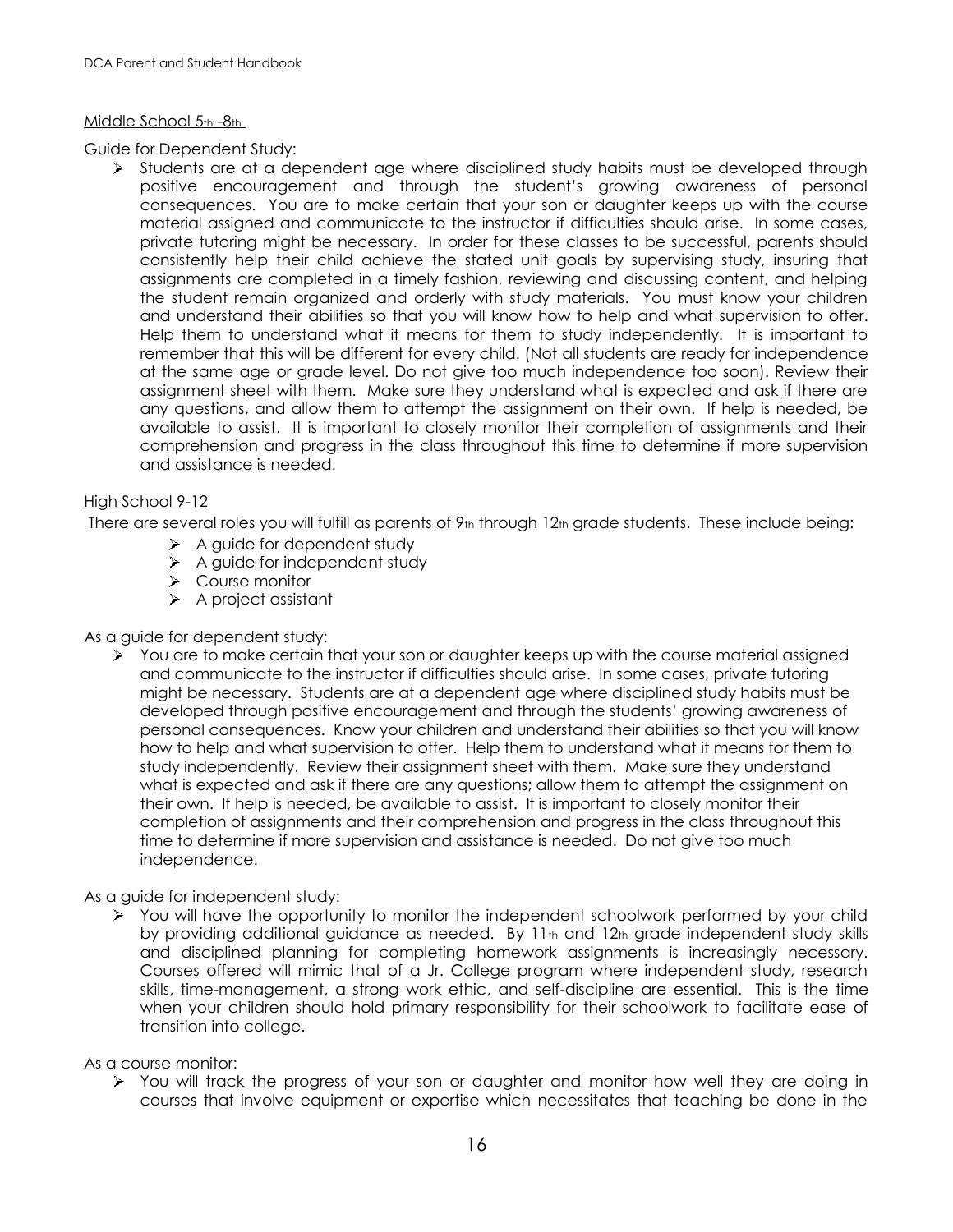Middle School 5th -8th

Guide for Dependent Study:

- Students are at a dependent age where disciplined study habits must be developed through positive encouragement and through the student's growing awareness of personal consequences. You are to make certain that your son or daughter keeps up with the course material assigned and communicate to the instructor if difficulties should arise. In some cases, private tutoring might be necessary. In order for these classes to be successful, parents should consistently help their child achieve the stated unit goals by supervising study, insuring that assignments are completed in a timely fashion, reviewing and discussing content, and helping the student remain organized and orderly with study materials. You must know your children and understand their abilities so that you will know how to help and what supervision to offer. Help them to understand what it means for them to study independently. It is important to remember that this will be different for every child. (Not all students are ready for independence at the same age or grade level. Do not give too much independence too soon). Review their assignment sheet with them. Make sure they understand what is expected and ask if there are any questions, and allow them to attempt the assignment on their own. If help is needed, be available to assist. It is important to closely monitor their completion of assignments and their comprehension and progress in the class throughout this time to determine if more supervision and assistance is needed.

High School 9-12

There are several roles you will fulfill as parents of 9th through 12th grade students. These include being:

- A guide for dependent study
- A guide for independent study
- Course monitor
- A project assistant

As a guide for dependent study:

- You are to make certain that your son or daughter keeps up with the course material assigned and communicate to the instructor if difficulties should arise. In some cases, private tutoring might be necessary. Students are at a dependent age where disciplined study habits must be developed through positive encouragement and through the students' growing awareness of personal consequences. Know your children and understand their abilities so that you will know how to help and what supervision to offer. Help them to understand what it means for them to study independently. Review their assignment sheet with them. Make sure they understand what is expected and ask if there are any questions; allow them to attempt the assignment on their own. If help is needed, be available to assist. It is important to closely monitor their completion of assignments and their comprehension and progress in the class throughout this time to determine if more supervision and assistance is needed. Do not give too much independence.

As a guide for independent study:

- You will have the opportunity to monitor the independent schoolwork performed by your child by providing additional guidance as needed. By 11th and 12th grade independent study skills and disciplined planning for completing homework assignments is increasingly necessary. Courses offered will mimic that of a Jr. College program where independent study, research skills, time-management, a strong work ethic, and self-discipline are essential. This is the time when your children should hold primary responsibility for their schoolwork to facilitate ease of transition into college.

As a course monitor:

- You will track the progress of your son or daughter and monitor how well they are doing in courses that involve equipment or expertise which necessitates that teaching be done in the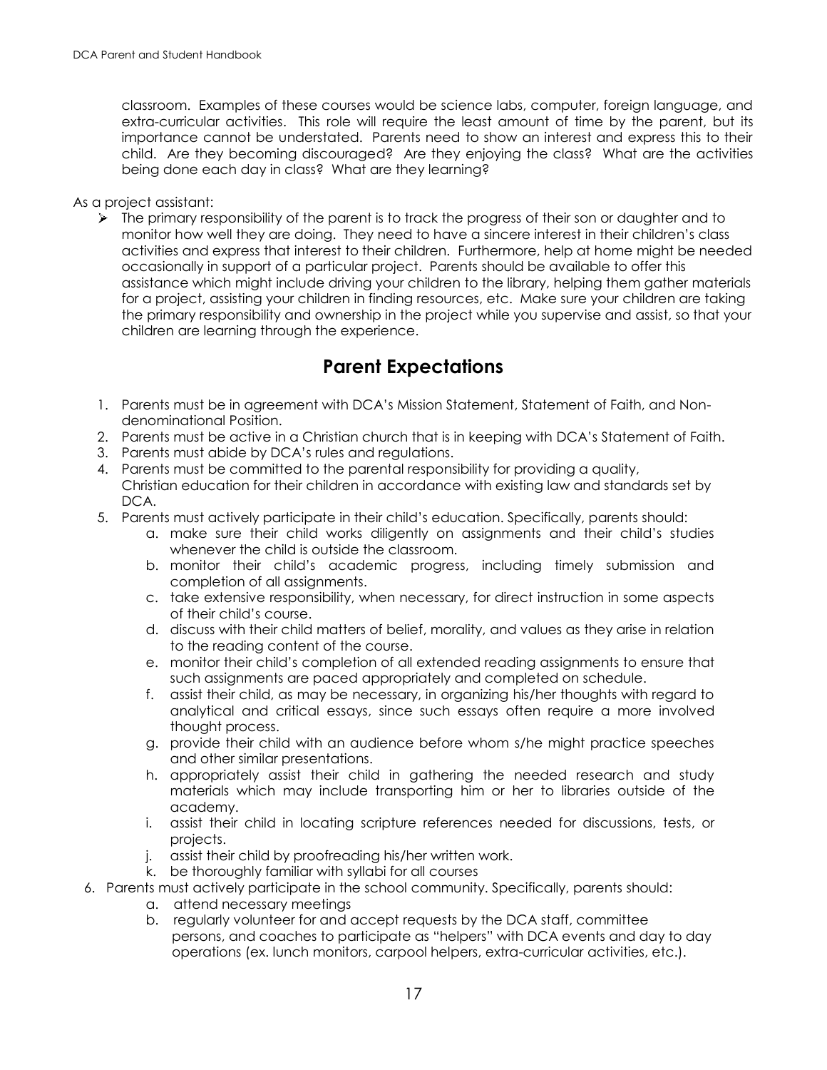classroom. Examples of these courses would be science labs, computer, foreign language, and extra-curricular activities. This role will require the least amount of time by the parent, but its importance cannot be understated. Parents need to show an interest and express this to their child. Are they becoming discouraged? Are they enjoying the class? What are the activities being done each day in class? What are they learning?

As a project assistant:

- The primary responsibility of the parent is to track the progress of their son or daughter and to monitor how well they are doing. They need to have a sincere interest in their children's class activities and express that interest to their children. Furthermore, help at home might be needed occasionally in support of a particular project. Parents should be available to offer this assistance which might include driving your children to the library, helping them gather materials for a project, assisting your children in finding resources, etc. Make sure your children are taking the primary responsibility and ownership in the project while you supervise and assist, so that your children are learning through the experience.

## Parent Expectations

1. Parents must be in agreement with DCA's Mission Statement, Statement of Faith, and Non-denominational Position.
2. Parents must be active in a Christian church that is in keeping with DCA's Statement of Faith.
3. Parents must abide by DCA's rules and regulations.
4. Parents must be committed to the parental responsibility for providing a quality, Christian education for their children in accordance with existing law and standards set by DCA.
5. Parents must actively participate in their child's education. Specifically, parents should:
   a. make sure their child works diligently on assignments and their child's studies whenever the child is outside the classroom.
   b. monitor their child's academic progress, including timely submission and completion of all assignments.
   c. take extensive responsibility, when necessary, for direct instruction in some aspects of their child's course.
   d. discuss with their child matters of belief, morality, and values as they arise in relation to the reading content of the course.
   e. monitor their child's completion of all extended reading assignments to ensure that such assignments are paced appropriately and completed on schedule.
   f. assist their child, as may be necessary, in organizing his/her thoughts with regard to analytical and critical essays, since such essays often require a more involved thought process.
   g. provide their child with an audience before whom s/he might practice speeches and other similar presentations.
   h. appropriately assist their child in gathering the needed research and study materials which may include transporting him or her to libraries outside of the academy.
   i. assist their child in locating scripture references needed for discussions, tests, or projects.
   j. assist their child by proofreading his/her written work.
   k. be thoroughly familiar with syllabi for all courses
6. Parents must actively participate in the school community. Specifically, parents should:
   a. attend necessary meetings
   b. regularly volunteer for and accept requests by the DCA staff, committee persons, and coaches to participate as "helpers" with DCA events and day to day operations (ex. lunch monitors, carpool helpers, extra-curricular activities, etc.).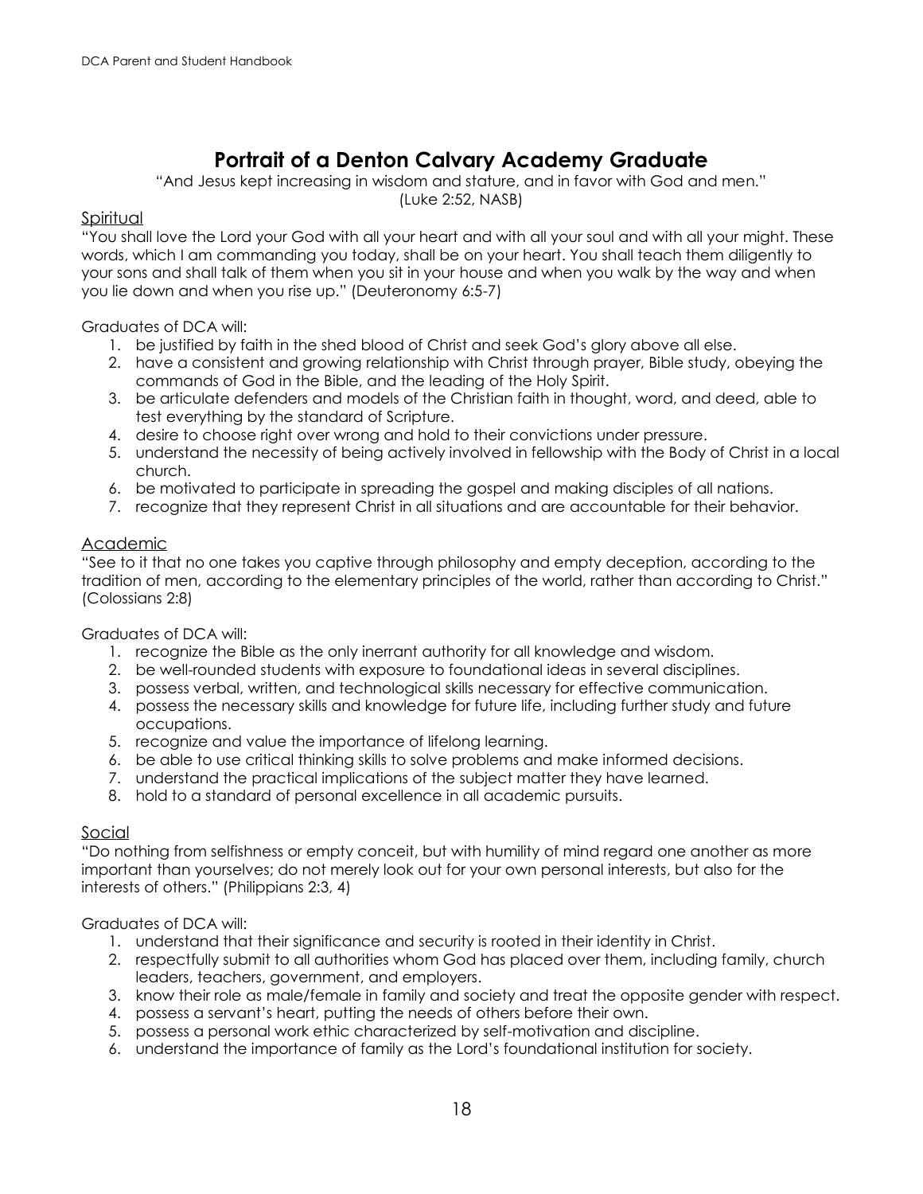# Portrait of a Denton Calvary Academy Graduate

"And Jesus kept increasing in wisdom and stature, and in favor with God and men."
(Luke 2:52, NASB)

## Spiritual

"You shall love the Lord your God with all your heart and with all your soul and with all your might. These words, which I am commanding you today, shall be on your heart. You shall teach them diligently to your sons and shall talk of them when you sit in your house and when you walk by the way and when you lie down and when you rise up." (Deuteronomy 6:5-7)

Graduates of DCA will:

1. be justified by faith in the shed blood of Christ and seek God's glory above all else.
2. have a consistent and growing relationship with Christ through prayer, Bible study, obeying the commands of God in the Bible, and the leading of the Holy Spirit.
3. be articulate defenders and models of the Christian faith in thought, word, and deed, able to test everything by the standard of Scripture.
4. desire to choose right over wrong and hold to their convictions under pressure.
5. understand the necessity of being actively involved in fellowship with the Body of Christ in a local church.
6. be motivated to participate in spreading the gospel and making disciples of all nations.
7. recognize that they represent Christ in all situations and are accountable for their behavior.

## Academic

"See to it that no one takes you captive through philosophy and empty deception, according to the tradition of men, according to the elementary principles of the world, rather than according to Christ." (Colossians 2:8)

Graduates of DCA will:

1. recognize the Bible as the only inerrant authority for all knowledge and wisdom.
2. be well-rounded students with exposure to foundational ideas in several disciplines.
3. possess verbal, written, and technological skills necessary for effective communication.
4. possess the necessary skills and knowledge for future life, including further study and future occupations.
5. recognize and value the importance of lifelong learning.
6. be able to use critical thinking skills to solve problems and make informed decisions.
7. understand the practical implications of the subject matter they have learned.
8. hold to a standard of personal excellence in all academic pursuits.

## Social

"Do nothing from selfishness or empty conceit, but with humility of mind regard one another as more important than yourselves; do not merely look out for your own personal interests, but also for the interests of others." (Philippians 2:3, 4)

Graduates of DCA will:

1. understand that their significance and security is rooted in their identity in Christ.
2. respectfully submit to all authorities whom God has placed over them, including family, church leaders, teachers, government, and employers.
3. know their role as male/female in family and society and treat the opposite gender with respect.
4. possess a servant's heart, putting the needs of others before their own.
5. possess a personal work ethic characterized by self-motivation and discipline.
6. understand the importance of family as the Lord's foundational institution for society.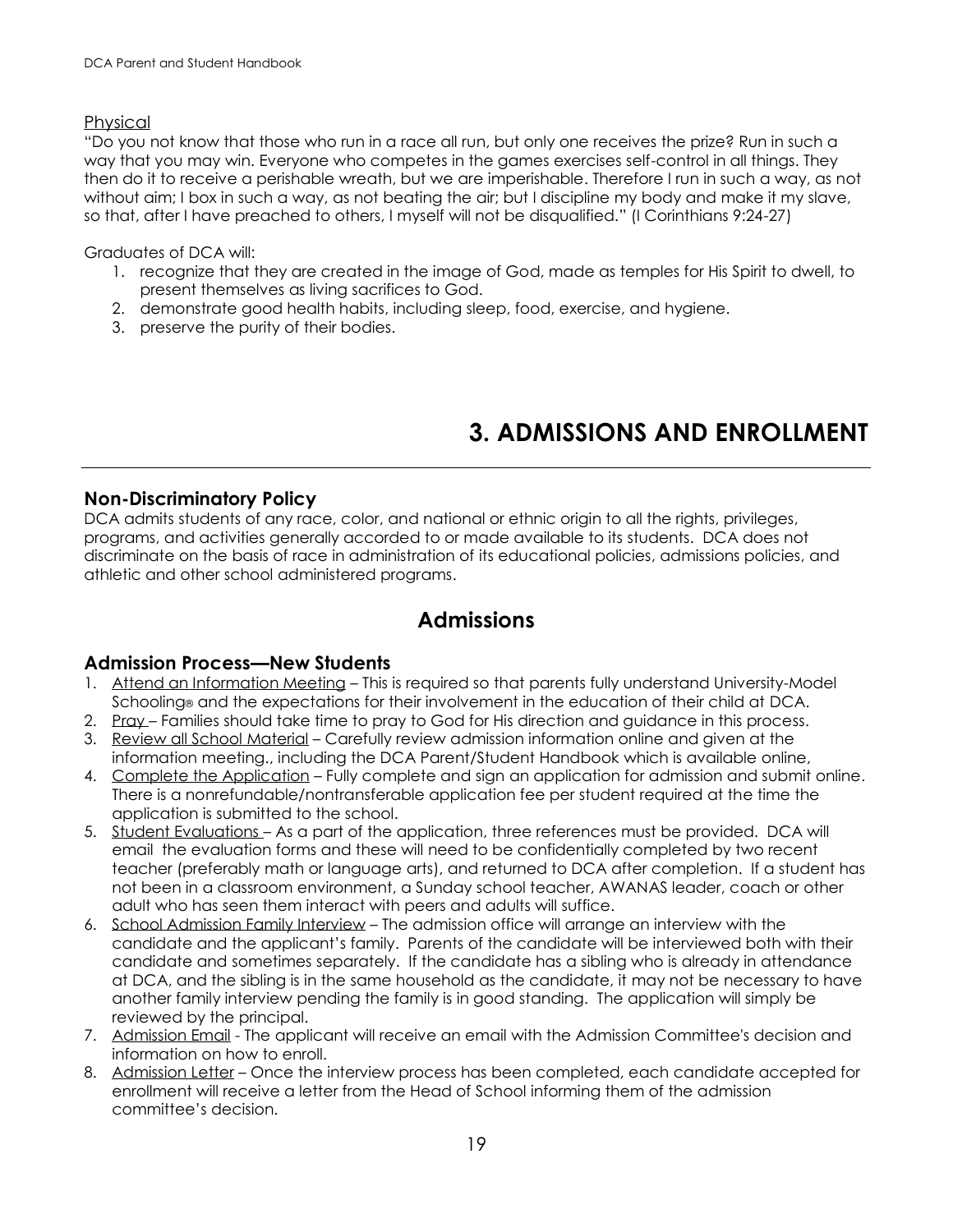Physical

"Do you not know that those who run in a race all run, but only one receives the prize? Run in such a way that you may win. Everyone who competes in the games exercises self-control in all things. They then do it to receive a perishable wreath, but we are imperishable. Therefore I run in such a way, as not without aim; I box in such a way, as not beating the air; but I discipline my body and make it my slave, so that, after I have preached to others, I myself will not be disqualified." (I Corinthians 9:24-27)

Graduates of DCA will:

1. recognize that they are created in the image of God, made as temples for His Spirit to dwell, to present themselves as living sacrifices to God.
2. demonstrate good health habits, including sleep, food, exercise, and hygiene.
3. preserve the purity of their bodies.

# 3. ADMISSIONS AND ENROLLMENT

### Non-Discriminatory Policy

DCA admits students of any race, color, and national or ethnic origin to all the rights, privileges, programs, and activities generally accorded to or made available to its students. DCA does not discriminate on the basis of race in administration of its educational policies, admissions policies, and athletic and other school administered programs.

## Admissions

### Admission Process—New Students

1. Attend an Information Meeting – This is required so that parents fully understand University-Model Schooling® and the expectations for their involvement in the education of their child at DCA.
2. Pray – Families should take time to pray to God for His direction and guidance in this process.
3. Review all School Material – Carefully review admission information online and given at the information meeting., including the DCA Parent/Student Handbook which is available online,
4. Complete the Application – Fully complete and sign an application for admission and submit online. There is a nonrefundable/nontransferable application fee per student required at the time the application is submitted to the school.
5. Student Evaluations – As a part of the application, three references must be provided. DCA will email the evaluation forms and these will need to be confidentially completed by two recent teacher (preferably math or language arts), and returned to DCA after completion. If a student has not been in a classroom environment, a Sunday school teacher, AWANAS leader, coach or other adult who has seen them interact with peers and adults will suffice.
6. School Admission Family Interview – The admission office will arrange an interview with the candidate and the applicant's family. Parents of the candidate will be interviewed both with their candidate and sometimes separately. If the candidate has a sibling who is already in attendance at DCA, and the sibling is in the same household as the candidate, it may not be necessary to have another family interview pending the family is in good standing. The application will simply be reviewed by the principal.
7. Admission Email - The applicant will receive an email with the Admission Committee's decision and information on how to enroll.
8. Admission Letter – Once the interview process has been completed, each candidate accepted for enrollment will receive a letter from the Head of School informing them of the admission committee's decision.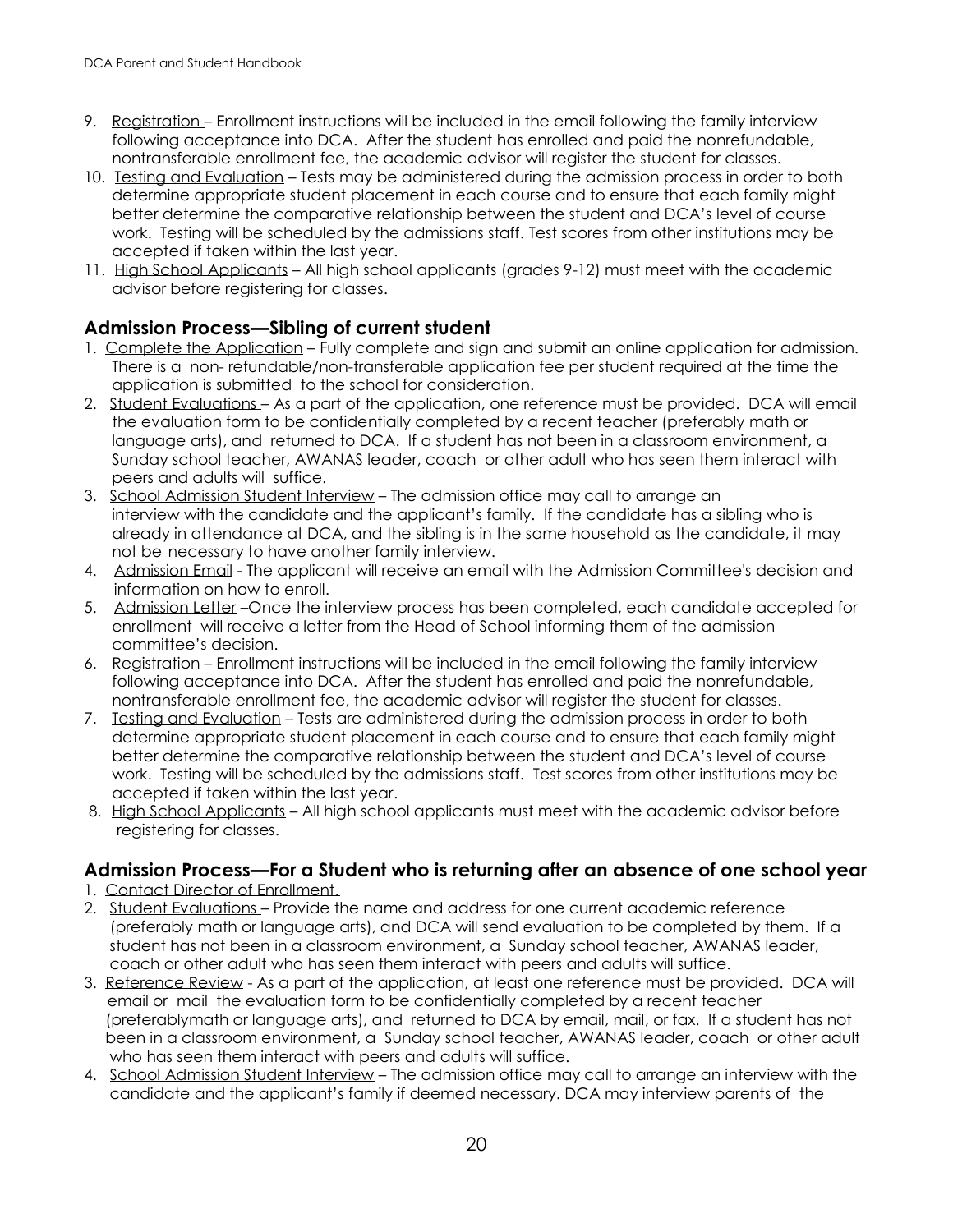9. Registration – Enrollment instructions will be included in the email following the family interview following acceptance into DCA. After the student has enrolled and paid the nonrefundable, nontransferable enrollment fee, the academic advisor will register the student for classes.
10. Testing and Evaluation – Tests may be administered during the admission process in order to both determine appropriate student placement in each course and to ensure that each family might better determine the comparative relationship between the student and DCA's level of course work. Testing will be scheduled by the admissions staff. Test scores from other institutions may be accepted if taken within the last year.
11. High School Applicants – All high school applicants (grades 9-12) must meet with the academic advisor before registering for classes.

## Admission Process—Sibling of current student

1. Complete the Application – Fully complete and sign and submit an online application for admission. There is a non- refundable/non-transferable application fee per student required at the time the application is submitted to the school for consideration.
2. Student Evaluations – As a part of the application, one reference must be provided. DCA will email the evaluation form to be confidentially completed by a recent teacher (preferably math or language arts), and returned to DCA. If a student has not been in a classroom environment, a Sunday school teacher, AWANAS leader, coach or other adult who has seen them interact with peers and adults will suffice.
3. School Admission Student Interview – The admission office may call to arrange an interview with the candidate and the applicant's family. If the candidate has a sibling who is already in attendance at DCA, and the sibling is in the same household as the candidate, it may not be necessary to have another family interview.
4. Admission Email - The applicant will receive an email with the Admission Committee's decision and information on how to enroll.
5. Admission Letter –Once the interview process has been completed, each candidate accepted for enrollment will receive a letter from the Head of School informing them of the admission committee's decision.
6. Registration – Enrollment instructions will be included in the email following the family interview following acceptance into DCA. After the student has enrolled and paid the nonrefundable, nontransferable enrollment fee, the academic advisor will register the student for classes.
7. Testing and Evaluation – Tests are administered during the admission process in order to both determine appropriate student placement in each course and to ensure that each family might better determine the comparative relationship between the student and DCA's level of course work. Testing will be scheduled by the admissions staff. Test scores from other institutions may be accepted if taken within the last year.
8. High School Applicants – All high school applicants must meet with the academic advisor before registering for classes.

## Admission Process—For a Student who is returning after an absence of one school year

1. Contact Director of Enrollment.
2. Student Evaluations – Provide the name and address for one current academic reference (preferably math or language arts), and DCA will send evaluation to be completed by them. If a student has not been in a classroom environment, a Sunday school teacher, AWANAS leader, coach or other adult who has seen them interact with peers and adults will suffice.
3. Reference Review - As a part of the application, at least one reference must be provided. DCA will email or mail the evaluation form to be confidentially completed by a recent teacher (preferablymath or language arts), and returned to DCA by email, mail, or fax. If a student has not been in a classroom environment, a Sunday school teacher, AWANAS leader, coach or other adult who has seen them interact with peers and adults will suffice.
4. School Admission Student Interview – The admission office may call to arrange an interview with the candidate and the applicant's family if deemed necessary. DCA may interview parents of the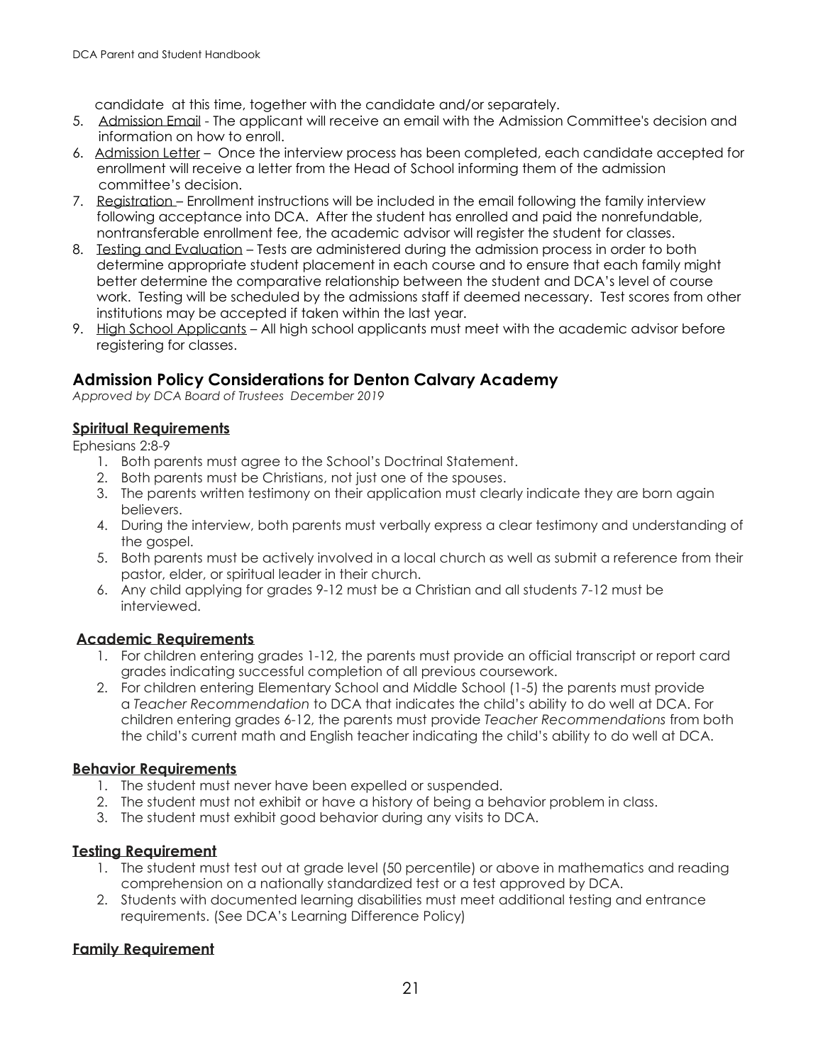candidate at this time, together with the candidate and/or separately.

5. Admission Email - The applicant will receive an email with the Admission Committee's decision and information on how to enroll.
6. Admission Letter – Once the interview process has been completed, each candidate accepted for enrollment will receive a letter from the Head of School informing them of the admission committee's decision.
7. Registration – Enrollment instructions will be included in the email following the family interview following acceptance into DCA. After the student has enrolled and paid the nonrefundable, nontransferable enrollment fee, the academic advisor will register the student for classes.
8. Testing and Evaluation – Tests are administered during the admission process in order to both determine appropriate student placement in each course and to ensure that each family might better determine the comparative relationship between the student and DCA's level of course work. Testing will be scheduled by the admissions staff if deemed necessary. Test scores from other institutions may be accepted if taken within the last year.
9. High School Applicants – All high school applicants must meet with the academic advisor before registering for classes.

## Admission Policy Considerations for Denton Calvary Academy

*Approved by DCA Board of Trustees December 2019*

### Spiritual Requirements

Ephesians 2:8-9

1. Both parents must agree to the School's Doctrinal Statement.
2. Both parents must be Christians, not just one of the spouses.
3. The parents written testimony on their application must clearly indicate they are born again believers.
4. During the interview, both parents must verbally express a clear testimony and understanding of the gospel.
5. Both parents must be actively involved in a local church as well as submit a reference from their pastor, elder, or spiritual leader in their church.
6. Any child applying for grades 9-12 must be a Christian and all students 7-12 must be interviewed.

### Academic Requirements

1. For children entering grades 1-12, the parents must provide an official transcript or report card grades indicating successful completion of all previous coursework.
2. For children entering Elementary School and Middle School (1-5) the parents must provide a *Teacher Recommendation* to DCA that indicates the child's ability to do well at DCA. For children entering grades 6-12, the parents must provide *Teacher Recommendations* from both the child's current math and English teacher indicating the child's ability to do well at DCA.

### Behavior Requirements

1. The student must never have been expelled or suspended.
2. The student must not exhibit or have a history of being a behavior problem in class.
3. The student must exhibit good behavior during any visits to DCA.

### Testing Requirement

1. The student must test out at grade level (50 percentile) or above in mathematics and reading comprehension on a nationally standardized test or a test approved by DCA.
2. Students with documented learning disabilities must meet additional testing and entrance requirements. (See DCA's Learning Difference Policy)

### Family Requirement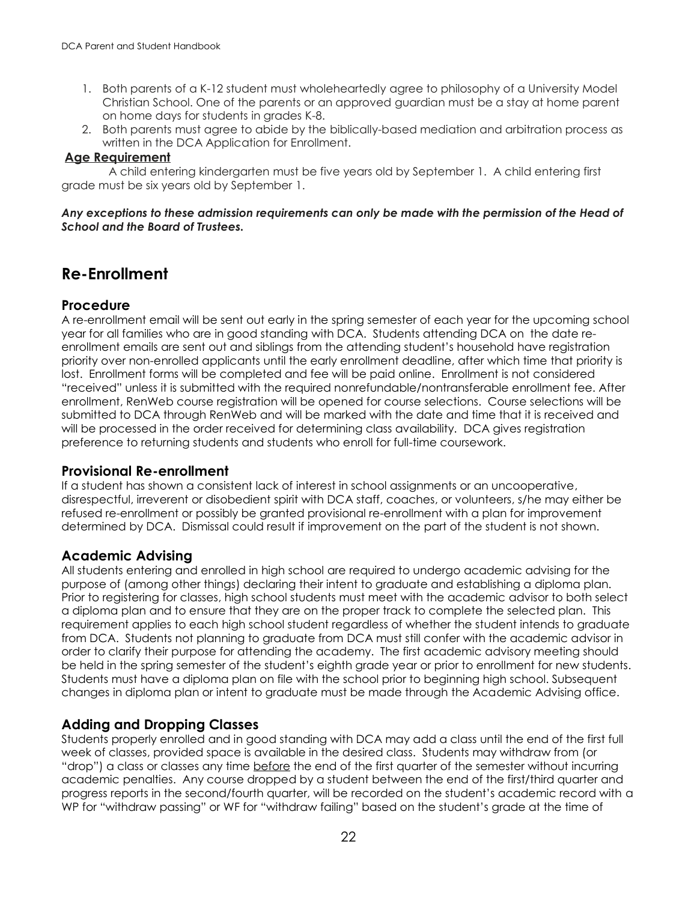1. Both parents of a K-12 student must wholeheartedly agree to philosophy of a University Model Christian School. One of the parents or an approved guardian must be a stay at home parent on home days for students in grades K-8.
2. Both parents must agree to abide by the biblically-based mediation and arbitration process as written in the DCA Application for Enrollment.

**Age Requirement**

A child entering kindergarten must be five years old by September 1. A child entering first grade must be six years old by September 1.

***Any exceptions to these admission requirements can only be made with the permission of the Head of School and the Board of Trustees.***

# Re-Enrollment

## Procedure

A re-enrollment email will be sent out early in the spring semester of each year for the upcoming school year for all families who are in good standing with DCA. Students attending DCA on the date re-enrollment emails are sent out and siblings from the attending student's household have registration priority over non-enrolled applicants until the early enrollment deadline, after which time that priority is lost. Enrollment forms will be completed and fee will be paid online. Enrollment is not considered "received" unless it is submitted with the required nonrefundable/nontransferable enrollment fee. After enrollment, RenWeb course registration will be opened for course selections. Course selections will be submitted to DCA through RenWeb and will be marked with the date and time that it is received and will be processed in the order received for determining class availability. DCA gives registration preference to returning students and students who enroll for full-time coursework.

## Provisional Re-enrollment

If a student has shown a consistent lack of interest in school assignments or an uncooperative, disrespectful, irreverent or disobedient spirit with DCA staff, coaches, or volunteers, s/he may either be refused re-enrollment or possibly be granted provisional re-enrollment with a plan for improvement determined by DCA. Dismissal could result if improvement on the part of the student is not shown.

## Academic Advising

All students entering and enrolled in high school are required to undergo academic advising for the purpose of (among other things) declaring their intent to graduate and establishing a diploma plan. Prior to registering for classes, high school students must meet with the academic advisor to both select a diploma plan and to ensure that they are on the proper track to complete the selected plan. This requirement applies to each high school student regardless of whether the student intends to graduate from DCA. Students not planning to graduate from DCA must still confer with the academic advisor in order to clarify their purpose for attending the academy. The first academic advisory meeting should be held in the spring semester of the student's eighth grade year or prior to enrollment for new students. Students must have a diploma plan on file with the school prior to beginning high school. Subsequent changes in diploma plan or intent to graduate must be made through the Academic Advising office.

## Adding and Dropping Classes

Students properly enrolled and in good standing with DCA may add a class until the end of the first full week of classes, provided space is available in the desired class. Students may withdraw from (or "drop") a class or classes any time before the end of the first quarter of the semester without incurring academic penalties. Any course dropped by a student between the end of the first/third quarter and progress reports in the second/fourth quarter, will be recorded on the student's academic record with a WP for "withdraw passing" or WF for "withdraw failing" based on the student's grade at the time of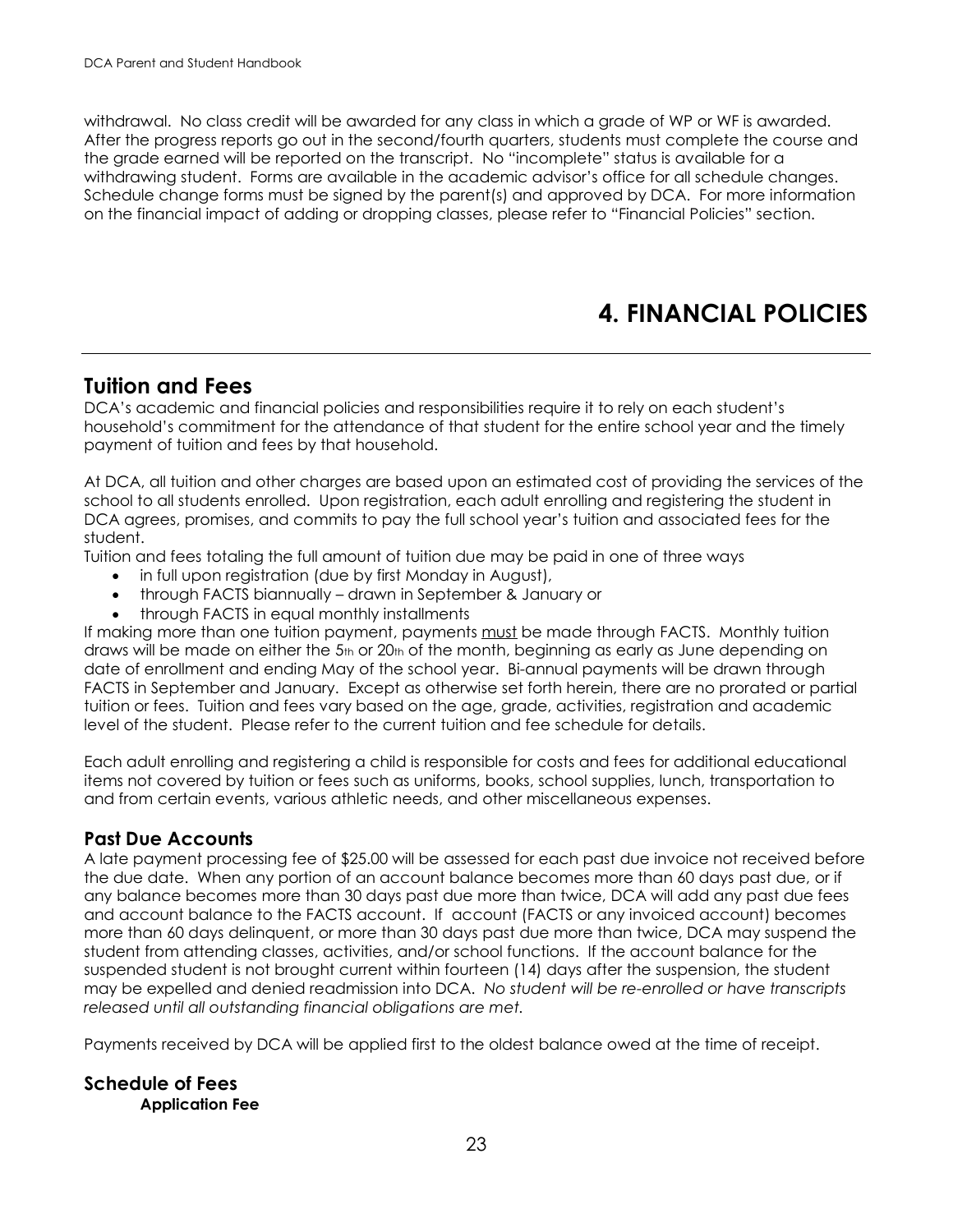withdrawal. No class credit will be awarded for any class in which a grade of WP or WF is awarded. After the progress reports go out in the second/fourth quarters, students must complete the course and the grade earned will be reported on the transcript. No "incomplete" status is available for a withdrawing student. Forms are available in the academic advisor's office for all schedule changes. Schedule change forms must be signed by the parent(s) and approved by DCA. For more information on the financial impact of adding or dropping classes, please refer to "Financial Policies" section.

# 4. FINANCIAL POLICIES

## Tuition and Fees

DCA's academic and financial policies and responsibilities require it to rely on each student's household's commitment for the attendance of that student for the entire school year and the timely payment of tuition and fees by that household.

At DCA, all tuition and other charges are based upon an estimated cost of providing the services of the school to all students enrolled. Upon registration, each adult enrolling and registering the student in DCA agrees, promises, and commits to pay the full school year's tuition and associated fees for the student.

Tuition and fees totaling the full amount of tuition due may be paid in one of three ways

- in full upon registration (due by first Monday in August),
- through FACTS biannually – drawn in September & January or
- through FACTS in equal monthly installments

If making more than one tuition payment, payments must be made through FACTS. Monthly tuition draws will be made on either the 5th or 20th of the month, beginning as early as June depending on date of enrollment and ending May of the school year. Bi-annual payments will be drawn through FACTS in September and January. Except as otherwise set forth herein, there are no prorated or partial tuition or fees. Tuition and fees vary based on the age, grade, activities, registration and academic level of the student. Please refer to the current tuition and fee schedule for details.

Each adult enrolling and registering a child is responsible for costs and fees for additional educational items not covered by tuition or fees such as uniforms, books, school supplies, lunch, transportation to and from certain events, various athletic needs, and other miscellaneous expenses.

### Past Due Accounts

A late payment processing fee of $25.00 will be assessed for each past due invoice not received before the due date. When any portion of an account balance becomes more than 60 days past due, or if any balance becomes more than 30 days past due more than twice, DCA will add any past due fees and account balance to the FACTS account. If account (FACTS or any invoiced account) becomes more than 60 days delinquent, or more than 30 days past due more than twice, DCA may suspend the student from attending classes, activities, and/or school functions. If the account balance for the suspended student is not brought current within fourteen (14) days after the suspension, the student may be expelled and denied readmission into DCA. *No student will be re-enrolled or have transcripts released until all outstanding financial obligations are met.*

Payments received by DCA will be applied first to the oldest balance owed at the time of receipt.

## Schedule of Fees

**Application Fee**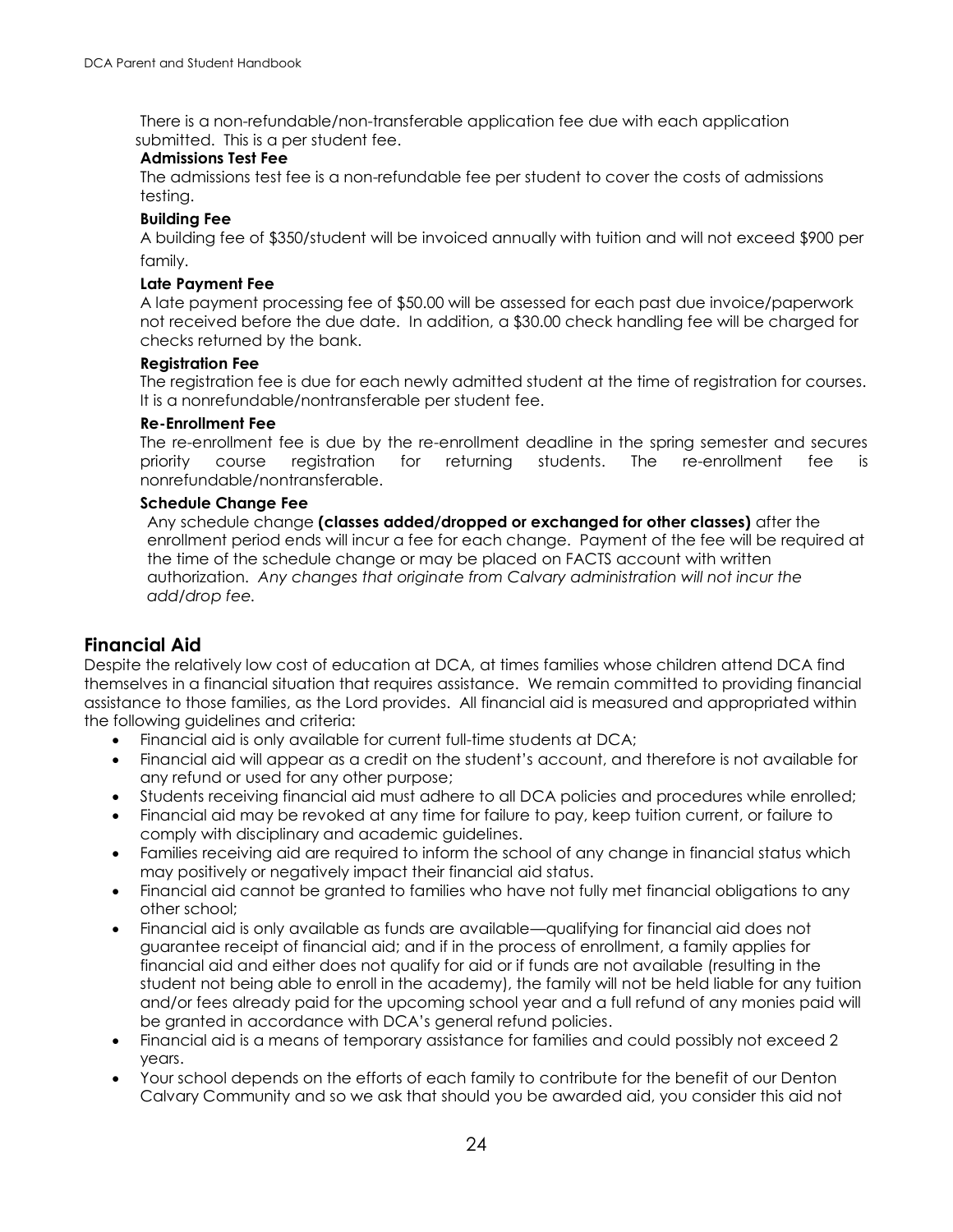There is a non-refundable/non-transferable application fee due with each application submitted. This is a per student fee.

**Admissions Test Fee**

The admissions test fee is a non-refundable fee per student to cover the costs of admissions testing.

**Building Fee**

A building fee of $350/student will be invoiced annually with tuition and will not exceed $900 per family.

**Late Payment Fee**

A late payment processing fee of $50.00 will be assessed for each past due invoice/paperwork not received before the due date. In addition, a $30.00 check handling fee will be charged for checks returned by the bank.

**Registration Fee**

The registration fee is due for each newly admitted student at the time of registration for courses. It is a nonrefundable/nontransferable per student fee.

**Re-Enrollment Fee**

The re-enrollment fee is due by the re-enrollment deadline in the spring semester and secures priority course registration for returning students. The re-enrollment fee is nonrefundable/nontransferable.

**Schedule Change Fee**

Any schedule change **(classes added/dropped or exchanged for other classes)** after the enrollment period ends will incur a fee for each change. Payment of the fee will be required at the time of the schedule change or may be placed on FACTS account with written authorization. *Any changes that originate from Calvary administration will not incur the add/drop fee.*

## Financial Aid

Despite the relatively low cost of education at DCA, at times families whose children attend DCA find themselves in a financial situation that requires assistance. We remain committed to providing financial assistance to those families, as the Lord provides. All financial aid is measured and appropriated within the following guidelines and criteria:

- Financial aid is only available for current full-time students at DCA;
- Financial aid will appear as a credit on the student's account, and therefore is not available for any refund or used for any other purpose;
- Students receiving financial aid must adhere to all DCA policies and procedures while enrolled;
- Financial aid may be revoked at any time for failure to pay, keep tuition current, or failure to comply with disciplinary and academic guidelines.
- Families receiving aid are required to inform the school of any change in financial status which may positively or negatively impact their financial aid status.
- Financial aid cannot be granted to families who have not fully met financial obligations to any other school;
- Financial aid is only available as funds are available—qualifying for financial aid does not guarantee receipt of financial aid; and if in the process of enrollment, a family applies for financial aid and either does not qualify for aid or if funds are not available (resulting in the student not being able to enroll in the academy), the family will not be held liable for any tuition and/or fees already paid for the upcoming school year and a full refund of any monies paid will be granted in accordance with DCA's general refund policies.
- Financial aid is a means of temporary assistance for families and could possibly not exceed 2 years.
- Your school depends on the efforts of each family to contribute for the benefit of our Denton Calvary Community and so we ask that should you be awarded aid, you consider this aid not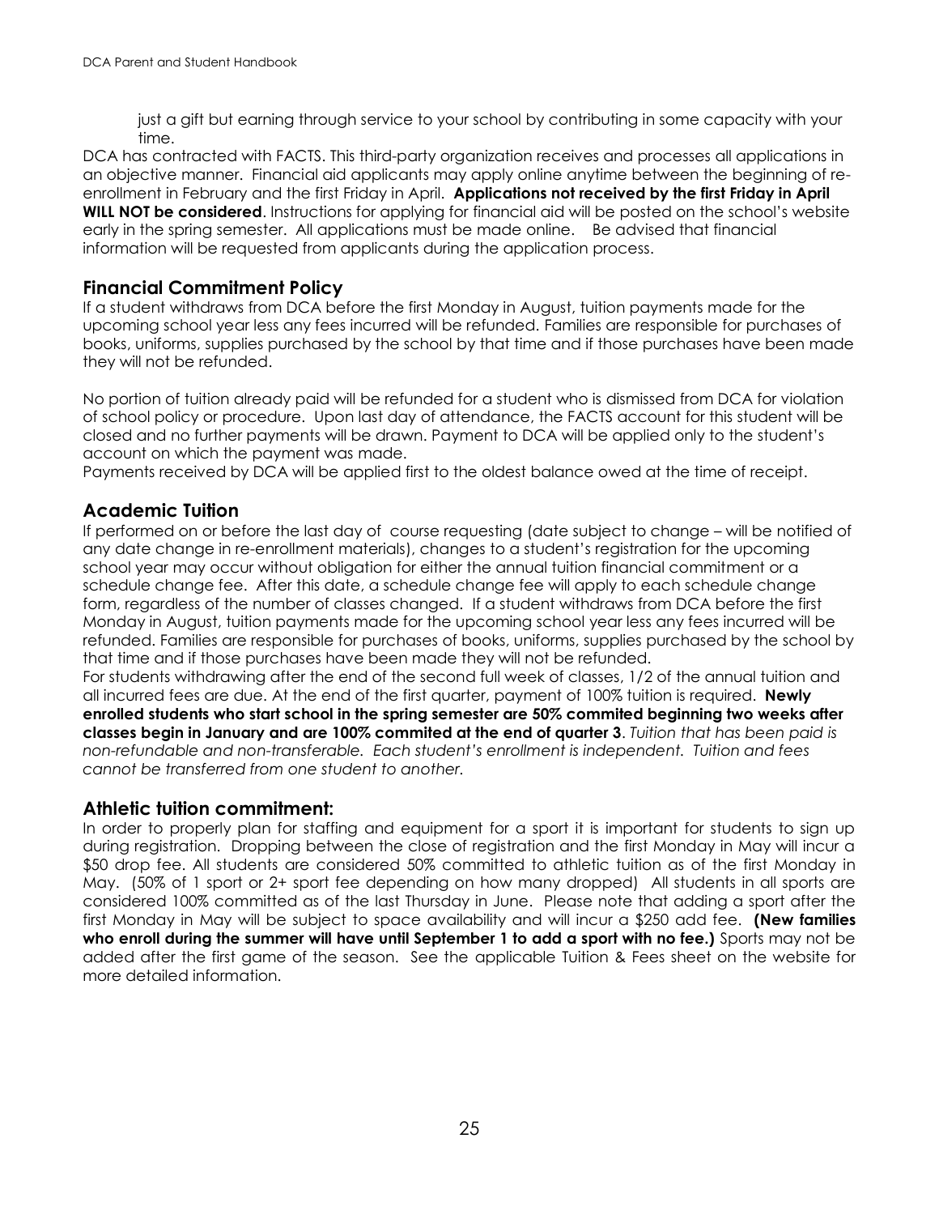just a gift but earning through service to your school by contributing in some capacity with your time.

DCA has contracted with FACTS. This third-party organization receives and processes all applications in an objective manner. Financial aid applicants may apply online anytime between the beginning of re-enrollment in February and the first Friday in April. **Applications not received by the first Friday in April WILL NOT be considered**. Instructions for applying for financial aid will be posted on the school's website early in the spring semester. All applications must be made online. Be advised that financial information will be requested from applicants during the application process.

## Financial Commitment Policy

If a student withdraws from DCA before the first Monday in August, tuition payments made for the upcoming school year less any fees incurred will be refunded. Families are responsible for purchases of books, uniforms, supplies purchased by the school by that time and if those purchases have been made they will not be refunded.

No portion of tuition already paid will be refunded for a student who is dismissed from DCA for violation of school policy or procedure. Upon last day of attendance, the FACTS account for this student will be closed and no further payments will be drawn. Payment to DCA will be applied only to the student's account on which the payment was made.

Payments received by DCA will be applied first to the oldest balance owed at the time of receipt.

## Academic Tuition

If performed on or before the last day of course requesting (date subject to change – will be notified of any date change in re-enrollment materials), changes to a student's registration for the upcoming school year may occur without obligation for either the annual tuition financial commitment or a schedule change fee. After this date, a schedule change fee will apply to each schedule change form, regardless of the number of classes changed. If a student withdraws from DCA before the first Monday in August, tuition payments made for the upcoming school year less any fees incurred will be refunded. Families are responsible for purchases of books, uniforms, supplies purchased by the school by that time and if those purchases have been made they will not be refunded.

For students withdrawing after the end of the second full week of classes, 1/2 of the annual tuition and all incurred fees are due. At the end of the first quarter, payment of 100% tuition is required. **Newly enrolled students who start school in the spring semester are 50% commited beginning two weeks after classes begin in January and are 100% commited at the end of quarter 3**. *Tuition that has been paid is non-refundable and non-transferable. Each student's enrollment is independent. Tuition and fees cannot be transferred from one student to another.*

## Athletic tuition commitment:

In order to properly plan for staffing and equipment for a sport it is important for students to sign up during registration. Dropping between the close of registration and the first Monday in May will incur a $50 drop fee. All students are considered 50% committed to athletic tuition as of the first Monday in May. (50% of 1 sport or 2+ sport fee depending on how many dropped) All students in all sports are considered 100% committed as of the last Thursday in June. Please note that adding a sport after the first Monday in May will be subject to space availability and will incur a $250 add fee. **(New families who enroll during the summer will have until September 1 to add a sport with no fee.)** Sports may not be added after the first game of the season. See the applicable Tuition & Fees sheet on the website for more detailed information.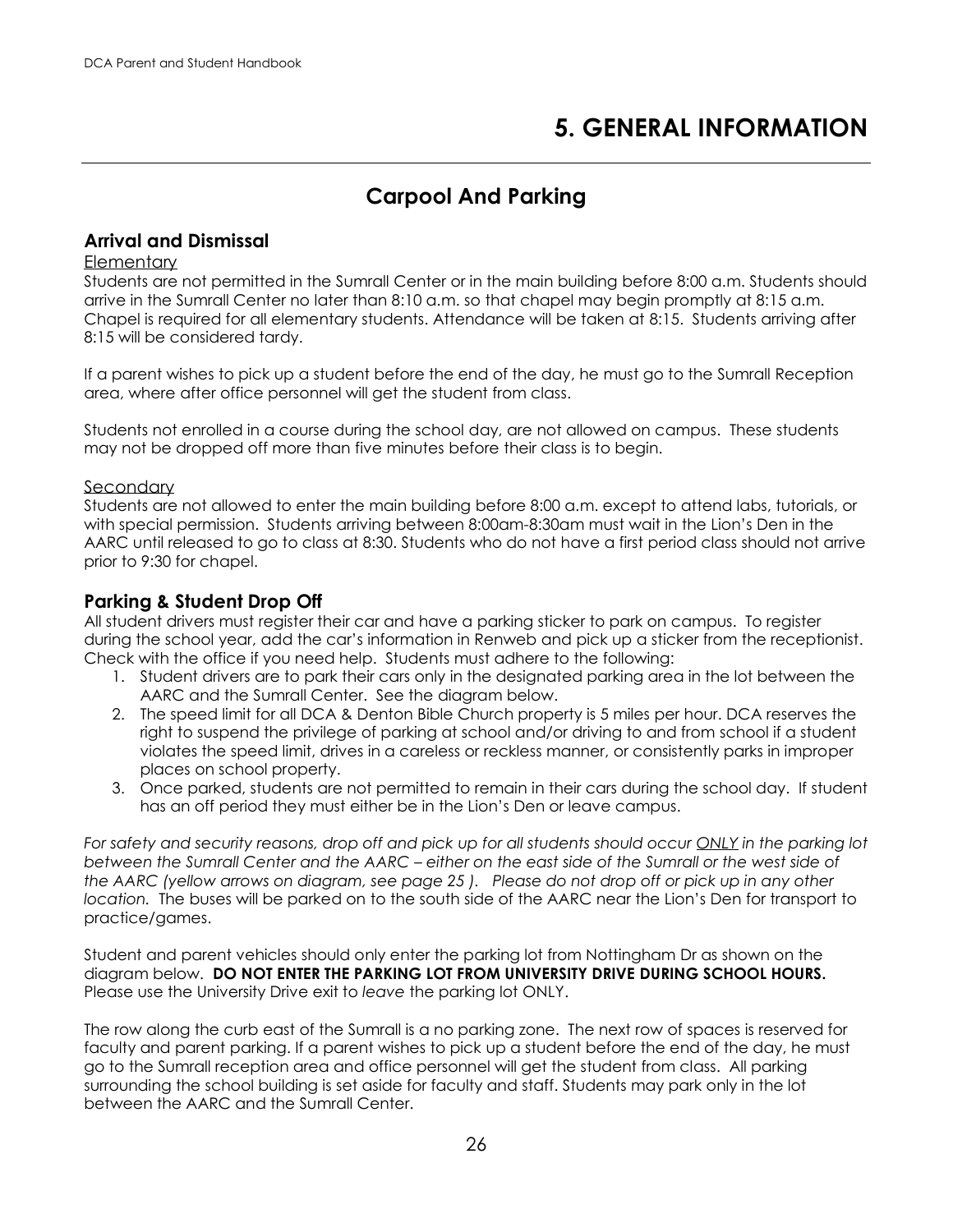// DCA Parent and Student Handbook — header omitted

# 5. GENERAL INFORMATION

## Carpool And Parking

### Arrival and Dismissal

Elementary

Students are not permitted in the Sumrall Center or in the main building before 8:00 a.m. Students should arrive in the Sumrall Center no later than 8:10 a.m. so that chapel may begin promptly at 8:15 a.m. Chapel is required for all elementary students. Attendance will be taken at 8:15. Students arriving after 8:15 will be considered tardy.

If a parent wishes to pick up a student before the end of the day, he must go to the Sumrall Reception area, where after office personnel will get the student from class.

Students not enrolled in a course during the school day, are not allowed on campus. These students may not be dropped off more than five minutes before their class is to begin.

Secondary

Students are not allowed to enter the main building before 8:00 a.m. except to attend labs, tutorials, or with special permission. Students arriving between 8:00am-8:30am must wait in the Lion's Den in the AARC until released to go to class at 8:30. Students who do not have a first period class should not arrive prior to 9:30 for chapel.

### Parking & Student Drop Off

All student drivers must register their car and have a parking sticker to park on campus. To register during the school year, add the car's information in Renweb and pick up a sticker from the receptionist. Check with the office if you need help. Students must adhere to the following:

1. Student drivers are to park their cars only in the designated parking area in the lot between the AARC and the Sumrall Center. See the diagram below.
2. The speed limit for all DCA & Denton Bible Church property is 5 miles per hour. DCA reserves the right to suspend the privilege of parking at school and/or driving to and from school if a student violates the speed limit, drives in a careless or reckless manner, or consistently parks in improper places on school property.
3. Once parked, students are not permitted to remain in their cars during the school day. If student has an off period they must either be in the Lion's Den or leave campus.

*For safety and security reasons, drop off and pick up for all students should occur ONLY in the parking lot between the Sumrall Center and the AARC – either on the east side of the Sumrall or the west side of the AARC (yellow arrows on diagram, see page 25 ). Please do not drop off or pick up in any other location.* The buses will be parked on to the south side of the AARC near the Lion's Den for transport to practice/games.

Student and parent vehicles should only enter the parking lot from Nottingham Dr as shown on the diagram below. **DO NOT ENTER THE PARKING LOT FROM UNIVERSITY DRIVE DURING SCHOOL HOURS.** Please use the University Drive exit to *leave* the parking lot ONLY.

The row along the curb east of the Sumrall is a no parking zone. The next row of spaces is reserved for faculty and parent parking. If a parent wishes to pick up a student before the end of the day, he must go to the Sumrall reception area and office personnel will get the student from class. All parking surrounding the school building is set aside for faculty and staff. Students may park only in the lot between the AARC and the Sumrall Center.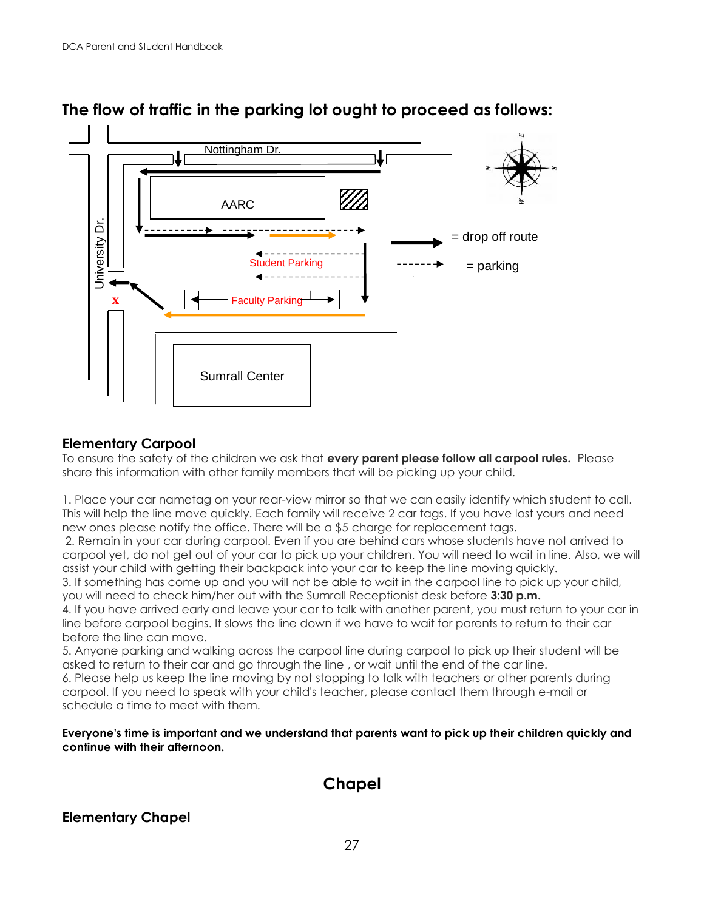## The flow of traffic in the parking lot ought to proceed as follows:

Nottingham Dr.

AARC

University Dr.

Student Parking

Faculty Parking

Sumrall Center

= drop off route

= parking

### Elementary Carpool

To ensure the safety of the children we ask that **every parent please follow all carpool rules.** Please share this information with other family members that will be picking up your child.

1. Place your car nametag on your rear-view mirror so that we can easily identify which student to call. This will help the line move quickly. Each family will receive 2 car tags. If you have lost yours and need new ones please notify the office. There will be a $5 charge for replacement tags.
2. Remain in your car during carpool. Even if you are behind cars whose students have not arrived to carpool yet, do not get out of your car to pick up your children. You will need to wait in line. Also, we will assist your child with getting their backpack into your car to keep the line moving quickly.
3. If something has come up and you will not be able to wait in the carpool line to pick up your child, you will need to check him/her out with the Sumrall Receptionist desk before **3:30 p.m.**
4. If you have arrived early and leave your car to talk with another parent, you must return to your car in line before carpool begins. It slows the line down if we have to wait for parents to return to their car before the line can move.
5. Anyone parking and walking across the carpool line during carpool to pick up their student will be asked to return to their car and go through the line , or wait until the end of the car line.
6. Please help us keep the line moving by not stopping to talk with teachers or other parents during carpool. If you need to speak with your child's teacher, please contact them through e-mail or schedule a time to meet with them.

**Everyone's time is important and we understand that parents want to pick up their children quickly and continue with their afternoon.**

## Chapel

### Elementary Chapel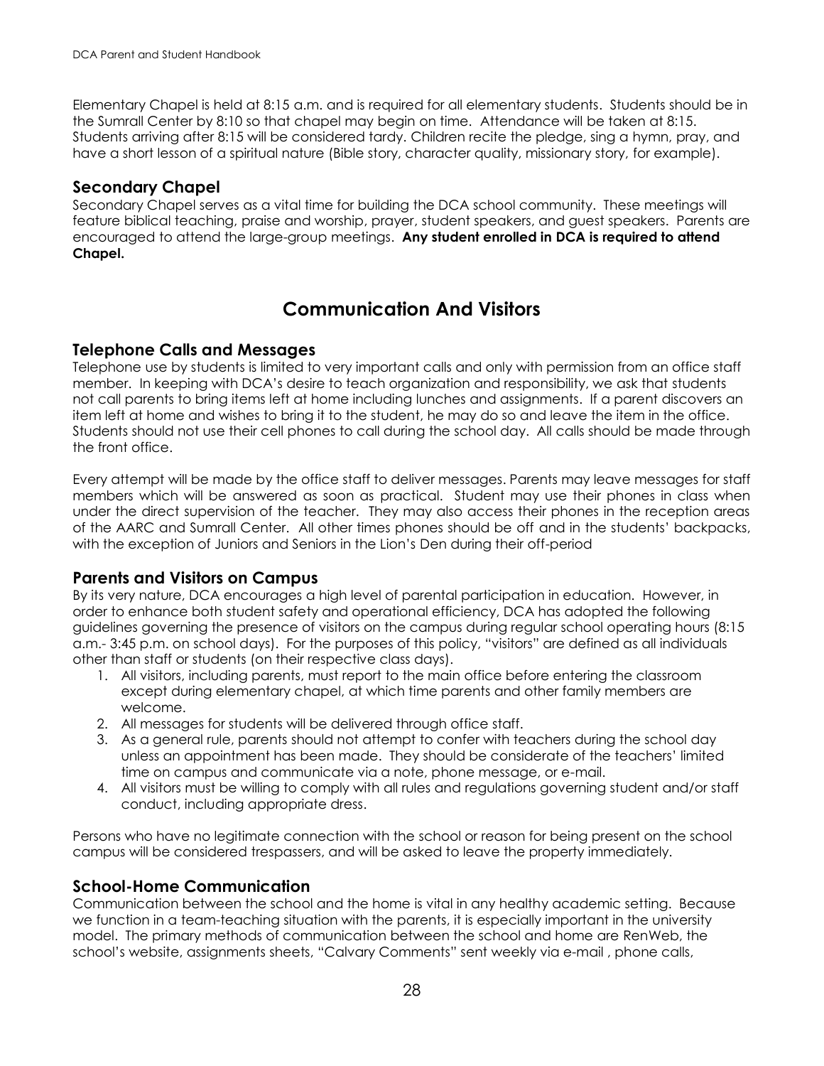Elementary Chapel is held at 8:15 a.m. and is required for all elementary students. Students should be in the Sumrall Center by 8:10 so that chapel may begin on time. Attendance will be taken at 8:15. Students arriving after 8:15 will be considered tardy. Children recite the pledge, sing a hymn, pray, and have a short lesson of a spiritual nature (Bible story, character quality, missionary story, for example).

### Secondary Chapel

Secondary Chapel serves as a vital time for building the DCA school community. These meetings will feature biblical teaching, praise and worship, prayer, student speakers, and guest speakers. Parents are encouraged to attend the large-group meetings. **Any student enrolled in DCA is required to attend Chapel.**

## Communication And Visitors

### Telephone Calls and Messages

Telephone use by students is limited to very important calls and only with permission from an office staff member. In keeping with DCA's desire to teach organization and responsibility, we ask that students not call parents to bring items left at home including lunches and assignments. If a parent discovers an item left at home and wishes to bring it to the student, he may do so and leave the item in the office. Students should not use their cell phones to call during the school day. All calls should be made through the front office.

Every attempt will be made by the office staff to deliver messages. Parents may leave messages for staff members which will be answered as soon as practical. Student may use their phones in class when under the direct supervision of the teacher. They may also access their phones in the reception areas of the AARC and Sumrall Center. All other times phones should be off and in the students' backpacks, with the exception of Juniors and Seniors in the Lion's Den during their off-period

### Parents and Visitors on Campus

By its very nature, DCA encourages a high level of parental participation in education. However, in order to enhance both student safety and operational efficiency, DCA has adopted the following guidelines governing the presence of visitors on the campus during regular school operating hours (8:15 a.m.- 3:45 p.m. on school days). For the purposes of this policy, "visitors" are defined as all individuals other than staff or students (on their respective class days).

1. All visitors, including parents, must report to the main office before entering the classroom except during elementary chapel, at which time parents and other family members are welcome.
2. All messages for students will be delivered through office staff.
3. As a general rule, parents should not attempt to confer with teachers during the school day unless an appointment has been made. They should be considerate of the teachers' limited time on campus and communicate via a note, phone message, or e-mail.
4. All visitors must be willing to comply with all rules and regulations governing student and/or staff conduct, including appropriate dress.

Persons who have no legitimate connection with the school or reason for being present on the school campus will be considered trespassers, and will be asked to leave the property immediately.

### School-Home Communication

Communication between the school and the home is vital in any healthy academic setting. Because we function in a team-teaching situation with the parents, it is especially important in the university model. The primary methods of communication between the school and home are RenWeb, the school's website, assignments sheets, "Calvary Comments" sent weekly via e-mail , phone calls,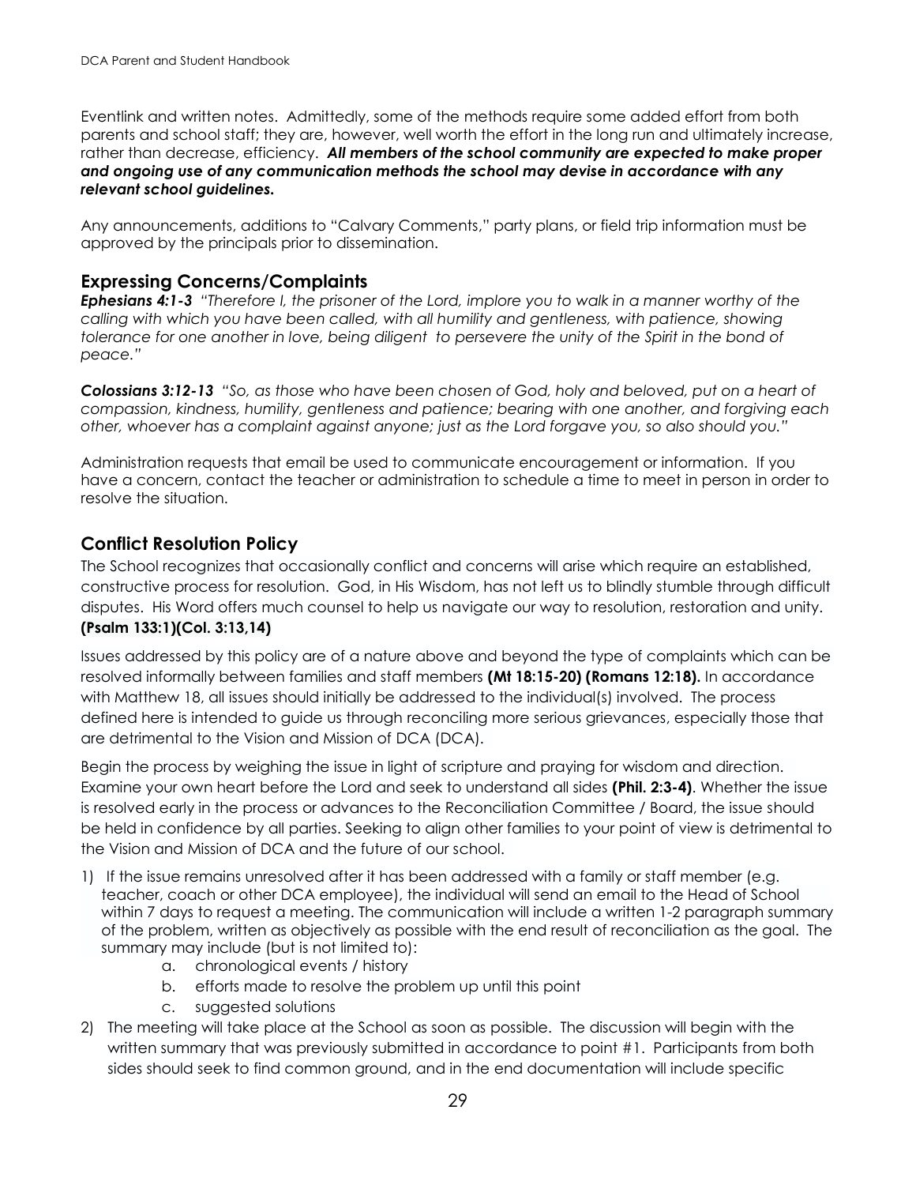Eventlink and written notes. Admittedly, some of the methods require some added effort from both parents and school staff; they are, however, well worth the effort in the long run and ultimately increase, rather than decrease, efficiency. ***All members of the school community are expected to make proper and ongoing use of any communication methods the school may devise in accordance with any relevant school guidelines.***

Any announcements, additions to "Calvary Comments," party plans, or field trip information must be approved by the principals prior to dissemination.

## Expressing Concerns/Complaints

***Ephesians 4:1-3*** *"Therefore I, the prisoner of the Lord, implore you to walk in a manner worthy of the calling with which you have been called, with all humility and gentleness, with patience, showing tolerance for one another in love, being diligent to persevere the unity of the Spirit in the bond of peace."*

***Colossians 3:12-13*** *"So, as those who have been chosen of God, holy and beloved, put on a heart of compassion, kindness, humility, gentleness and patience; bearing with one another, and forgiving each other, whoever has a complaint against anyone; just as the Lord forgave you, so also should you."*

Administration requests that email be used to communicate encouragement or information. If you have a concern, contact the teacher or administration to schedule a time to meet in person in order to resolve the situation.

## Conflict Resolution Policy

The School recognizes that occasionally conflict and concerns will arise which require an established, constructive process for resolution. God, in His Wisdom, has not left us to blindly stumble through difficult disputes. His Word offers much counsel to help us navigate our way to resolution, restoration and unity. **(Psalm 133:1)(Col. 3:13,14)**

Issues addressed by this policy are of a nature above and beyond the type of complaints which can be resolved informally between families and staff members **(Mt 18:15-20) (Romans 12:18).** In accordance with Matthew 18, all issues should initially be addressed to the individual(s) involved. The process defined here is intended to guide us through reconciling more serious grievances, especially those that are detrimental to the Vision and Mission of DCA (DCA).

Begin the process by weighing the issue in light of scripture and praying for wisdom and direction. Examine your own heart before the Lord and seek to understand all sides **(Phil. 2:3-4)**. Whether the issue is resolved early in the process or advances to the Reconciliation Committee / Board, the issue should be held in confidence by all parties. Seeking to align other families to your point of view is detrimental to the Vision and Mission of DCA and the future of our school.

1) If the issue remains unresolved after it has been addressed with a family or staff member (e.g. teacher, coach or other DCA employee), the individual will send an email to the Head of School within 7 days to request a meeting. The communication will include a written 1-2 paragraph summary of the problem, written as objectively as possible with the end result of reconciliation as the goal. The summary may include (but is not limited to):
   a. chronological events / history
   b. efforts made to resolve the problem up until this point
   c. suggested solutions
2) The meeting will take place at the School as soon as possible. The discussion will begin with the written summary that was previously submitted in accordance to point #1. Participants from both sides should seek to find common ground, and in the end documentation will include specific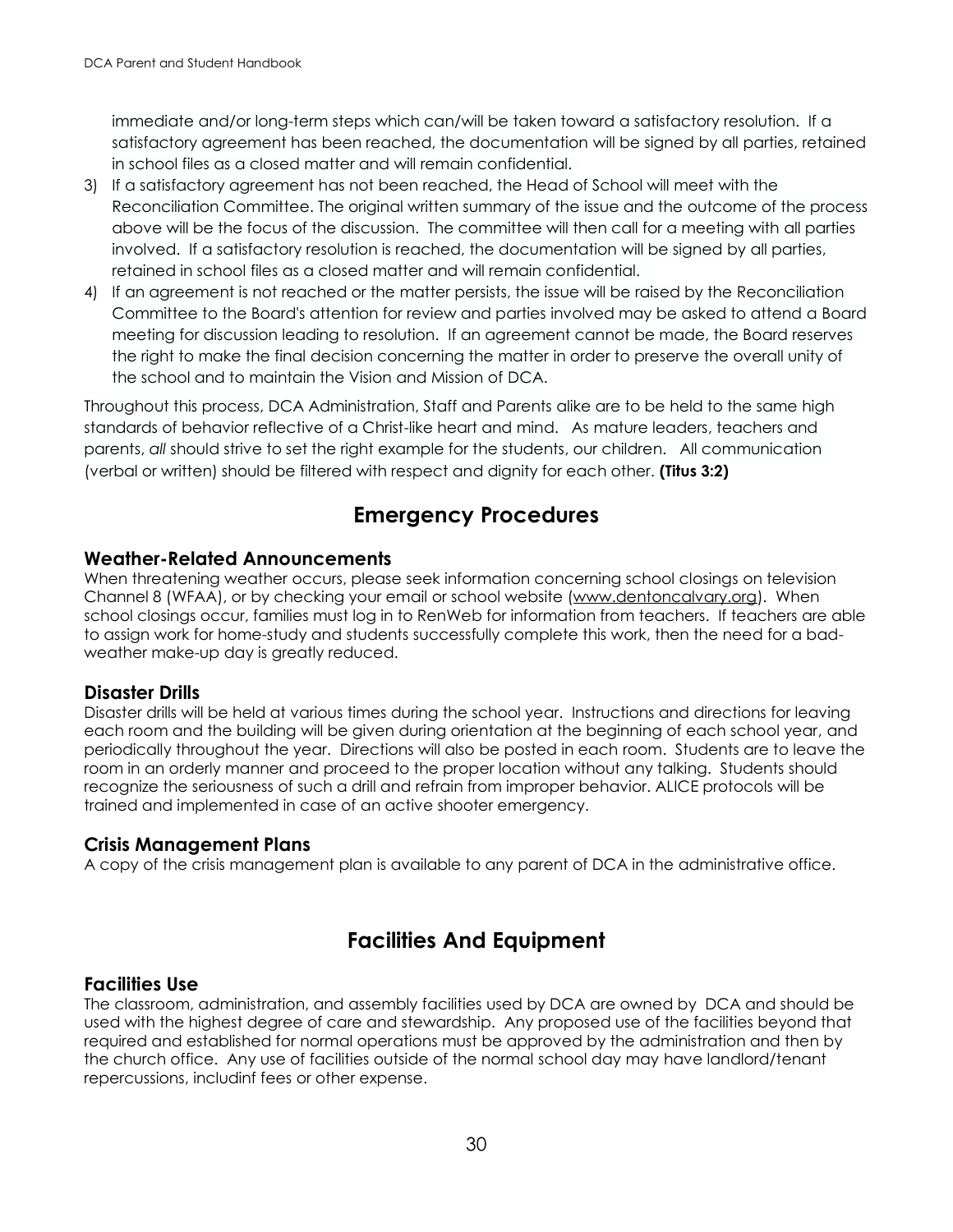immediate and/or long-term steps which can/will be taken toward a satisfactory resolution. If a satisfactory agreement has been reached, the documentation will be signed by all parties, retained in school files as a closed matter and will remain confidential.

3) If a satisfactory agreement has not been reached, the Head of School will meet with the Reconciliation Committee. The original written summary of the issue and the outcome of the process above will be the focus of the discussion. The committee will then call for a meeting with all parties involved. If a satisfactory resolution is reached, the documentation will be signed by all parties, retained in school files as a closed matter and will remain confidential.
4) If an agreement is not reached or the matter persists, the issue will be raised by the Reconciliation Committee to the Board's attention for review and parties involved may be asked to attend a Board meeting for discussion leading to resolution. If an agreement cannot be made, the Board reserves the right to make the final decision concerning the matter in order to preserve the overall unity of the school and to maintain the Vision and Mission of DCA.

Throughout this process, DCA Administration, Staff and Parents alike are to be held to the same high standards of behavior reflective of a Christ-like heart and mind. As mature leaders, teachers and parents, *all* should strive to set the right example for the students, our children. All communication (verbal or written) should be filtered with respect and dignity for each other. **(Titus 3:2)**

# Emergency Procedures

## Weather-Related Announcements

When threatening weather occurs, please seek information concerning school closings on television Channel 8 (WFAA), or by checking your email or school website (www.dentoncalvary.org). When school closings occur, families must log in to RenWeb for information from teachers. If teachers are able to assign work for home-study and students successfully complete this work, then the need for a bad-weather make-up day is greatly reduced.

## Disaster Drills

Disaster drills will be held at various times during the school year. Instructions and directions for leaving each room and the building will be given during orientation at the beginning of each school year, and periodically throughout the year. Directions will also be posted in each room. Students are to leave the room in an orderly manner and proceed to the proper location without any talking. Students should recognize the seriousness of such a drill and refrain from improper behavior. ALICE protocols will be trained and implemented in case of an active shooter emergency.

## Crisis Management Plans

A copy of the crisis management plan is available to any parent of DCA in the administrative office.

# Facilities And Equipment

## Facilities Use

The classroom, administration, and assembly facilities used by DCA are owned by DCA and should be used with the highest degree of care and stewardship. Any proposed use of the facilities beyond that required and established for normal operations must be approved by the administration and then by the church office. Any use of facilities outside of the normal school day may have landlord/tenant repercussions, includinf fees or other expense.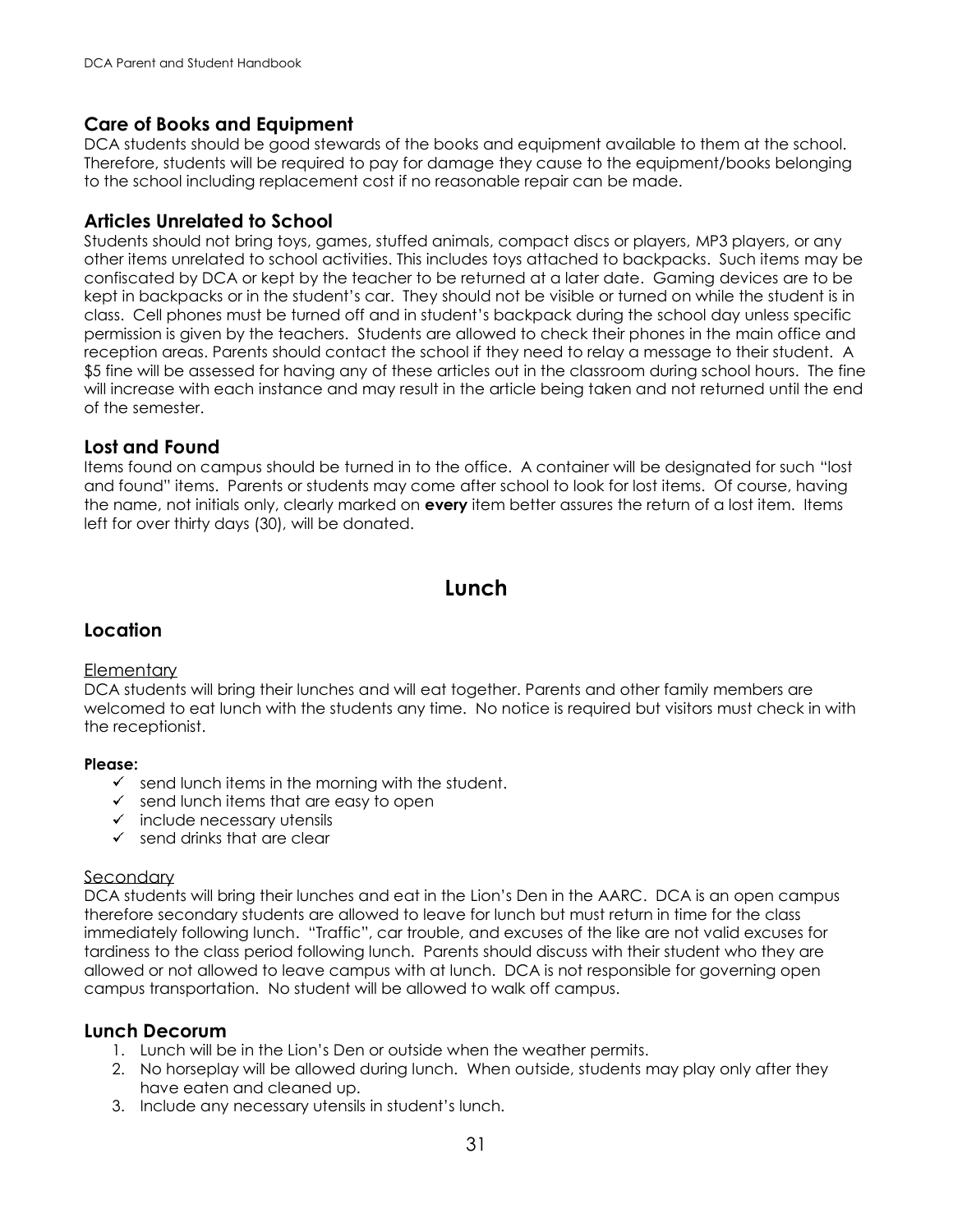## Care of Books and Equipment

DCA students should be good stewards of the books and equipment available to them at the school. Therefore, students will be required to pay for damage they cause to the equipment/books belonging to the school including replacement cost if no reasonable repair can be made.

## Articles Unrelated to School

Students should not bring toys, games, stuffed animals, compact discs or players, MP3 players, or any other items unrelated to school activities. This includes toys attached to backpacks. Such items may be confiscated by DCA or kept by the teacher to be returned at a later date. Gaming devices are to be kept in backpacks or in the student's car. They should not be visible or turned on while the student is in class. Cell phones must be turned off and in student's backpack during the school day unless specific permission is given by the teachers. Students are allowed to check their phones in the main office and reception areas. Parents should contact the school if they need to relay a message to their student. A $5 fine will be assessed for having any of these articles out in the classroom during school hours. The fine will increase with each instance and may result in the article being taken and not returned until the end of the semester.

## Lost and Found

Items found on campus should be turned in to the office. A container will be designated for such "lost and found" items. Parents or students may come after school to look for lost items. Of course, having the name, not initials only, clearly marked on **every** item better assures the return of a lost item. Items left for over thirty days (30), will be donated.

# Lunch

## Location

Elementary

DCA students will bring their lunches and will eat together. Parents and other family members are welcomed to eat lunch with the students any time. No notice is required but visitors must check in with the receptionist.

**Please:**

- ✓ send lunch items in the morning with the student.
- ✓ send lunch items that are easy to open
- ✓ include necessary utensils
- ✓ send drinks that are clear

Secondary

DCA students will bring their lunches and eat in the Lion's Den in the AARC. DCA is an open campus therefore secondary students are allowed to leave for lunch but must return in time for the class immediately following lunch. "Traffic", car trouble, and excuses of the like are not valid excuses for tardiness to the class period following lunch. Parents should discuss with their student who they are allowed or not allowed to leave campus with at lunch. DCA is not responsible for governing open campus transportation. No student will be allowed to walk off campus.

## Lunch Decorum

1. Lunch will be in the Lion's Den or outside when the weather permits.
2. No horseplay will be allowed during lunch. When outside, students may play only after they have eaten and cleaned up.
3. Include any necessary utensils in student's lunch.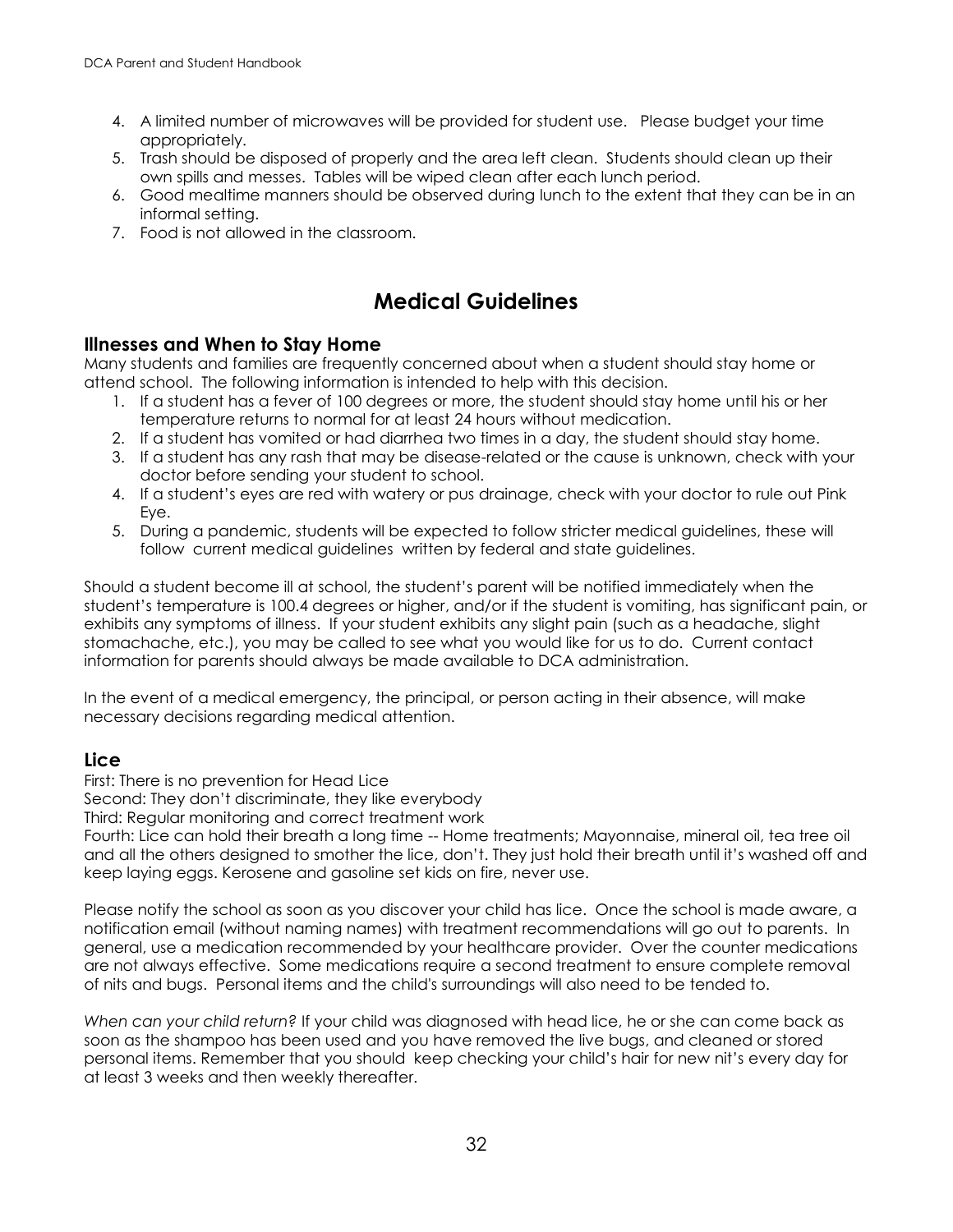4. A limited number of microwaves will be provided for student use. Please budget your time appropriately.
5. Trash should be disposed of properly and the area left clean. Students should clean up their own spills and messes. Tables will be wiped clean after each lunch period.
6. Good mealtime manners should be observed during lunch to the extent that they can be in an informal setting.
7. Food is not allowed in the classroom.

# Medical Guidelines

## Illnesses and When to Stay Home

Many students and families are frequently concerned about when a student should stay home or attend school. The following information is intended to help with this decision.

1. If a student has a fever of 100 degrees or more, the student should stay home until his or her temperature returns to normal for at least 24 hours without medication.
2. If a student has vomited or had diarrhea two times in a day, the student should stay home.
3. If a student has any rash that may be disease-related or the cause is unknown, check with your doctor before sending your student to school.
4. If a student's eyes are red with watery or pus drainage, check with your doctor to rule out Pink Eye.
5. During a pandemic, students will be expected to follow stricter medical guidelines, these will follow current medical guidelines written by federal and state guidelines.

Should a student become ill at school, the student's parent will be notified immediately when the student's temperature is 100.4 degrees or higher, and/or if the student is vomiting, has significant pain, or exhibits any symptoms of illness. If your student exhibits any slight pain (such as a headache, slight stomachache, etc.), you may be called to see what you would like for us to do. Current contact information for parents should always be made available to DCA administration.

In the event of a medical emergency, the principal, or person acting in their absence, will make necessary decisions regarding medical attention.

## Lice

First: There is no prevention for Head Lice
Second: They don't discriminate, they like everybody
Third: Regular monitoring and correct treatment work
Fourth: Lice can hold their breath a long time -- Home treatments; Mayonnaise, mineral oil, tea tree oil and all the others designed to smother the lice, don't. They just hold their breath until it's washed off and keep laying eggs. Kerosene and gasoline set kids on fire, never use.

Please notify the school as soon as you discover your child has lice. Once the school is made aware, a notification email (without naming names) with treatment recommendations will go out to parents. In general, use a medication recommended by your healthcare provider. Over the counter medications are not always effective. Some medications require a second treatment to ensure complete removal of nits and bugs. Personal items and the child's surroundings will also need to be tended to.

*When can your child return?* If your child was diagnosed with head lice, he or she can come back as soon as the shampoo has been used and you have removed the live bugs, and cleaned or stored personal items. Remember that you should keep checking your child's hair for new nit's every day for at least 3 weeks and then weekly thereafter.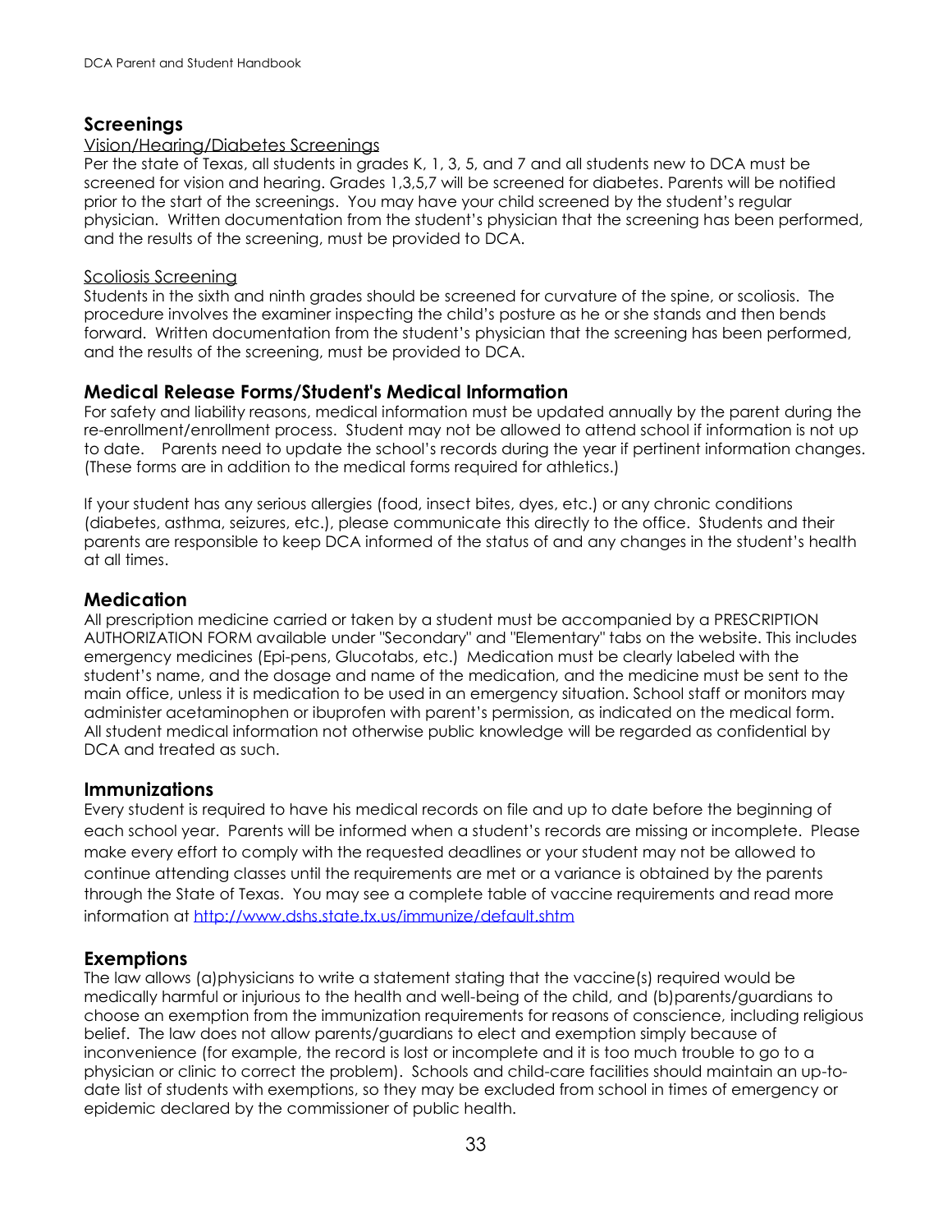## Screenings

### Vision/Hearing/Diabetes Screenings

Per the state of Texas, all students in grades K, 1, 3, 5, and 7 and all students new to DCA must be screened for vision and hearing. Grades 1,3,5,7 will be screened for diabetes. Parents will be notified prior to the start of the screenings. You may have your child screened by the student's regular physician. Written documentation from the student's physician that the screening has been performed, and the results of the screening, must be provided to DCA.

### Scoliosis Screening

Students in the sixth and ninth grades should be screened for curvature of the spine, or scoliosis. The procedure involves the examiner inspecting the child's posture as he or she stands and then bends forward. Written documentation from the student's physician that the screening has been performed, and the results of the screening, must be provided to DCA.

## Medical Release Forms/Student's Medical Information

For safety and liability reasons, medical information must be updated annually by the parent during the re-enrollment/enrollment process. Student may not be allowed to attend school if information is not up to date. Parents need to update the school's records during the year if pertinent information changes. (These forms are in addition to the medical forms required for athletics.)

If your student has any serious allergies (food, insect bites, dyes, etc.) or any chronic conditions (diabetes, asthma, seizures, etc.), please communicate this directly to the office. Students and their parents are responsible to keep DCA informed of the status of and any changes in the student's health at all times.

## Medication

All prescription medicine carried or taken by a student must be accompanied by a PRESCRIPTION AUTHORIZATION FORM available under "Secondary" and "Elementary" tabs on the website. This includes emergency medicines (Epi-pens, Glucotabs, etc.) Medication must be clearly labeled with the student's name, and the dosage and name of the medication, and the medicine must be sent to the main office, unless it is medication to be used in an emergency situation. School staff or monitors may administer acetaminophen or ibuprofen with parent's permission, as indicated on the medical form. All student medical information not otherwise public knowledge will be regarded as confidential by DCA and treated as such.

## Immunizations

Every student is required to have his medical records on file and up to date before the beginning of each school year. Parents will be informed when a student's records are missing or incomplete. Please make every effort to comply with the requested deadlines or your student may not be allowed to continue attending classes until the requirements are met or a variance is obtained by the parents through the State of Texas. You may see a complete table of vaccine requirements and read more information at http://www.dshs.state.tx.us/immunize/default.shtm

## Exemptions

The law allows (a)physicians to write a statement stating that the vaccine(s) required would be medically harmful or injurious to the health and well-being of the child, and (b)parents/guardians to choose an exemption from the immunization requirements for reasons of conscience, including religious belief. The law does not allow parents/guardians to elect and exemption simply because of inconvenience (for example, the record is lost or incomplete and it is too much trouble to go to a physician or clinic to correct the problem). Schools and child-care facilities should maintain an up-to-date list of students with exemptions, so they may be excluded from school in times of emergency or epidemic declared by the commissioner of public health.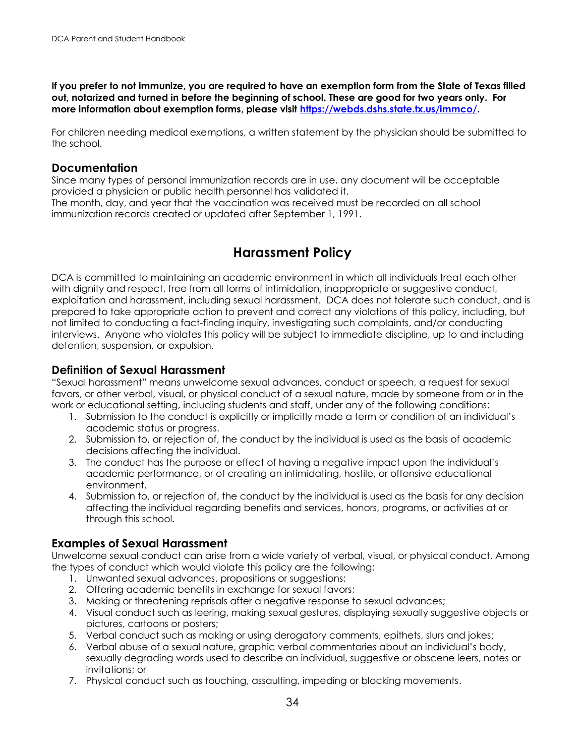**If you prefer to not immunize, you are required to have an exemption form from the State of Texas filled out, notarized and turned in before the beginning of school. These are good for two years only. For more information about exemption forms, please visit [https://webds.dshs.state.tx.us/immco/](https://webds.dshs.state.tx.us/immco/).**

For children needing medical exemptions, a written statement by the physician should be submitted to the school.

### Documentation

Since many types of personal immunization records are in use, any document will be acceptable provided a physician or public health personnel has validated it.
The month, day, and year that the vaccination was received must be recorded on all school immunization records created or updated after September 1, 1991.

## Harassment Policy

DCA is committed to maintaining an academic environment in which all individuals treat each other with dignity and respect, free from all forms of intimidation, inappropriate or suggestive conduct, exploitation and harassment, including sexual harassment. DCA does not tolerate such conduct, and is prepared to take appropriate action to prevent and correct any violations of this policy, including, but not limited to conducting a fact-finding inquiry, investigating such complaints, and/or conducting interviews. Anyone who violates this policy will be subject to immediate discipline, up to and including detention, suspension, or expulsion.

### Definition of Sexual Harassment

"Sexual harassment" means unwelcome sexual advances, conduct or speech, a request for sexual favors, or other verbal, visual, or physical conduct of a sexual nature, made by someone from or in the work or educational setting, including students and staff, under any of the following conditions:

1. Submission to the conduct is explicitly or implicitly made a term or condition of an individual's academic status or progress.
2. Submission to, or rejection of, the conduct by the individual is used as the basis of academic decisions affecting the individual.
3. The conduct has the purpose or effect of having a negative impact upon the individual's academic performance, or of creating an intimidating, hostile, or offensive educational environment.
4. Submission to, or rejection of, the conduct by the individual is used as the basis for any decision affecting the individual regarding benefits and services, honors, programs, or activities at or through this school.

### Examples of Sexual Harassment

Unwelcome sexual conduct can arise from a wide variety of verbal, visual, or physical conduct. Among the types of conduct which would violate this policy are the following:

1. Unwanted sexual advances, propositions or suggestions;
2. Offering academic benefits in exchange for sexual favors;
3. Making or threatening reprisals after a negative response to sexual advances;
4. Visual conduct such as leering, making sexual gestures, displaying sexually suggestive objects or pictures, cartoons or posters;
5. Verbal conduct such as making or using derogatory comments, epithets, slurs and jokes;
6. Verbal abuse of a sexual nature, graphic verbal commentaries about an individual's body, sexually degrading words used to describe an individual, suggestive or obscene leers, notes or invitations; or
7. Physical conduct such as touching, assaulting, impeding or blocking movements.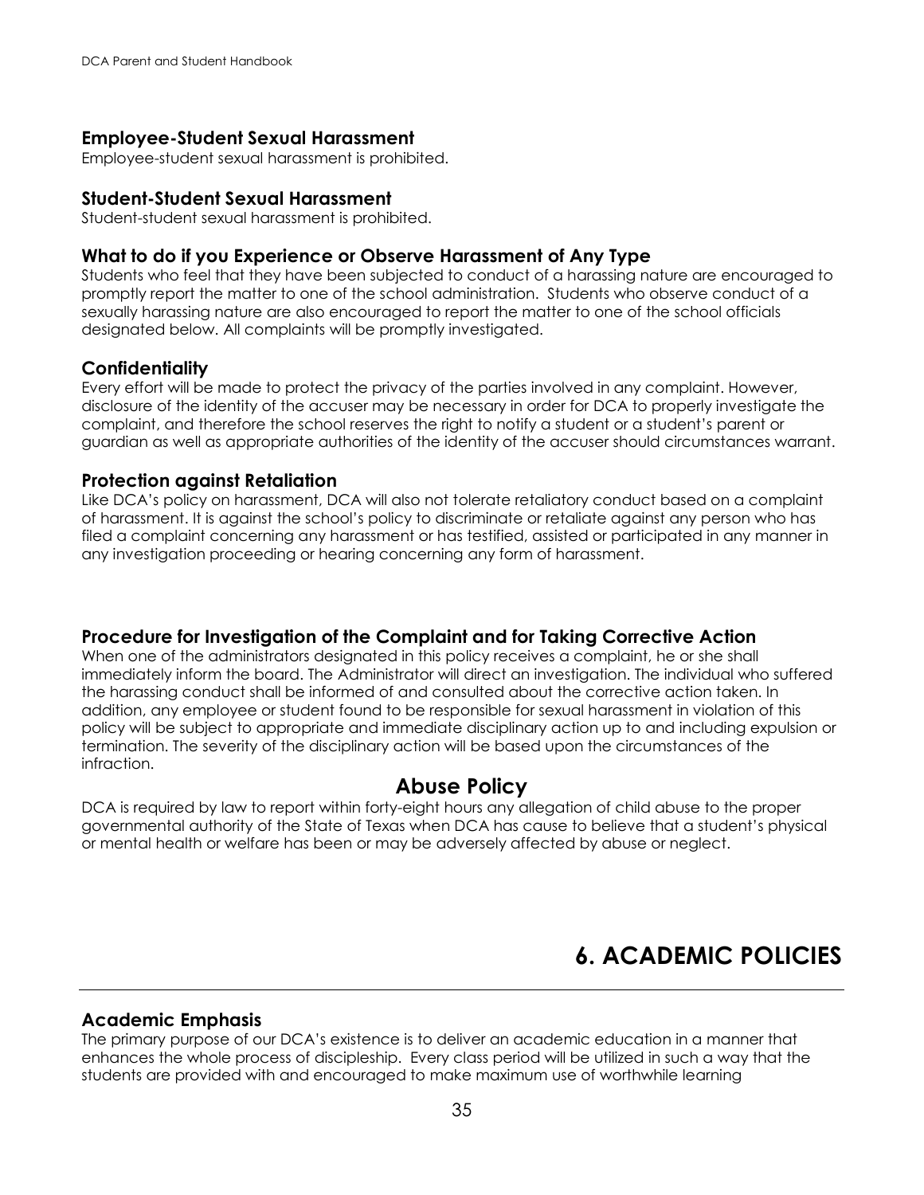### Employee-Student Sexual Harassment

Employee-student sexual harassment is prohibited.

### Student-Student Sexual Harassment

Student-student sexual harassment is prohibited.

### What to do if you Experience or Observe Harassment of Any Type

Students who feel that they have been subjected to conduct of a harassing nature are encouraged to promptly report the matter to one of the school administration. Students who observe conduct of a sexually harassing nature are also encouraged to report the matter to one of the school officials designated below. All complaints will be promptly investigated.

### Confidentiality

Every effort will be made to protect the privacy of the parties involved in any complaint. However, disclosure of the identity of the accuser may be necessary in order for DCA to properly investigate the complaint, and therefore the school reserves the right to notify a student or a student's parent or guardian as well as appropriate authorities of the identity of the accuser should circumstances warrant.

### Protection against Retaliation

Like DCA's policy on harassment, DCA will also not tolerate retaliatory conduct based on a complaint of harassment. It is against the school's policy to discriminate or retaliate against any person who has filed a complaint concerning any harassment or has testified, assisted or participated in any manner in any investigation proceeding or hearing concerning any form of harassment.

### Procedure for Investigation of the Complaint and for Taking Corrective Action

When one of the administrators designated in this policy receives a complaint, he or she shall immediately inform the board. The Administrator will direct an investigation. The individual who suffered the harassing conduct shall be informed of and consulted about the corrective action taken. In addition, any employee or student found to be responsible for sexual harassment in violation of this policy will be subject to appropriate and immediate disciplinary action up to and including expulsion or termination. The severity of the disciplinary action will be based upon the circumstances of the infraction.

## Abuse Policy

DCA is required by law to report within forty-eight hours any allegation of child abuse to the proper governmental authority of the State of Texas when DCA has cause to believe that a student's physical or mental health or welfare has been or may be adversely affected by abuse or neglect.

# 6. ACADEMIC POLICIES

### Academic Emphasis

The primary purpose of our DCA's existence is to deliver an academic education in a manner that enhances the whole process of discipleship. Every class period will be utilized in such a way that the students are provided with and encouraged to make maximum use of worthwhile learning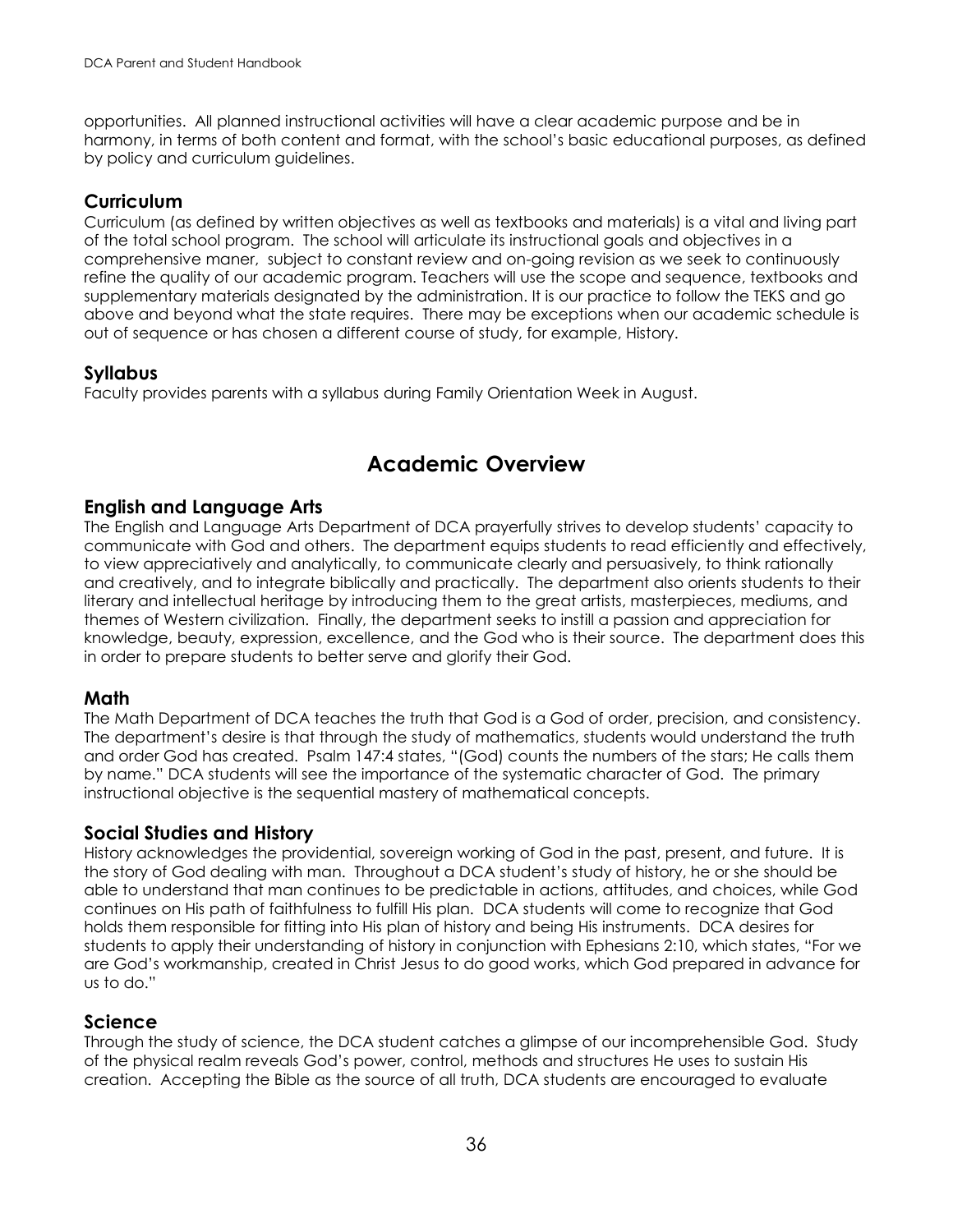opportunities. All planned instructional activities will have a clear academic purpose and be in harmony, in terms of both content and format, with the school's basic educational purposes, as defined by policy and curriculum guidelines.

### Curriculum

Curriculum (as defined by written objectives as well as textbooks and materials) is a vital and living part of the total school program. The school will articulate its instructional goals and objectives in a comprehensive maner, subject to constant review and on-going revision as we seek to continuously refine the quality of our academic program. Teachers will use the scope and sequence, textbooks and supplementary materials designated by the administration. It is our practice to follow the TEKS and go above and beyond what the state requires. There may be exceptions when our academic schedule is out of sequence or has chosen a different course of study, for example, History.

### Syllabus

Faculty provides parents with a syllabus during Family Orientation Week in August.

## Academic Overview

### English and Language Arts

The English and Language Arts Department of DCA prayerfully strives to develop students' capacity to communicate with God and others. The department equips students to read efficiently and effectively, to view appreciatively and analytically, to communicate clearly and persuasively, to think rationally and creatively, and to integrate biblically and practically. The department also orients students to their literary and intellectual heritage by introducing them to the great artists, masterpieces, mediums, and themes of Western civilization. Finally, the department seeks to instill a passion and appreciation for knowledge, beauty, expression, excellence, and the God who is their source. The department does this in order to prepare students to better serve and glorify their God.

### Math

The Math Department of DCA teaches the truth that God is a God of order, precision, and consistency. The department's desire is that through the study of mathematics, students would understand the truth and order God has created. Psalm 147:4 states, "(God) counts the numbers of the stars; He calls them by name." DCA students will see the importance of the systematic character of God. The primary instructional objective is the sequential mastery of mathematical concepts.

### Social Studies and History

History acknowledges the providential, sovereign working of God in the past, present, and future. It is the story of God dealing with man. Throughout a DCA student's study of history, he or she should be able to understand that man continues to be predictable in actions, attitudes, and choices, while God continues on His path of faithfulness to fulfill His plan. DCA students will come to recognize that God holds them responsible for fitting into His plan of history and being His instruments. DCA desires for students to apply their understanding of history in conjunction with Ephesians 2:10, which states, "For we are God's workmanship, created in Christ Jesus to do good works, which God prepared in advance for us to do."

### Science

Through the study of science, the DCA student catches a glimpse of our incomprehensible God. Study of the physical realm reveals God's power, control, methods and structures He uses to sustain His creation. Accepting the Bible as the source of all truth, DCA students are encouraged to evaluate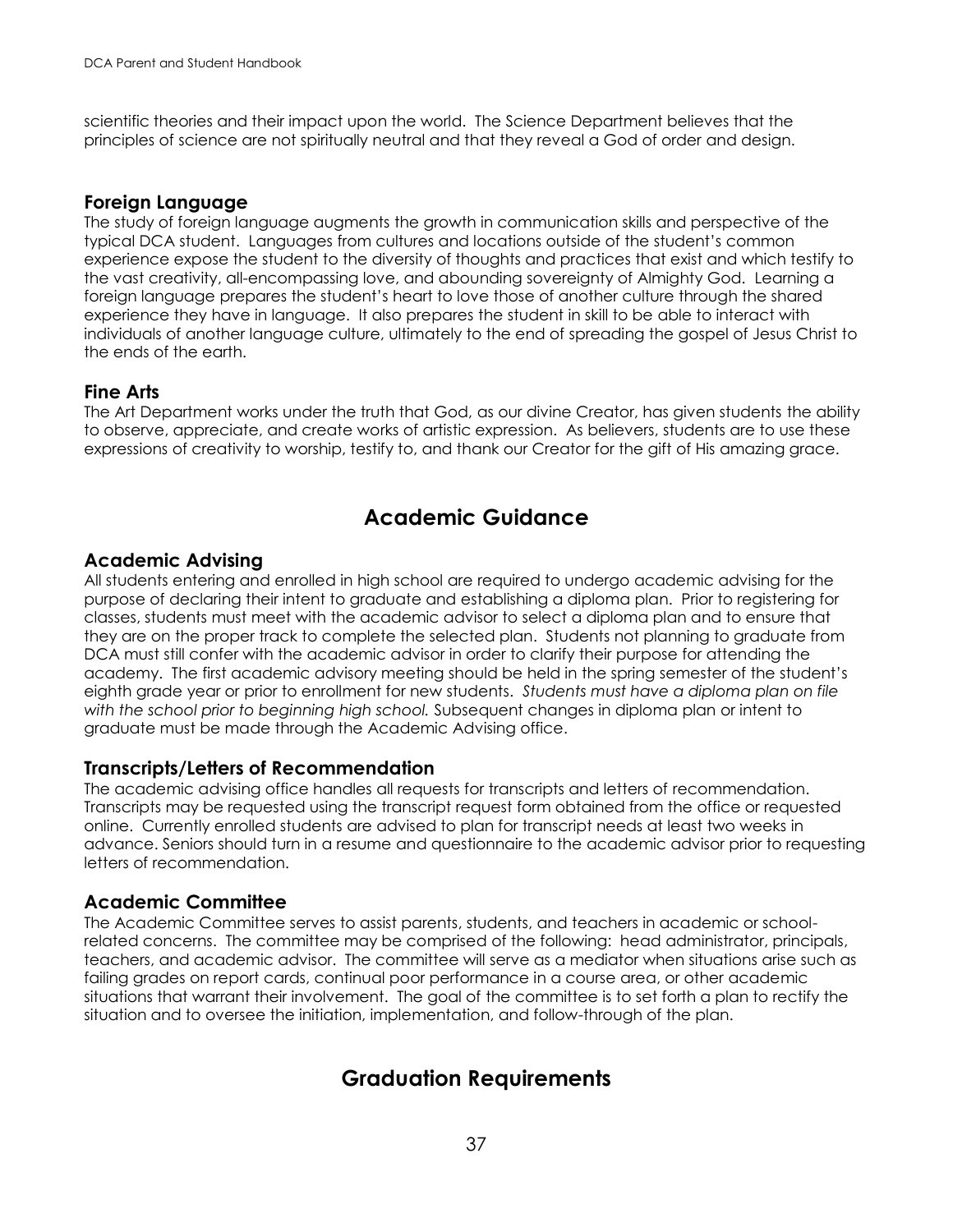scientific theories and their impact upon the world. The Science Department believes that the principles of science are not spiritually neutral and that they reveal a God of order and design.

### Foreign Language

The study of foreign language augments the growth in communication skills and perspective of the typical DCA student. Languages from cultures and locations outside of the student's common experience expose the student to the diversity of thoughts and practices that exist and which testify to the vast creativity, all-encompassing love, and abounding sovereignty of Almighty God. Learning a foreign language prepares the student's heart to love those of another culture through the shared experience they have in language. It also prepares the student in skill to be able to interact with individuals of another language culture, ultimately to the end of spreading the gospel of Jesus Christ to the ends of the earth.

### Fine Arts

The Art Department works under the truth that God, as our divine Creator, has given students the ability to observe, appreciate, and create works of artistic expression. As believers, students are to use these expressions of creativity to worship, testify to, and thank our Creator for the gift of His amazing grace.

## Academic Guidance

### Academic Advising

All students entering and enrolled in high school are required to undergo academic advising for the purpose of declaring their intent to graduate and establishing a diploma plan. Prior to registering for classes, students must meet with the academic advisor to select a diploma plan and to ensure that they are on the proper track to complete the selected plan. Students not planning to graduate from DCA must still confer with the academic advisor in order to clarify their purpose for attending the academy. The first academic advisory meeting should be held in the spring semester of the student's eighth grade year or prior to enrollment for new students. *Students must have a diploma plan on file with the school prior to beginning high school.* Subsequent changes in diploma plan or intent to graduate must be made through the Academic Advising office.

### Transcripts/Letters of Recommendation

The academic advising office handles all requests for transcripts and letters of recommendation. Transcripts may be requested using the transcript request form obtained from the office or requested online. Currently enrolled students are advised to plan for transcript needs at least two weeks in advance. Seniors should turn in a resume and questionnaire to the academic advisor prior to requesting letters of recommendation.

### Academic Committee

The Academic Committee serves to assist parents, students, and teachers in academic or school-related concerns. The committee may be comprised of the following: head administrator, principals, teachers, and academic advisor. The committee will serve as a mediator when situations arise such as failing grades on report cards, continual poor performance in a course area, or other academic situations that warrant their involvement. The goal of the committee is to set forth a plan to rectify the situation and to oversee the initiation, implementation, and follow-through of the plan.

## Graduation Requirements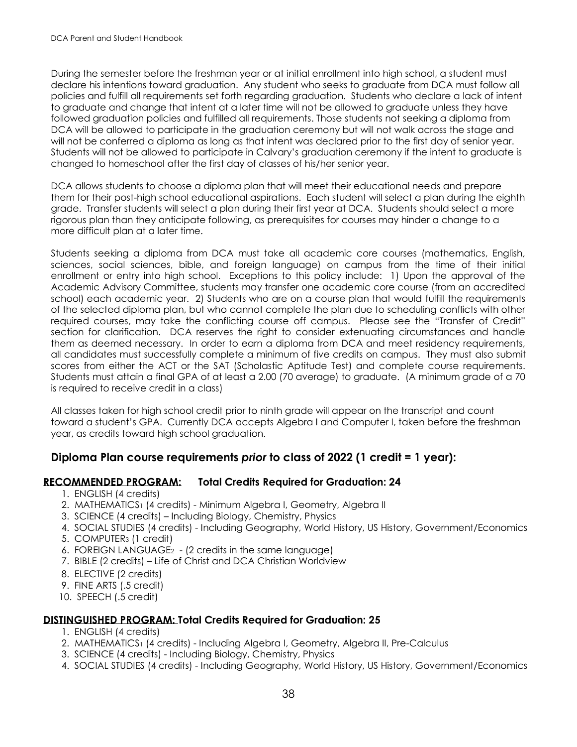During the semester before the freshman year or at initial enrollment into high school, a student must declare his intentions toward graduation. Any student who seeks to graduate from DCA must follow all policies and fulfill all requirements set forth regarding graduation. Students who declare a lack of intent to graduate and change that intent at a later time will not be allowed to graduate unless they have followed graduation policies and fulfilled all requirements. Those students not seeking a diploma from DCA will be allowed to participate in the graduation ceremony but will not walk across the stage and will not be conferred a diploma as long as that intent was declared prior to the first day of senior year. Students will not be allowed to participate in Calvary's graduation ceremony if the intent to graduate is changed to homeschool after the first day of classes of his/her senior year.

DCA allows students to choose a diploma plan that will meet their educational needs and prepare them for their post-high school educational aspirations. Each student will select a plan during the eighth grade. Transfer students will select a plan during their first year at DCA. Students should select a more rigorous plan than they anticipate following, as prerequisites for courses may hinder a change to a more difficult plan at a later time.

Students seeking a diploma from DCA must take all academic core courses (mathematics, English, sciences, social sciences, bible, and foreign language) on campus from the time of their initial enrollment or entry into high school. Exceptions to this policy include: 1) Upon the approval of the Academic Advisory Committee, students may transfer one academic core course (from an accredited school) each academic year. 2) Students who are on a course plan that would fulfill the requirements of the selected diploma plan, but who cannot complete the plan due to scheduling conflicts with other required courses, may take the conflicting course off campus. Please see the "Transfer of Credit" section for clarification. DCA reserves the right to consider extenuating circumstances and handle them as deemed necessary. In order to earn a diploma from DCA and meet residency requirements, all candidates must successfully complete a minimum of five credits on campus. They must also submit scores from either the ACT or the SAT (Scholastic Aptitude Test) and complete course requirements. Students must attain a final GPA of at least a 2.00 (70 average) to graduate. (A minimum grade of a 70 is required to receive credit in a class)

All classes taken for high school credit prior to ninth grade will appear on the transcript and count toward a student's GPA. Currently DCA accepts Algebra I and Computer I, taken before the freshman year, as credits toward high school graduation.

## Diploma Plan course requirements *prior* to class of 2022 (1 credit = 1 year):

### RECOMMENDED PROGRAM: Total Credits Required for Graduation: 24

1. ENGLISH (4 credits)
2. MATHEMATICS[1] (4 credits) - Minimum Algebra I, Geometry, Algebra II
3. SCIENCE (4 credits) – Including Biology, Chemistry, Physics
4. SOCIAL STUDIES (4 credits) - Including Geography, World History, US History, Government/Economics
5. COMPUTER[3] (1 credit)
6. FOREIGN LANGUAGE[2] - (2 credits in the same language)
7. BIBLE (2 credits) – Life of Christ and DCA Christian Worldview
8. ELECTIVE (2 credits)
9. FINE ARTS (.5 credit)
10. SPEECH (.5 credit)

### DISTINGUISHED PROGRAM: Total Credits Required for Graduation: 25

1. ENGLISH (4 credits)
2. MATHEMATICS[1] (4 credits) - Including Algebra I, Geometry, Algebra II, Pre-Calculus
3. SCIENCE (4 credits) - Including Biology, Chemistry, Physics
4. SOCIAL STUDIES (4 credits) - Including Geography, World History, US History, Government/Economics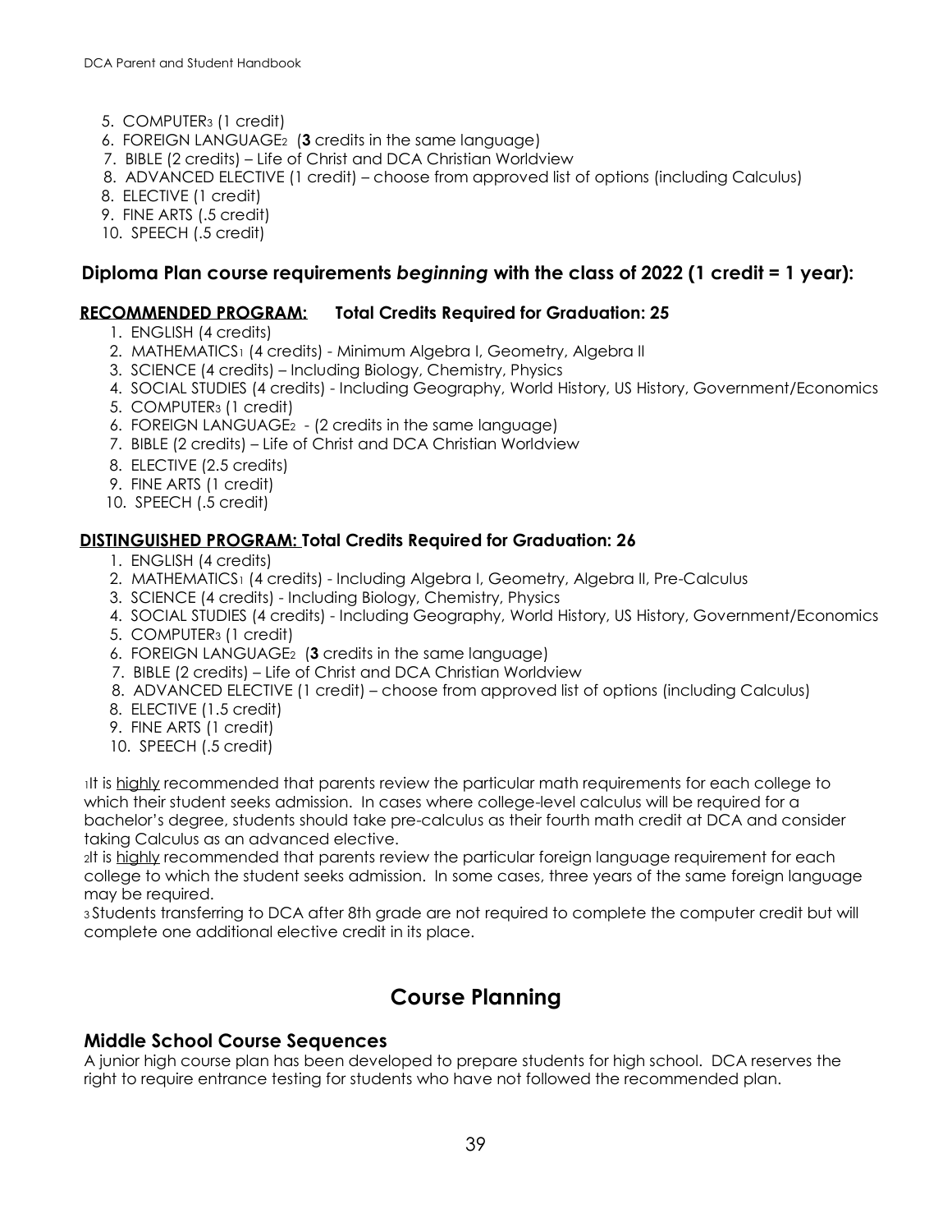5. COMPUTER[3] (1 credit)
6. FOREIGN LANGUAGE[2] (**3** credits in the same language)
7. BIBLE (2 credits) – Life of Christ and DCA Christian Worldview
8. ADVANCED ELECTIVE (1 credit) – choose from approved list of options (including Calculus)
8. ELECTIVE (1 credit)
9. FINE ARTS (.5 credit)
10. SPEECH (.5 credit)

### Diploma Plan course requirements *beginning* with the class of 2022 (1 credit = 1 year):

**<u>RECOMMENDED PROGRAM:</u>   Total Credits Required for Graduation: 25**

1. ENGLISH (4 credits)
2. MATHEMATICS[1] (4 credits) - Minimum Algebra I, Geometry, Algebra II
3. SCIENCE (4 credits) – Including Biology, Chemistry, Physics
4. SOCIAL STUDIES (4 credits) - Including Geography, World History, US History, Government/Economics
5. COMPUTER[3] (1 credit)
6. FOREIGN LANGUAGE[2] - (2 credits in the same language)
7. BIBLE (2 credits) – Life of Christ and DCA Christian Worldview
8. ELECTIVE (2.5 credits)
9. FINE ARTS (1 credit)
10. SPEECH (.5 credit)

**<u>DISTINGUISHED PROGRAM:</u> Total Credits Required for Graduation: 26**

1. ENGLISH (4 credits)
2. MATHEMATICS[1] (4 credits) - Including Algebra I, Geometry, Algebra II, Pre-Calculus
3. SCIENCE (4 credits) - Including Biology, Chemistry, Physics
4. SOCIAL STUDIES (4 credits) - Including Geography, World History, US History, Government/Economics
5. COMPUTER[3] (1 credit)
6. FOREIGN LANGUAGE[2] (**3** credits in the same language)
7. BIBLE (2 credits) – Life of Christ and DCA Christian Worldview
8. ADVANCED ELECTIVE (1 credit) – choose from approved list of options (including Calculus)
8. ELECTIVE (1.5 credit)
9. FINE ARTS (1 credit)
10. SPEECH (.5 credit)

[1]It is <u>highly</u> recommended that parents review the particular math requirements for each college to which their student seeks admission. In cases where college-level calculus will be required for a bachelor's degree, students should take pre-calculus as their fourth math credit at DCA and consider taking Calculus as an advanced elective.
[2]It is <u>highly</u> recommended that parents review the particular foreign language requirement for each college to which the student seeks admission. In some cases, three years of the same foreign language may be required.
[3] Students transferring to DCA after 8th grade are not required to complete the computer credit but will complete one additional elective credit in its place.

# Course Planning

### Middle School Course Sequences

A junior high course plan has been developed to prepare students for high school. DCA reserves the right to require entrance testing for students who have not followed the recommended plan.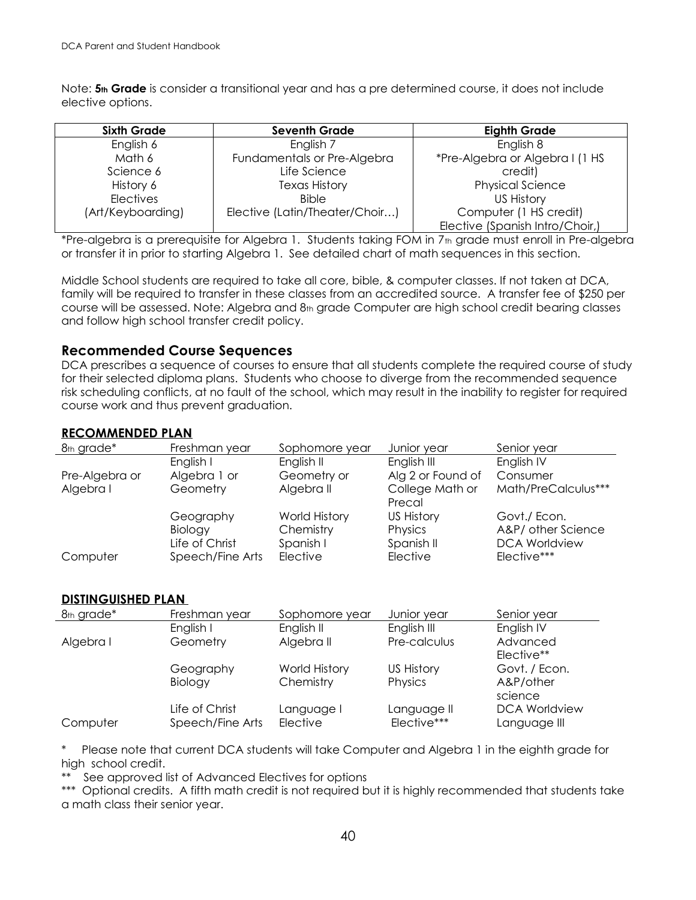Note: **5th Grade** is consider a transitional year and has a pre determined course, it does not include elective options.

| Sixth Grade | Seventh Grade | Eighth Grade |
|---|---|---|
| English 6 | English 7 | English 8 |
| Math 6 | Fundamentals or Pre-Algebra | *Pre-Algebra or Algebra I (1 HS credit) |
| Science 6 | Life Science | Physical Science |
| History 6 | Texas History | US History |
| Electives | Bible | Computer (1 HS credit) |
| (Art/Keyboarding) | Elective (Latin/Theater/Choir…) | Elective (Spanish Intro/Choir,) |

*Pre-algebra is a prerequisite for Algebra 1. Students taking FOM in 7th grade must enroll in Pre-algebra or transfer it in prior to starting Algebra 1. See detailed chart of math sequences in this section.

Middle School students are required to take all core, bible, & computer classes. If not taken at DCA, family will be required to transfer in these classes from an accredited source. A transfer fee of $250 per course will be assessed. Note: Algebra and 8th grade Computer are high school credit bearing classes and follow high school transfer credit policy.

## Recommended Course Sequences

DCA prescribes a sequence of courses to ensure that all students complete the required course of study for their selected diploma plans. Students who choose to diverge from the recommended sequence risk scheduling conflicts, at no fault of the school, which may result in the inability to register for required course work and thus prevent graduation.

### RECOMMENDED PLAN

| 8th grade* | Freshman year | Sophomore year | Junior year | Senior year |
|---|---|---|---|---|
| | English I | English II | English III | English IV |
| Pre-Algebra or Algebra I | Algebra 1 or Geometry | Geometry or Algebra II | Alg 2 or Found of College Math or Precal | Consumer Math/PreCalculus*** |
| | Geography | World History | US History | Govt./ Econ. |
| | Biology | Chemistry | Physics | A&P/ other Science |
| | Life of Christ | Spanish I | Spanish II | DCA Worldview |
| Computer | Speech/Fine Arts | Elective | Elective | Elective*** |

### DISTINGUISHED PLAN

| 8th grade* | Freshman year | Sophomore year | Junior year | Senior year |
|---|---|---|---|---|
| | English I | English II | English III | English IV |
| Algebra I | Geometry | Algebra II | Pre-calculus | Advanced Elective** |
| | Geography | World History | US History | Govt. / Econ. |
| | Biology | Chemistry | Physics | A&P/other science |
| | Life of Christ | Language I | Language II | DCA Worldview |
| Computer | Speech/Fine Arts | Elective | Elective*** | Language III |

\* Please note that current DCA students will take Computer and Algebra 1 in the eighth grade for high school credit.

** See approved list of Advanced Electives for options

*** Optional credits. A fifth math credit is not required but it is highly recommended that students take a math class their senior year.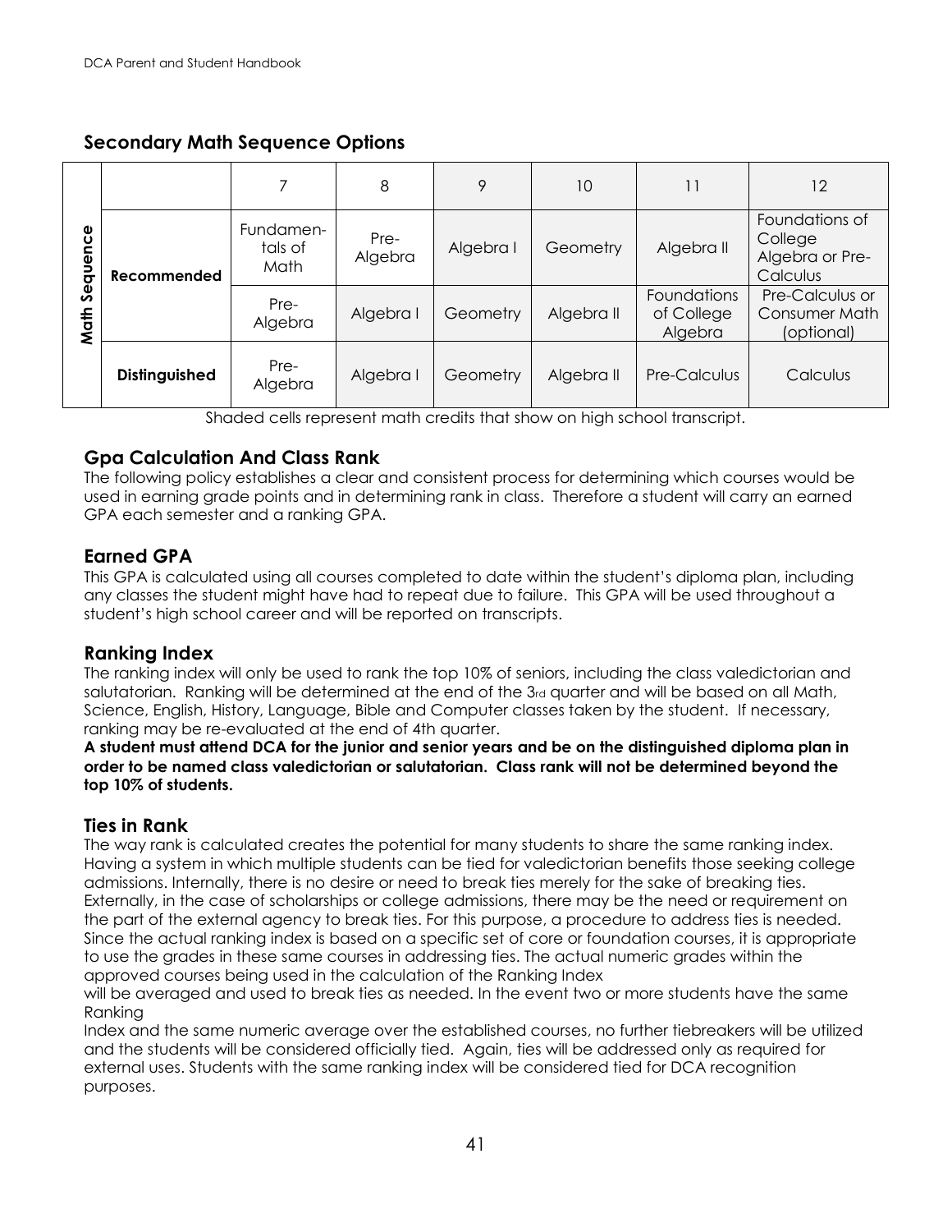## Secondary Math Sequence Options

| Math Sequence | | 7 | 8 | 9 | 10 | 11 | 12 |
|---|---|---|---|---|---|---|---|
| | Recommended | Fundamen-tals of Math | Pre-Algebra | Algebra I | Geometry | Algebra II | Foundations of College Algebra or Pre-Calculus |
| | | Pre-Algebra | Algebra I | Geometry | Algebra II | Foundations of College Algebra | Pre-Calculus or Consumer Math (optional) |
| | Distinguished | Pre-Algebra | Algebra I | Geometry | Algebra II | Pre-Calculus | Calculus |

Shaded cells represent math credits that show on high school transcript.

## Gpa Calculation And Class Rank

The following policy establishes a clear and consistent process for determining which courses would be used in earning grade points and in determining rank in class. Therefore a student will carry an earned GPA each semester and a ranking GPA.

## Earned GPA

This GPA is calculated using all courses completed to date within the student's diploma plan, including any classes the student might have had to repeat due to failure. This GPA will be used throughout a student's high school career and will be reported on transcripts.

## Ranking Index

The ranking index will only be used to rank the top 10% of seniors, including the class valedictorian and salutatorian. Ranking will be determined at the end of the 3rd quarter and will be based on all Math, Science, English, History, Language, Bible and Computer classes taken by the student. If necessary, ranking may be re-evaluated at the end of 4th quarter.

**A student must attend DCA for the junior and senior years and be on the distinguished diploma plan in order to be named class valedictorian or salutatorian. Class rank will not be determined beyond the top 10% of students.**

## Ties in Rank

The way rank is calculated creates the potential for many students to share the same ranking index. Having a system in which multiple students can be tied for valedictorian benefits those seeking college admissions. Internally, there is no desire or need to break ties merely for the sake of breaking ties. Externally, in the case of scholarships or college admissions, there may be the need or requirement on the part of the external agency to break ties. For this purpose, a procedure to address ties is needed. Since the actual ranking index is based on a specific set of core or foundation courses, it is appropriate to use the grades in these same courses in addressing ties. The actual numeric grades within the approved courses being used in the calculation of the Ranking Index will be averaged and used to break ties as needed. In the event two or more students have the same Ranking Index and the same numeric average over the established courses, no further tiebreakers will be utilized and the students will be considered officially tied. Again, ties will be addressed only as required for external uses. Students with the same ranking index will be considered tied for DCA recognition purposes.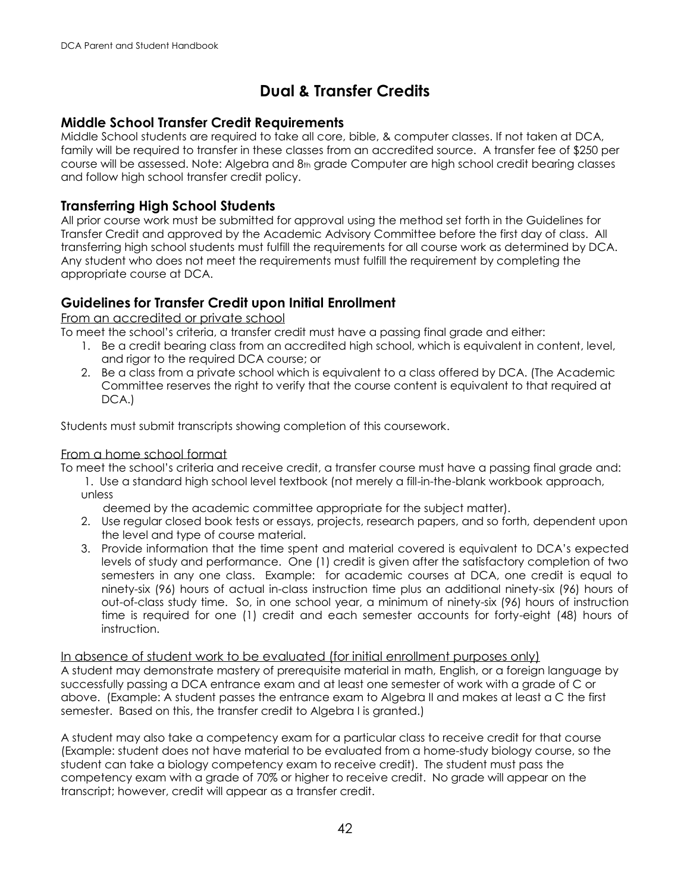# Dual & Transfer Credits

## Middle School Transfer Credit Requirements

Middle School students are required to take all core, bible, & computer classes. If not taken at DCA, family will be required to transfer in these classes from an accredited source. A transfer fee of $250 per course will be assessed. Note: Algebra and 8th grade Computer are high school credit bearing classes and follow high school transfer credit policy.

## Transferring High School Students

All prior course work must be submitted for approval using the method set forth in the Guidelines for Transfer Credit and approved by the Academic Advisory Committee before the first day of class. All transferring high school students must fulfill the requirements for all course work as determined by DCA. Any student who does not meet the requirements must fulfill the requirement by completing the appropriate course at DCA.

## Guidelines for Transfer Credit upon Initial Enrollment

From an accredited or private school

To meet the school's criteria, a transfer credit must have a passing final grade and either:

1. Be a credit bearing class from an accredited high school, which is equivalent in content, level, and rigor to the required DCA course; or
2. Be a class from a private school which is equivalent to a class offered by DCA. (The Academic Committee reserves the right to verify that the course content is equivalent to that required at DCA.)

Students must submit transcripts showing completion of this coursework.

From a home school format

To meet the school's criteria and receive credit, a transfer course must have a passing final grade and:

1. Use a standard high school level textbook (not merely a fill-in-the-blank workbook approach, unless deemed by the academic committee appropriate for the subject matter).
2. Use regular closed book tests or essays, projects, research papers, and so forth, dependent upon the level and type of course material.
3. Provide information that the time spent and material covered is equivalent to DCA's expected levels of study and performance. One (1) credit is given after the satisfactory completion of two semesters in any one class. Example: for academic courses at DCA, one credit is equal to ninety-six (96) hours of actual in-class instruction time plus an additional ninety-six (96) hours of out-of-class study time. So, in one school year, a minimum of ninety-six (96) hours of instruction time is required for one (1) credit and each semester accounts for forty-eight (48) hours of instruction.

In absence of student work to be evaluated (for initial enrollment purposes only)

A student may demonstrate mastery of prerequisite material in math, English, or a foreign language by successfully passing a DCA entrance exam and at least one semester of work with a grade of C or above. (Example: A student passes the entrance exam to Algebra II and makes at least a C the first semester. Based on this, the transfer credit to Algebra I is granted.)

A student may also take a competency exam for a particular class to receive credit for that course (Example: student does not have material to be evaluated from a home-study biology course, so the student can take a biology competency exam to receive credit). The student must pass the competency exam with a grade of 70% or higher to receive credit. No grade will appear on the transcript; however, credit will appear as a transfer credit.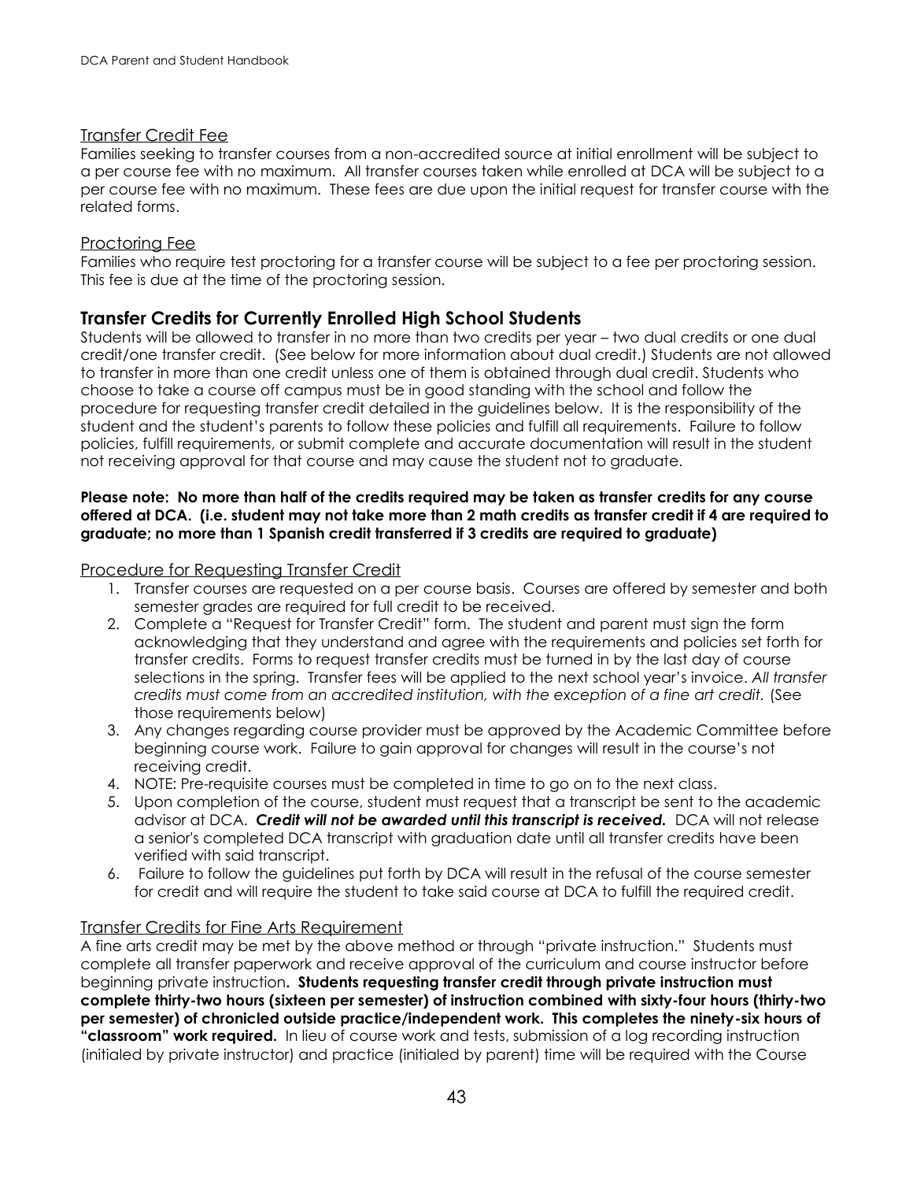### Transfer Credit Fee

Families seeking to transfer courses from a non-accredited source at initial enrollment will be subject to a per course fee with no maximum. All transfer courses taken while enrolled at DCA will be subject to a per course fee with no maximum. These fees are due upon the initial request for transfer course with the related forms.

### Proctoring Fee

Families who require test proctoring for a transfer course will be subject to a fee per proctoring session. This fee is due at the time of the proctoring session.

## Transfer Credits for Currently Enrolled High School Students

Students will be allowed to transfer in no more than two credits per year – two dual credits or one dual credit/one transfer credit. (See below for more information about dual credit.) Students are not allowed to transfer in more than one credit unless one of them is obtained through dual credit. Students who choose to take a course off campus must be in good standing with the school and follow the procedure for requesting transfer credit detailed in the guidelines below. It is the responsibility of the student and the student's parents to follow these policies and fulfill all requirements. Failure to follow policies, fulfill requirements, or submit complete and accurate documentation will result in the student not receiving approval for that course and may cause the student not to graduate.

**Please note: No more than half of the credits required may be taken as transfer credits for any course offered at DCA. (i.e. student may not take more than 2 math credits as transfer credit if 4 are required to graduate; no more than 1 Spanish credit transferred if 3 credits are required to graduate)**

### Procedure for Requesting Transfer Credit

1. Transfer courses are requested on a per course basis. Courses are offered by semester and both semester grades are required for full credit to be received.
2. Complete a "Request for Transfer Credit" form. The student and parent must sign the form acknowledging that they understand and agree with the requirements and policies set forth for transfer credits. Forms to request transfer credits must be turned in by the last day of course selections in the spring. Transfer fees will be applied to the next school year's invoice. *All transfer credits must come from an accredited institution, with the exception of a fine art credit.* (See those requirements below)
3. Any changes regarding course provider must be approved by the Academic Committee before beginning course work. Failure to gain approval for changes will result in the course's not receiving credit.
4. NOTE: Pre-requisite courses must be completed in time to go on to the next class.
5. Upon completion of the course, student must request that a transcript be sent to the academic advisor at DCA. ***Credit will not be awarded until this transcript is received.*** DCA will not release a senior's completed DCA transcript with graduation date until all transfer credits have been verified with said transcript.
6. Failure to follow the guidelines put forth by DCA will result in the refusal of the course semester for credit and will require the student to take said course at DCA to fulfill the required credit.

### Transfer Credits for Fine Arts Requirement

A fine arts credit may be met by the above method or through "private instruction." Students must complete all transfer paperwork and receive approval of the curriculum and course instructor before beginning private instruction**. Students requesting transfer credit through private instruction must complete thirty-two hours (sixteen per semester) of instruction combined with sixty-four hours (thirty-two per semester) of chronicled outside practice/independent work. This completes the ninety-six hours of "classroom" work required.** In lieu of course work and tests, submission of a log recording instruction (initialed by private instructor) and practice (initialed by parent) time will be required with the Course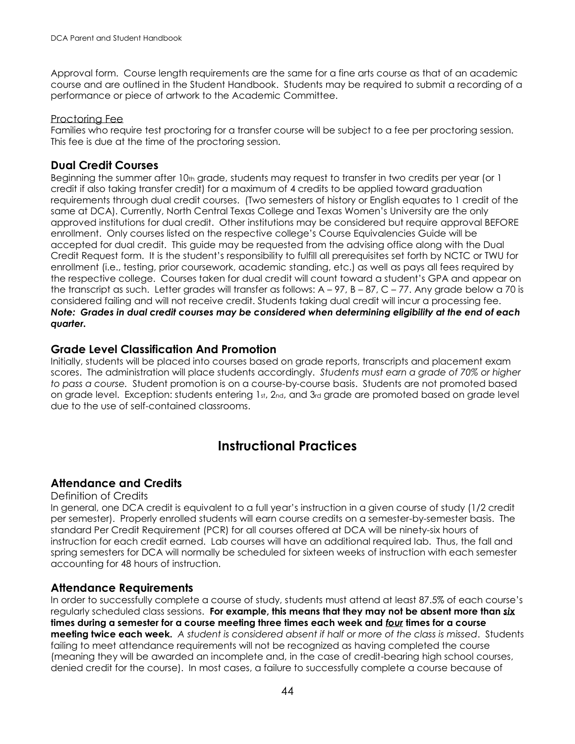Approval form. Course length requirements are the same for a fine arts course as that of an academic course and are outlined in the Student Handbook. Students may be required to submit a recording of a performance or piece of artwork to the Academic Committee.

Proctoring Fee

Families who require test proctoring for a transfer course will be subject to a fee per proctoring session. This fee is due at the time of the proctoring session.

### Dual Credit Courses

Beginning the summer after 10th grade, students may request to transfer in two credits per year (or 1 credit if also taking transfer credit) for a maximum of 4 credits to be applied toward graduation requirements through dual credit courses. (Two semesters of history or English equates to 1 credit of the same at DCA). Currently, North Central Texas College and Texas Women's University are the only approved institutions for dual credit. Other institutions may be considered but require approval BEFORE enrollment. Only courses listed on the respective college's Course Equivalencies Guide will be accepted for dual credit. This guide may be requested from the advising office along with the Dual Credit Request form. It is the student's responsibility to fulfill all prerequisites set forth by NCTC or TWU for enrollment (i.e., testing, prior coursework, academic standing, etc.) as well as pays all fees required by the respective college. Courses taken for dual credit will count toward a student's GPA and appear on the transcript as such. Letter grades will transfer as follows: A – 97, B – 87, C – 77. Any grade below a 70 is considered failing and will not receive credit. Students taking dual credit will incur a processing fee. ***Note: Grades in dual credit courses may be considered when determining eligibility at the end of each quarter.***

### Grade Level Classification And Promotion

Initially, students will be placed into courses based on grade reports, transcripts and placement exam scores. The administration will place students accordingly. *Students must earn a grade of 70% or higher to pass a course.* Student promotion is on a course-by-course basis. Students are not promoted based on grade level. Exception: students entering 1st, 2nd, and 3rd grade are promoted based on grade level due to the use of self-contained classrooms.

## Instructional Practices

### Attendance and Credits

Definition of Credits

In general, one DCA credit is equivalent to a full year's instruction in a given course of study (1/2 credit per semester). Properly enrolled students will earn course credits on a semester-by-semester basis. The standard Per Credit Requirement (PCR) for all courses offered at DCA will be ninety-six hours of instruction for each credit earned. Lab courses will have an additional required lab. Thus, the fall and spring semesters for DCA will normally be scheduled for sixteen weeks of instruction with each semester accounting for 48 hours of instruction.

### Attendance Requirements

In order to successfully complete a course of study, students must attend at least 87.5% of each course's regularly scheduled class sessions. **For example, this means that they may not be absent more than *<u>six</u>* times during a semester for a course meeting three times each week and *<u>four</u>* times for a course meeting twice each week.** *A student is considered absent if half or more of the class is missed*. Students failing to meet attendance requirements will not be recognized as having completed the course (meaning they will be awarded an incomplete and, in the case of credit-bearing high school courses, denied credit for the course). In most cases, a failure to successfully complete a course because of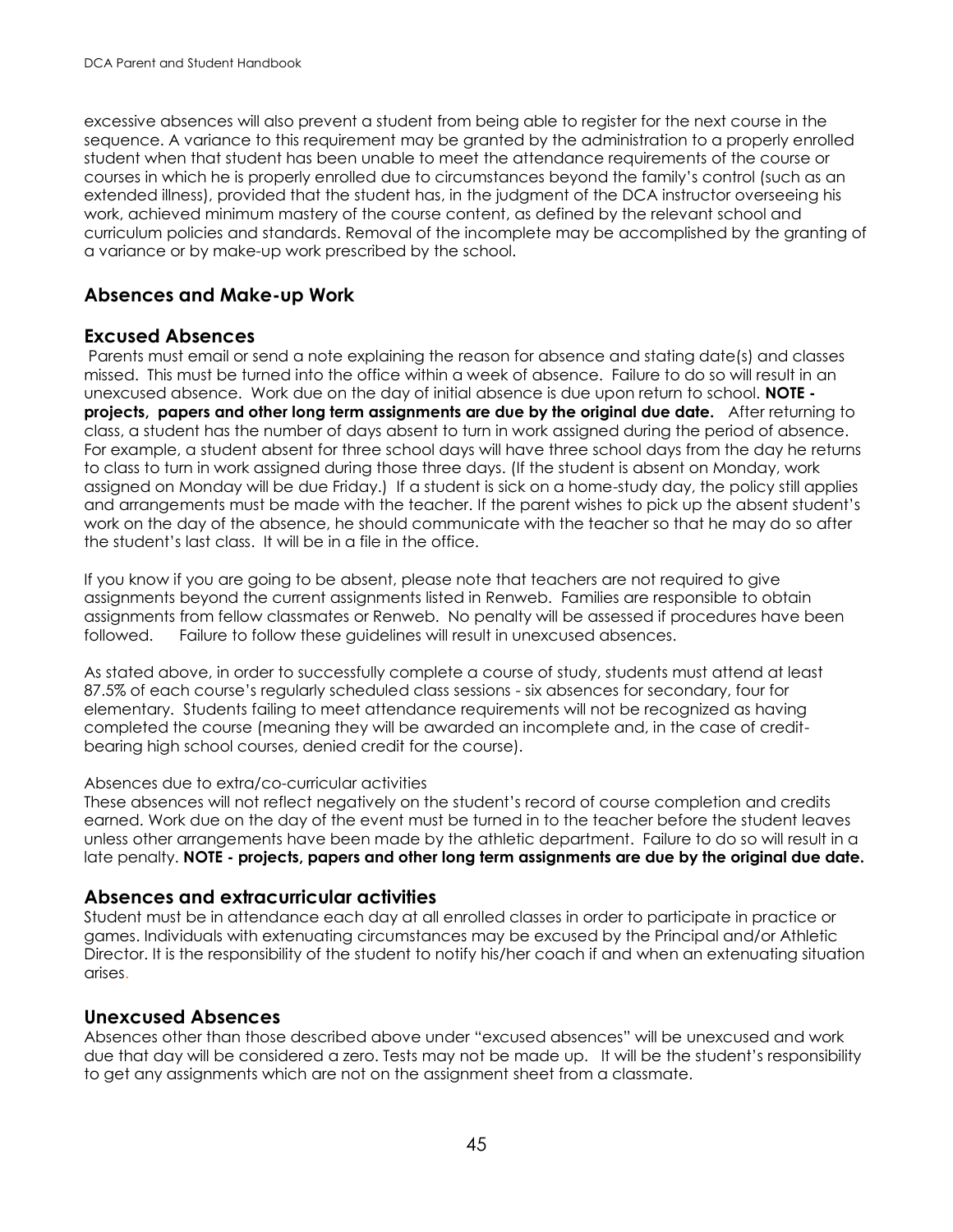excessive absences will also prevent a student from being able to register for the next course in the sequence. A variance to this requirement may be granted by the administration to a properly enrolled student when that student has been unable to meet the attendance requirements of the course or courses in which he is properly enrolled due to circumstances beyond the family's control (such as an extended illness), provided that the student has, in the judgment of the DCA instructor overseeing his work, achieved minimum mastery of the course content, as defined by the relevant school and curriculum policies and standards. Removal of the incomplete may be accomplished by the granting of a variance or by make-up work prescribed by the school.

## Absences and Make-up Work

## Excused Absences

Parents must email or send a note explaining the reason for absence and stating date(s) and classes missed. This must be turned into the office within a week of absence. Failure to do so will result in an unexcused absence. Work due on the day of initial absence is due upon return to school. **NOTE - projects, papers and other long term assignments are due by the original due date.** After returning to class, a student has the number of days absent to turn in work assigned during the period of absence. For example, a student absent for three school days will have three school days from the day he returns to class to turn in work assigned during those three days. (If the student is absent on Monday, work assigned on Monday will be due Friday.) If a student is sick on a home-study day, the policy still applies and arrangements must be made with the teacher. If the parent wishes to pick up the absent student's work on the day of the absence, he should communicate with the teacher so that he may do so after the student's last class. It will be in a file in the office.

If you know if you are going to be absent, please note that teachers are not required to give assignments beyond the current assignments listed in Renweb. Families are responsible to obtain assignments from fellow classmates or Renweb. No penalty will be assessed if procedures have been followed. Failure to follow these guidelines will result in unexcused absences.

As stated above, in order to successfully complete a course of study, students must attend at least 87.5% of each course's regularly scheduled class sessions - six absences for secondary, four for elementary. Students failing to meet attendance requirements will not be recognized as having completed the course (meaning they will be awarded an incomplete and, in the case of credit-bearing high school courses, denied credit for the course).

Absences due to extra/co-curricular activities

These absences will not reflect negatively on the student's record of course completion and credits earned. Work due on the day of the event must be turned in to the teacher before the student leaves unless other arrangements have been made by the athletic department. Failure to do so will result in a late penalty. **NOTE - projects, papers and other long term assignments are due by the original due date.**

## Absences and extracurricular activities

Student must be in attendance each day at all enrolled classes in order to participate in practice or games. Individuals with extenuating circumstances may be excused by the Principal and/or Athletic Director. It is the responsibility of the student to notify his/her coach if and when an extenuating situation arises.

## Unexcused Absences

Absences other than those described above under "excused absences" will be unexcused and work due that day will be considered a zero. Tests may not be made up. It will be the student's responsibility to get any assignments which are not on the assignment sheet from a classmate.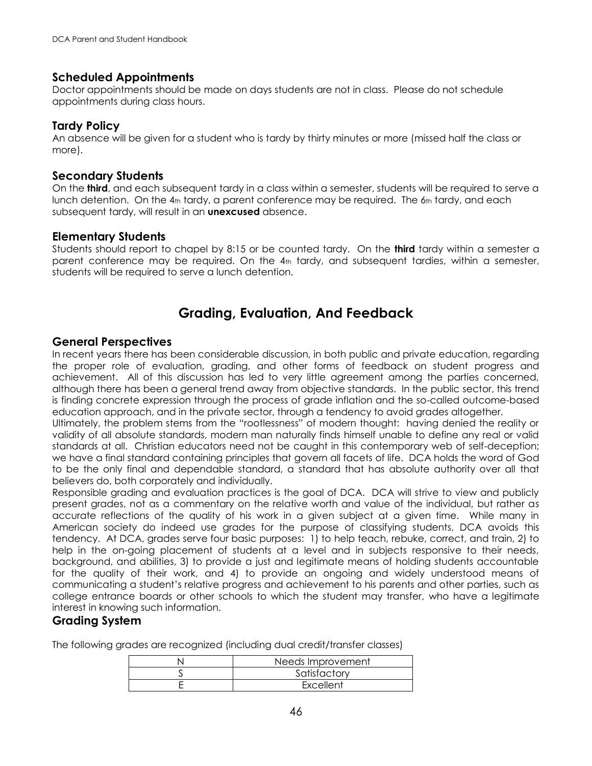## Scheduled Appointments

Doctor appointments should be made on days students are not in class. Please do not schedule appointments during class hours.

## Tardy Policy

An absence will be given for a student who is tardy by thirty minutes or more (missed half the class or more).

## Secondary Students

On the **third**, and each subsequent tardy in a class within a semester, students will be required to serve a lunch detention. On the 4th tardy, a parent conference may be required. The 6th tardy, and each subsequent tardy, will result in an **unexcused** absence.

## Elementary Students

Students should report to chapel by 8:15 or be counted tardy. On the **third** tardy within a semester a parent conference may be required. On the 4th tardy, and subsequent tardies, within a semester, students will be required to serve a lunch detention.

# Grading, Evaluation, And Feedback

## General Perspectives

In recent years there has been considerable discussion, in both public and private education, regarding the proper role of evaluation, grading, and other forms of feedback on student progress and achievement. All of this discussion has led to very little agreement among the parties concerned, although there has been a general trend away from objective standards. In the public sector, this trend is finding concrete expression through the process of grade inflation and the so-called outcome-based education approach, and in the private sector, through a tendency to avoid grades altogether.

Ultimately, the problem stems from the "rootlessness" of modern thought: having denied the reality or validity of all absolute standards, modern man naturally finds himself unable to define any real or valid standards at all. Christian educators need not be caught in this contemporary web of self-deception; we have a final standard containing principles that govern all facets of life. DCA holds the word of God to be the only final and dependable standard, a standard that has absolute authority over all that believers do, both corporately and individually.

Responsible grading and evaluation practices is the goal of DCA. DCA will strive to view and publicly present grades, not as a commentary on the relative worth and value of the individual, but rather as accurate reflections of the quality of his work in a given subject at a given time. While many in American society do indeed use grades for the purpose of classifying students, DCA avoids this tendency. At DCA, grades serve four basic purposes: 1) to help teach, rebuke, correct, and train, 2) to help in the on-going placement of students at a level and in subjects responsive to their needs, background, and abilities, 3) to provide a just and legitimate means of holding students accountable for the quality of their work, and 4) to provide an ongoing and widely understood means of communicating a student's relative progress and achievement to his parents and other parties, such as college entrance boards or other schools to which the student may transfer, who have a legitimate interest in knowing such information.

## Grading System

The following grades are recognized (including dual credit/transfer classes)

| | |
|---|---|
| N | Needs Improvement |
| S | Satisfactory |
| E | Excellent |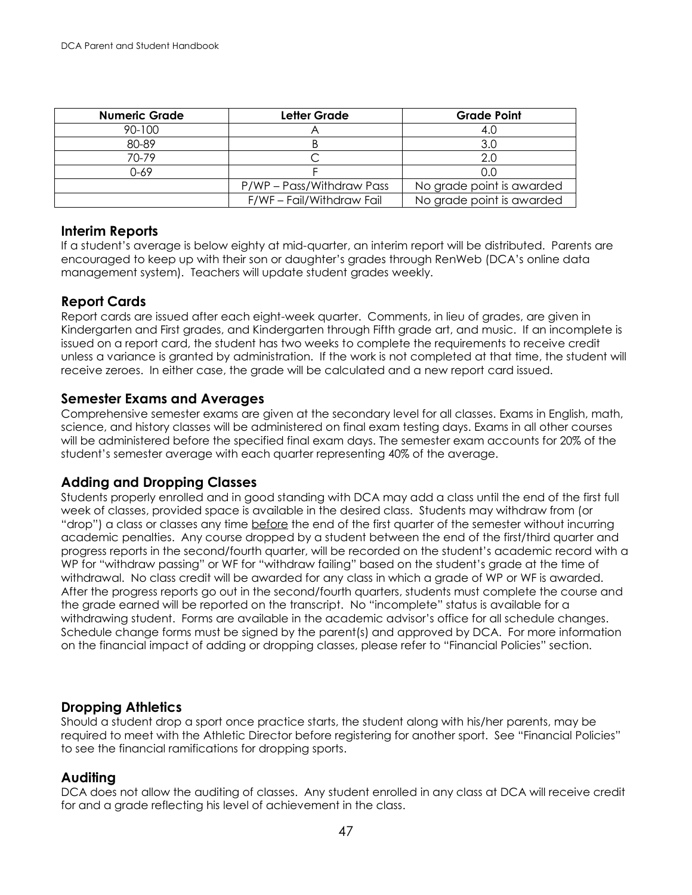| Numeric Grade | Letter Grade | Grade Point |
|---|---|---|
| 90-100 | A | 4.0 |
| 80-89 | B | 3.0 |
| 70-79 | C | 2.0 |
| 0-69 | F | 0.0 |
| | P/WP – Pass/Withdraw Pass | No grade point is awarded |
| | F/WF – Fail/Withdraw Fail | No grade point is awarded |

## Interim Reports

If a student's average is below eighty at mid-quarter, an interim report will be distributed. Parents are encouraged to keep up with their son or daughter's grades through RenWeb (DCA's online data management system). Teachers will update student grades weekly.

## Report Cards

Report cards are issued after each eight-week quarter. Comments, in lieu of grades, are given in Kindergarten and First grades, and Kindergarten through Fifth grade art, and music. If an incomplete is issued on a report card, the student has two weeks to complete the requirements to receive credit unless a variance is granted by administration. If the work is not completed at that time, the student will receive zeroes. In either case, the grade will be calculated and a new report card issued.

## Semester Exams and Averages

Comprehensive semester exams are given at the secondary level for all classes. Exams in English, math, science, and history classes will be administered on final exam testing days. Exams in all other courses will be administered before the specified final exam days. The semester exam accounts for 20% of the student's semester average with each quarter representing 40% of the average.

## Adding and Dropping Classes

Students properly enrolled and in good standing with DCA may add a class until the end of the first full week of classes, provided space is available in the desired class. Students may withdraw from (or "drop") a class or classes any time <u>before</u> the end of the first quarter of the semester without incurring academic penalties. Any course dropped by a student between the end of the first/third quarter and progress reports in the second/fourth quarter, will be recorded on the student's academic record with a WP for "withdraw passing" or WF for "withdraw failing" based on the student's grade at the time of withdrawal. No class credit will be awarded for any class in which a grade of WP or WF is awarded. After the progress reports go out in the second/fourth quarters, students must complete the course and the grade earned will be reported on the transcript. No "incomplete" status is available for a withdrawing student. Forms are available in the academic advisor's office for all schedule changes. Schedule change forms must be signed by the parent(s) and approved by DCA. For more information on the financial impact of adding or dropping classes, please refer to "Financial Policies" section.

## Dropping Athletics

Should a student drop a sport once practice starts, the student along with his/her parents, may be required to meet with the Athletic Director before registering for another sport. See "Financial Policies" to see the financial ramifications for dropping sports.

## Auditing

DCA does not allow the auditing of classes. Any student enrolled in any class at DCA will receive credit for and a grade reflecting his level of achievement in the class.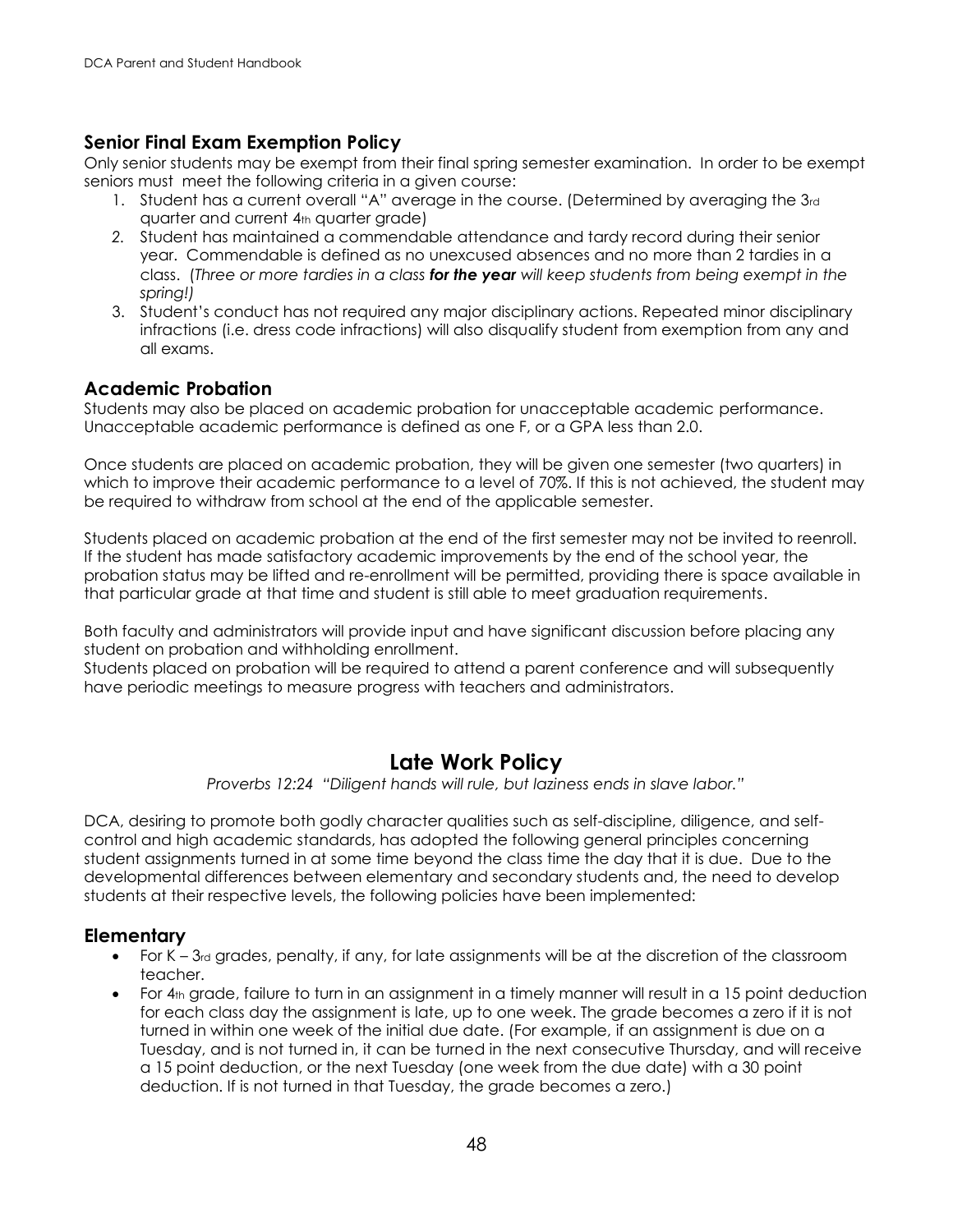## Senior Final Exam Exemption Policy

Only senior students may be exempt from their final spring semester examination. In order to be exempt seniors must meet the following criteria in a given course:

1. Student has a current overall "A" average in the course. (Determined by averaging the 3rd quarter and current 4th quarter grade)
2. Student has maintained a commendable attendance and tardy record during their senior year. Commendable is defined as no unexcused absences and no more than 2 tardies in a class. (*Three or more tardies in a class **for the year** will keep students from being exempt in the spring!)*
3. Student's conduct has not required any major disciplinary actions. Repeated minor disciplinary infractions (i.e. dress code infractions) will also disqualify student from exemption from any and all exams.

## Academic Probation

Students may also be placed on academic probation for unacceptable academic performance. Unacceptable academic performance is defined as one F, or a GPA less than 2.0.

Once students are placed on academic probation, they will be given one semester (two quarters) in which to improve their academic performance to a level of 70%. If this is not achieved, the student may be required to withdraw from school at the end of the applicable semester.

Students placed on academic probation at the end of the first semester may not be invited to reenroll. If the student has made satisfactory academic improvements by the end of the school year, the probation status may be lifted and re-enrollment will be permitted, providing there is space available in that particular grade at that time and student is still able to meet graduation requirements.

Both faculty and administrators will provide input and have significant discussion before placing any student on probation and withholding enrollment.
Students placed on probation will be required to attend a parent conference and will subsequently have periodic meetings to measure progress with teachers and administrators.

# Late Work Policy

*Proverbs 12:24 "Diligent hands will rule, but laziness ends in slave labor."*

DCA, desiring to promote both godly character qualities such as self-discipline, diligence, and self-control and high academic standards, has adopted the following general principles concerning student assignments turned in at some time beyond the class time the day that it is due. Due to the developmental differences between elementary and secondary students and, the need to develop students at their respective levels, the following policies have been implemented:

## Elementary

- For K – 3rd grades, penalty, if any, for late assignments will be at the discretion of the classroom teacher.
- For 4th grade, failure to turn in an assignment in a timely manner will result in a 15 point deduction for each class day the assignment is late, up to one week. The grade becomes a zero if it is not turned in within one week of the initial due date. (For example, if an assignment is due on a Tuesday, and is not turned in, it can be turned in the next consecutive Thursday, and will receive a 15 point deduction, or the next Tuesday (one week from the due date) with a 30 point deduction. If is not turned in that Tuesday, the grade becomes a zero.)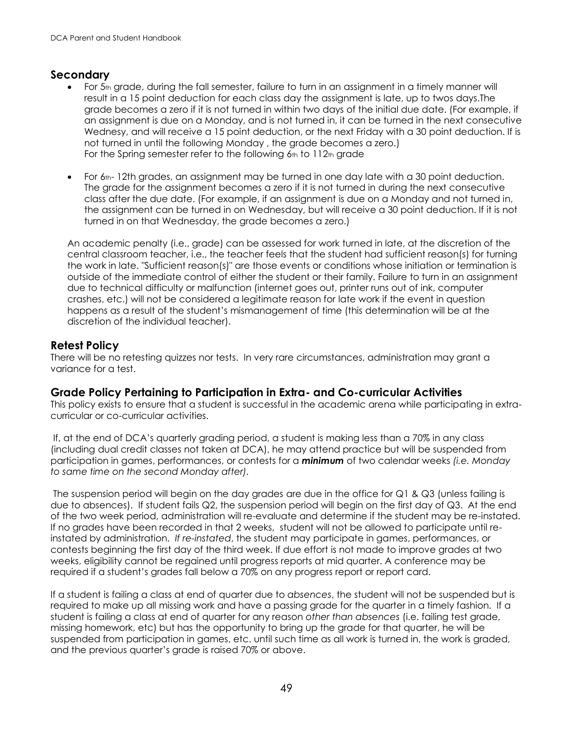## Secondary

- For 5th grade, during the fall semester, failure to turn in an assignment in a timely manner will result in a 15 point deduction for each class day the assignment is late, up to twos days.The grade becomes a zero if it is not turned in within two days of the initial due date. (For example, if an assignment is due on a Monday, and is not turned in, it can be turned in the next consecutive Wednesy, and will receive a 15 point deduction, or the next Friday with a 30 point deduction. If is not turned in until the following Monday , the grade becomes a zero.)
  For the Spring semester refer to the following 6th to 112th grade

- For 6th- 12th grades, an assignment may be turned in one day late with a 30 point deduction. The grade for the assignment becomes a zero if it is not turned in during the next consecutive class after the due date. (For example, if an assignment is due on a Monday and not turned in, the assignment can be turned in on Wednesday, but will receive a 30 point deduction. If it is not turned in on that Wednesday, the grade becomes a zero.)

An academic penalty (i.e., grade) can be assessed for work turned in late, at the discretion of the central classroom teacher, i.e., the teacher feels that the student had sufficient reason(s) for turning the work in late. "Sufficient reason(s)" are those events or conditions whose initiation or termination is outside of the immediate control of either the student or their family. Failure to turn in an assignment due to technical difficulty or malfunction (internet goes out, printer runs out of ink, computer crashes, etc.) will not be considered a legitimate reason for late work if the event in question happens as a result of the student's mismanagement of time (this determination will be at the discretion of the individual teacher).

## Retest Policy

There will be no retesting quizzes nor tests. In very rare circumstances, administration may grant a variance for a test.

## Grade Policy Pertaining to Participation in Extra- and Co-curricular Activities

This policy exists to ensure that a student is successful in the academic arena while participating in extra-curricular or co-curricular activities.

If, at the end of DCA's quarterly grading period, a student is making less than a 70% in any class (including dual credit classes not taken at DCA), he may attend practice but will be suspended from participation in games, performances, or contests for a ***minimum*** of two calendar weeks *(i.e. Monday to same time on the second Monday after)*.

The suspension period will begin on the day grades are due in the office for Q1 & Q3 (unless failing is due to absences). If student fails Q2, the suspension period will begin on the first day of Q3. At the end of the two week period, administration will re-evaluate and determine if the student may be re-instated. If no grades have been recorded in that 2 weeks, student will not be allowed to participate until re-instated by administration. *If re-instated*, the student may participate in games, performances, or contests beginning the first day of the third week. If due effort is not made to improve grades at two weeks, eligibility cannot be regained until progress reports at mid quarter. A conference may be required if a student's grades fall below a 70% on any progress report or report card.

If a student is failing a class at end of quarter due to *absences*, the student will not be suspended but is required to make up all missing work and have a passing grade for the quarter in a timely fashion. If a student is failing a class at end of quarter for any reason *other than absences* (i.e. failing test grade, missing homework, etc) but has the opportunity to bring up the grade for that quarter, he will be suspended from participation in games, etc. until such time as all work is turned in, the work is graded, and the previous quarter's grade is raised 70% or above.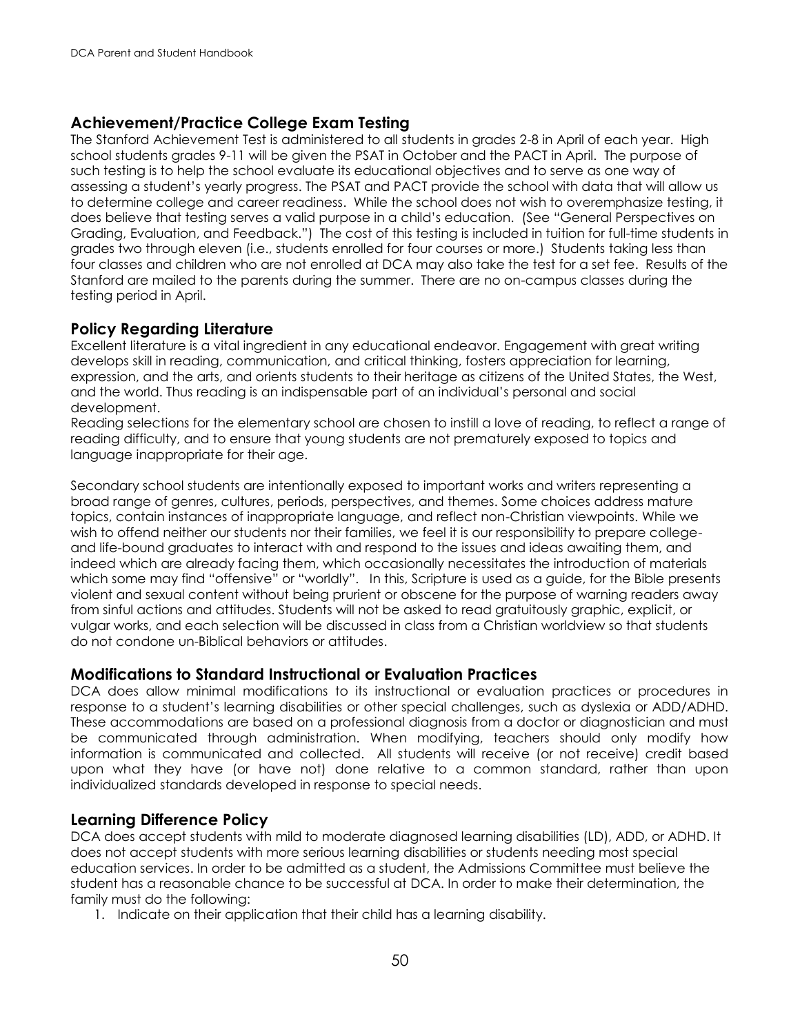## Achievement/Practice College Exam Testing

The Stanford Achievement Test is administered to all students in grades 2-8 in April of each year. High school students grades 9-11 will be given the PSAT in October and the PACT in April. The purpose of such testing is to help the school evaluate its educational objectives and to serve as one way of assessing a student's yearly progress. The PSAT and PACT provide the school with data that will allow us to determine college and career readiness. While the school does not wish to overemphasize testing, it does believe that testing serves a valid purpose in a child's education. (See "General Perspectives on Grading, Evaluation, and Feedback.") The cost of this testing is included in tuition for full-time students in grades two through eleven (i.e., students enrolled for four courses or more.) Students taking less than four classes and children who are not enrolled at DCA may also take the test for a set fee. Results of the Stanford are mailed to the parents during the summer. There are no on-campus classes during the testing period in April.

## Policy Regarding Literature

Excellent literature is a vital ingredient in any educational endeavor. Engagement with great writing develops skill in reading, communication, and critical thinking, fosters appreciation for learning, expression, and the arts, and orients students to their heritage as citizens of the United States, the West, and the world. Thus reading is an indispensable part of an individual's personal and social development.

Reading selections for the elementary school are chosen to instill a love of reading, to reflect a range of reading difficulty, and to ensure that young students are not prematurely exposed to topics and language inappropriate for their age.

Secondary school students are intentionally exposed to important works and writers representing a broad range of genres, cultures, periods, perspectives, and themes. Some choices address mature topics, contain instances of inappropriate language, and reflect non-Christian viewpoints. While we wish to offend neither our students nor their families, we feel it is our responsibility to prepare college- and life-bound graduates to interact with and respond to the issues and ideas awaiting them, and indeed which are already facing them, which occasionally necessitates the introduction of materials which some may find "offensive" or "worldly". In this, Scripture is used as a guide, for the Bible presents violent and sexual content without being prurient or obscene for the purpose of warning readers away from sinful actions and attitudes. Students will not be asked to read gratuitously graphic, explicit, or vulgar works, and each selection will be discussed in class from a Christian worldview so that students do not condone un-Biblical behaviors or attitudes.

## Modifications to Standard Instructional or Evaluation Practices

DCA does allow minimal modifications to its instructional or evaluation practices or procedures in response to a student's learning disabilities or other special challenges, such as dyslexia or ADD/ADHD. These accommodations are based on a professional diagnosis from a doctor or diagnostician and must be communicated through administration. When modifying, teachers should only modify how information is communicated and collected. All students will receive (or not receive) credit based upon what they have (or have not) done relative to a common standard, rather than upon individualized standards developed in response to special needs.

## Learning Difference Policy

DCA does accept students with mild to moderate diagnosed learning disabilities (LD), ADD, or ADHD. It does not accept students with more serious learning disabilities or students needing most special education services. In order to be admitted as a student, the Admissions Committee must believe the student has a reasonable chance to be successful at DCA. In order to make their determination, the family must do the following:

1. Indicate on their application that their child has a learning disability.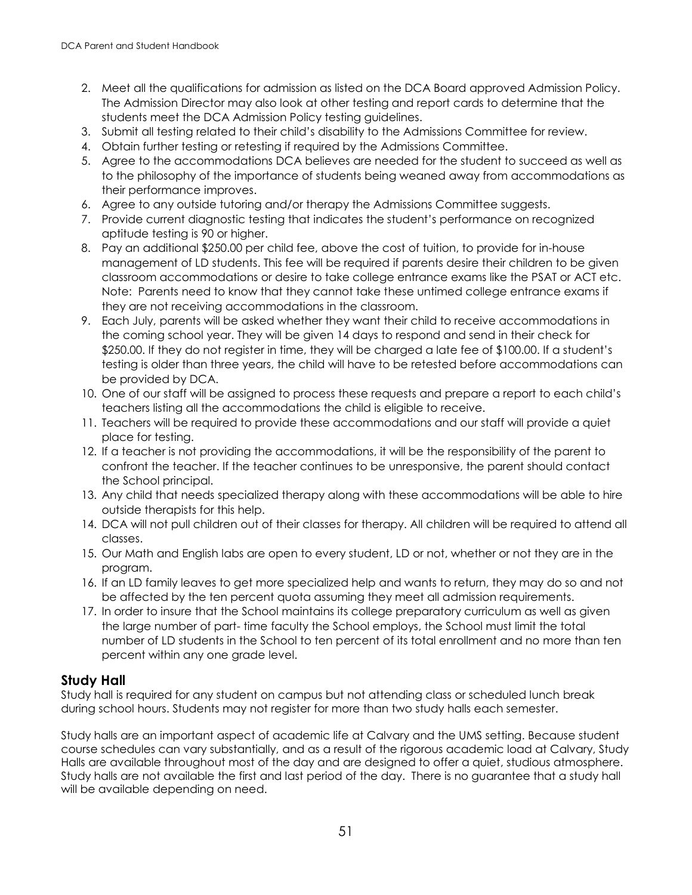2. Meet all the qualifications for admission as listed on the DCA Board approved Admission Policy. The Admission Director may also look at other testing and report cards to determine that the students meet the DCA Admission Policy testing guidelines.
3. Submit all testing related to their child's disability to the Admissions Committee for review.
4. Obtain further testing or retesting if required by the Admissions Committee.
5. Agree to the accommodations DCA believes are needed for the student to succeed as well as to the philosophy of the importance of students being weaned away from accommodations as their performance improves.
6. Agree to any outside tutoring and/or therapy the Admissions Committee suggests.
7. Provide current diagnostic testing that indicates the student's performance on recognized aptitude testing is 90 or higher.
8. Pay an additional $250.00 per child fee, above the cost of tuition, to provide for in-house management of LD students. This fee will be required if parents desire their children to be given classroom accommodations or desire to take college entrance exams like the PSAT or ACT etc. Note: Parents need to know that they cannot take these untimed college entrance exams if they are not receiving accommodations in the classroom.
9. Each July, parents will be asked whether they want their child to receive accommodations in the coming school year. They will be given 14 days to respond and send in their check for $250.00. If they do not register in time, they will be charged a late fee of $100.00. If a student's testing is older than three years, the child will have to be retested before accommodations can be provided by DCA.
10. One of our staff will be assigned to process these requests and prepare a report to each child's teachers listing all the accommodations the child is eligible to receive.
11. Teachers will be required to provide these accommodations and our staff will provide a quiet place for testing.
12. If a teacher is not providing the accommodations, it will be the responsibility of the parent to confront the teacher. If the teacher continues to be unresponsive, the parent should contact the School principal.
13. Any child that needs specialized therapy along with these accommodations will be able to hire outside therapists for this help.
14. DCA will not pull children out of their classes for therapy. All children will be required to attend all classes.
15. Our Math and English labs are open to every student, LD or not, whether or not they are in the program.
16. If an LD family leaves to get more specialized help and wants to return, they may do so and not be affected by the ten percent quota assuming they meet all admission requirements.
17. In order to insure that the School maintains its college preparatory curriculum as well as given the large number of part- time faculty the School employs, the School must limit the total number of LD students in the School to ten percent of its total enrollment and no more than ten percent within any one grade level.

## Study Hall

Study hall is required for any student on campus but not attending class or scheduled lunch break during school hours. Students may not register for more than two study halls each semester.

Study halls are an important aspect of academic life at Calvary and the UMS setting. Because student course schedules can vary substantially, and as a result of the rigorous academic load at Calvary, Study Halls are available throughout most of the day and are designed to offer a quiet, studious atmosphere. Study halls are not available the first and last period of the day. There is no guarantee that a study hall will be available depending on need.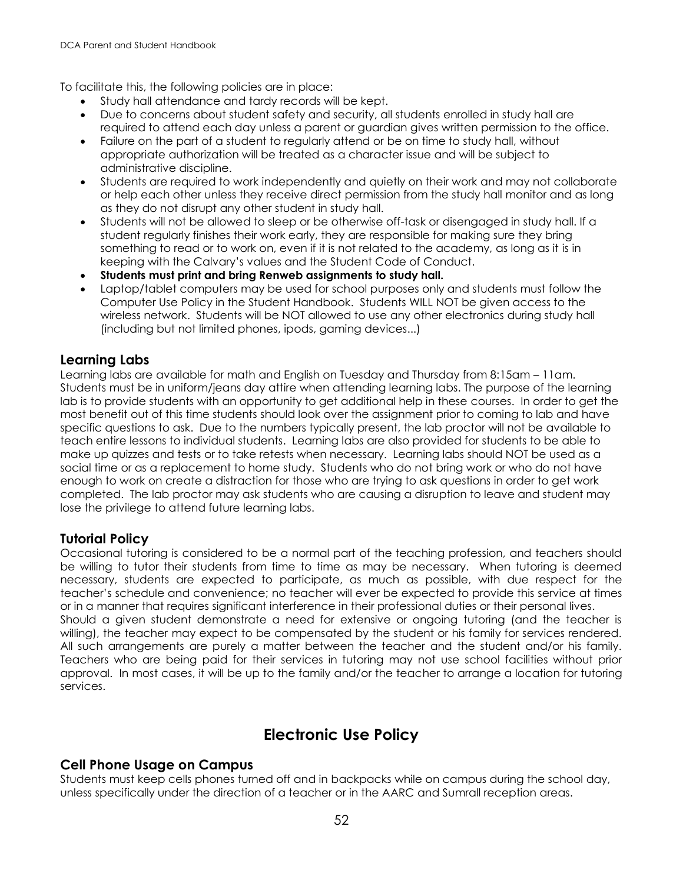To facilitate this, the following policies are in place:

- Study hall attendance and tardy records will be kept.
- Due to concerns about student safety and security, all students enrolled in study hall are required to attend each day unless a parent or guardian gives written permission to the office.
- Failure on the part of a student to regularly attend or be on time to study hall, without appropriate authorization will be treated as a character issue and will be subject to administrative discipline.
- Students are required to work independently and quietly on their work and may not collaborate or help each other unless they receive direct permission from the study hall monitor and as long as they do not disrupt any other student in study hall.
- Students will not be allowed to sleep or be otherwise off-task or disengaged in study hall. If a student regularly finishes their work early, they are responsible for making sure they bring something to read or to work on, even if it is not related to the academy, as long as it is in keeping with the Calvary's values and the Student Code of Conduct.
- **Students must print and bring Renweb assignments to study hall.**
- Laptop/tablet computers may be used for school purposes only and students must follow the Computer Use Policy in the Student Handbook. Students WILL NOT be given access to the wireless network. Students will be NOT allowed to use any other electronics during study hall (including but not limited phones, ipods, gaming devices...)

### Learning Labs

Learning labs are available for math and English on Tuesday and Thursday from 8:15am – 11am. Students must be in uniform/jeans day attire when attending learning labs. The purpose of the learning lab is to provide students with an opportunity to get additional help in these courses. In order to get the most benefit out of this time students should look over the assignment prior to coming to lab and have specific questions to ask. Due to the numbers typically present, the lab proctor will not be available to teach entire lessons to individual students. Learning labs are also provided for students to be able to make up quizzes and tests or to take retests when necessary. Learning labs should NOT be used as a social time or as a replacement to home study. Students who do not bring work or who do not have enough to work on create a distraction for those who are trying to ask questions in order to get work completed. The lab proctor may ask students who are causing a disruption to leave and student may lose the privilege to attend future learning labs.

### Tutorial Policy

Occasional tutoring is considered to be a normal part of the teaching profession, and teachers should be willing to tutor their students from time to time as may be necessary. When tutoring is deemed necessary, students are expected to participate, as much as possible, with due respect for the teacher's schedule and convenience; no teacher will ever be expected to provide this service at times or in a manner that requires significant interference in their professional duties or their personal lives.
Should a given student demonstrate a need for extensive or ongoing tutoring (and the teacher is willing), the teacher may expect to be compensated by the student or his family for services rendered. All such arrangements are purely a matter between the teacher and the student and/or his family. Teachers who are being paid for their services in tutoring may not use school facilities without prior approval. In most cases, it will be up to the family and/or the teacher to arrange a location for tutoring services.

## Electronic Use Policy

### Cell Phone Usage on Campus

Students must keep cells phones turned off and in backpacks while on campus during the school day, unless specifically under the direction of a teacher or in the AARC and Sumrall reception areas.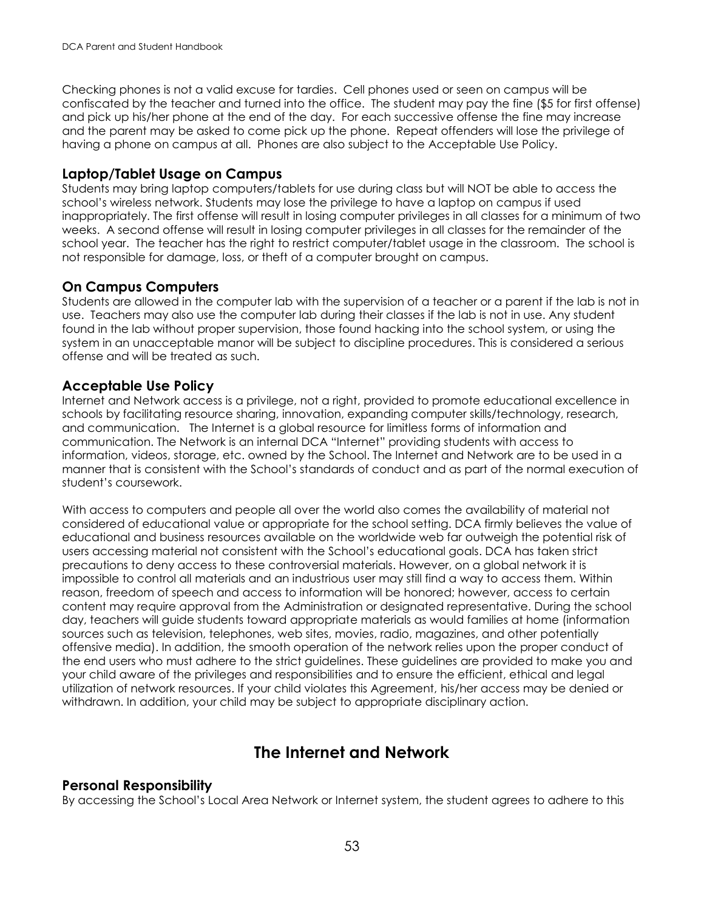Checking phones is not a valid excuse for tardies. Cell phones used or seen on campus will be confiscated by the teacher and turned into the office. The student may pay the fine ($5 for first offense) and pick up his/her phone at the end of the day. For each successive offense the fine may increase and the parent may be asked to come pick up the phone. Repeat offenders will lose the privilege of having a phone on campus at all. Phones are also subject to the Acceptable Use Policy.

### Laptop/Tablet Usage on Campus

Students may bring laptop computers/tablets for use during class but will NOT be able to access the school's wireless network. Students may lose the privilege to have a laptop on campus if used inappropriately. The first offense will result in losing computer privileges in all classes for a minimum of two weeks. A second offense will result in losing computer privileges in all classes for the remainder of the school year. The teacher has the right to restrict computer/tablet usage in the classroom. The school is not responsible for damage, loss, or theft of a computer brought on campus.

### On Campus Computers

Students are allowed in the computer lab with the supervision of a teacher or a parent if the lab is not in use. Teachers may also use the computer lab during their classes if the lab is not in use. Any student found in the lab without proper supervision, those found hacking into the school system, or using the system in an unacceptable manor will be subject to discipline procedures. This is considered a serious offense and will be treated as such.

### Acceptable Use Policy

Internet and Network access is a privilege, not a right, provided to promote educational excellence in schools by facilitating resource sharing, innovation, expanding computer skills/technology, research, and communication. The Internet is a global resource for limitless forms of information and communication. The Network is an internal DCA "Internet" providing students with access to information, videos, storage, etc. owned by the School. The Internet and Network are to be used in a manner that is consistent with the School's standards of conduct and as part of the normal execution of student's coursework.

With access to computers and people all over the world also comes the availability of material not considered of educational value or appropriate for the school setting. DCA firmly believes the value of educational and business resources available on the worldwide web far outweigh the potential risk of users accessing material not consistent with the School's educational goals. DCA has taken strict precautions to deny access to these controversial materials. However, on a global network it is impossible to control all materials and an industrious user may still find a way to access them. Within reason, freedom of speech and access to information will be honored; however, access to certain content may require approval from the Administration or designated representative. During the school day, teachers will guide students toward appropriate materials as would families at home (information sources such as television, telephones, web sites, movies, radio, magazines, and other potentially offensive media). In addition, the smooth operation of the network relies upon the proper conduct of the end users who must adhere to the strict guidelines. These guidelines are provided to make you and your child aware of the privileges and responsibilities and to ensure the efficient, ethical and legal utilization of network resources. If your child violates this Agreement, his/her access may be denied or withdrawn. In addition, your child may be subject to appropriate disciplinary action.

## The Internet and Network

### Personal Responsibility

By accessing the School's Local Area Network or Internet system, the student agrees to adhere to this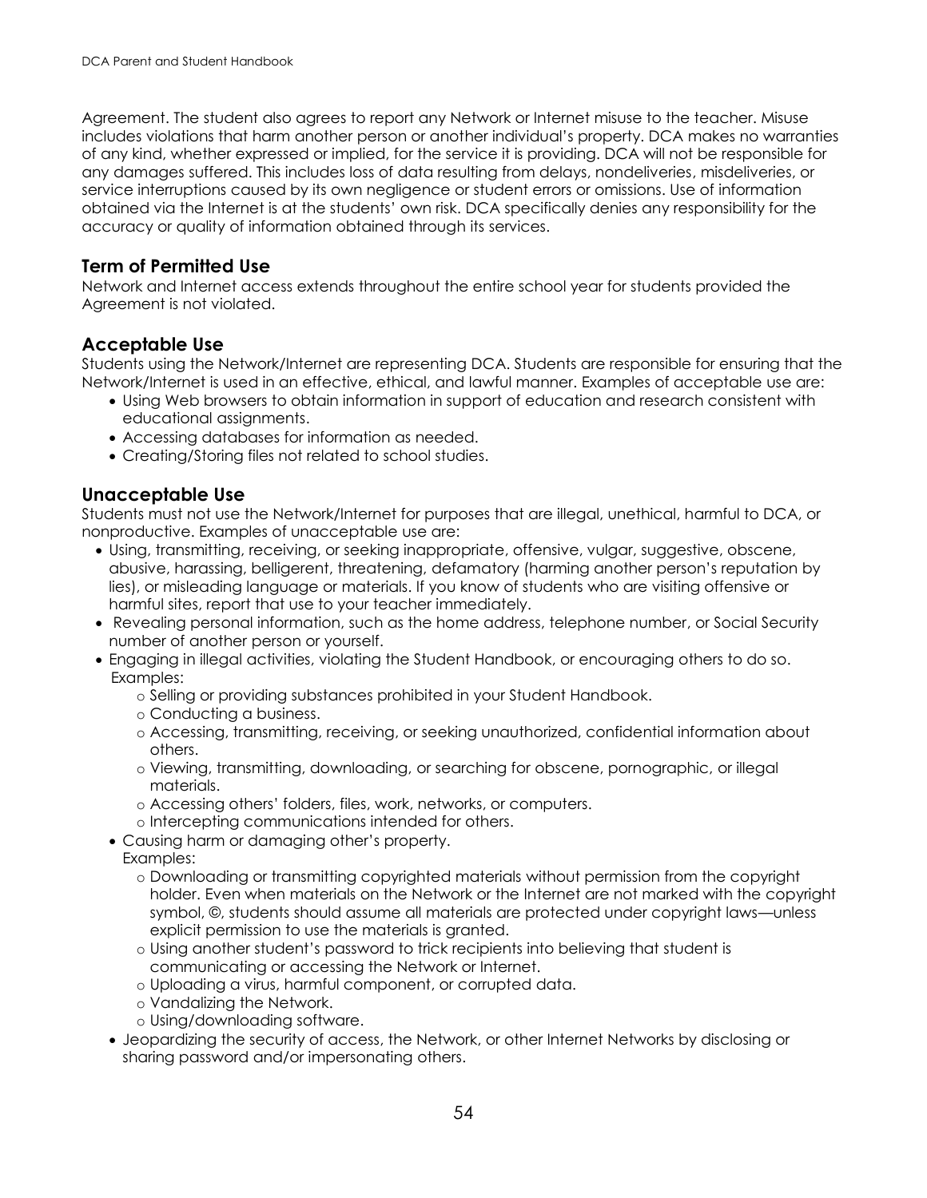Agreement. The student also agrees to report any Network or Internet misuse to the teacher. Misuse includes violations that harm another person or another individual's property. DCA makes no warranties of any kind, whether expressed or implied, for the service it is providing. DCA will not be responsible for any damages suffered. This includes loss of data resulting from delays, nondeliveries, misdeliveries, or service interruptions caused by its own negligence or student errors or omissions. Use of information obtained via the Internet is at the students' own risk. DCA specifically denies any responsibility for the accuracy or quality of information obtained through its services.

### Term of Permitted Use

Network and Internet access extends throughout the entire school year for students provided the Agreement is not violated.

### Acceptable Use

Students using the Network/Internet are representing DCA. Students are responsible for ensuring that the Network/Internet is used in an effective, ethical, and lawful manner. Examples of acceptable use are:

- Using Web browsers to obtain information in support of education and research consistent with educational assignments.
- Accessing databases for information as needed.
- Creating/Storing files not related to school studies.

### Unacceptable Use

Students must not use the Network/Internet for purposes that are illegal, unethical, harmful to DCA, or nonproductive. Examples of unacceptable use are:

- Using, transmitting, receiving, or seeking inappropriate, offensive, vulgar, suggestive, obscene, abusive, harassing, belligerent, threatening, defamatory (harming another person's reputation by lies), or misleading language or materials. If you know of students who are visiting offensive or harmful sites, report that use to your teacher immediately.
- Revealing personal information, such as the home address, telephone number, or Social Security number of another person or yourself.
- Engaging in illegal activities, violating the Student Handbook, or encouraging others to do so. Examples:
  - Selling or providing substances prohibited in your Student Handbook.
  - Conducting a business.
  - Accessing, transmitting, receiving, or seeking unauthorized, confidential information about others.
  - Viewing, transmitting, downloading, or searching for obscene, pornographic, or illegal materials.
  - Accessing others' folders, files, work, networks, or computers.
  - Intercepting communications intended for others.
- Causing harm or damaging other's property.
  Examples:
  - Downloading or transmitting copyrighted materials without permission from the copyright holder. Even when materials on the Network or the Internet are not marked with the copyright symbol, ©, students should assume all materials are protected under copyright laws—unless explicit permission to use the materials is granted.
  - Using another student's password to trick recipients into believing that student is communicating or accessing the Network or Internet.
  - Uploading a virus, harmful component, or corrupted data.
  - Vandalizing the Network.
  - Using/downloading software.
- Jeopardizing the security of access, the Network, or other Internet Networks by disclosing or sharing password and/or impersonating others.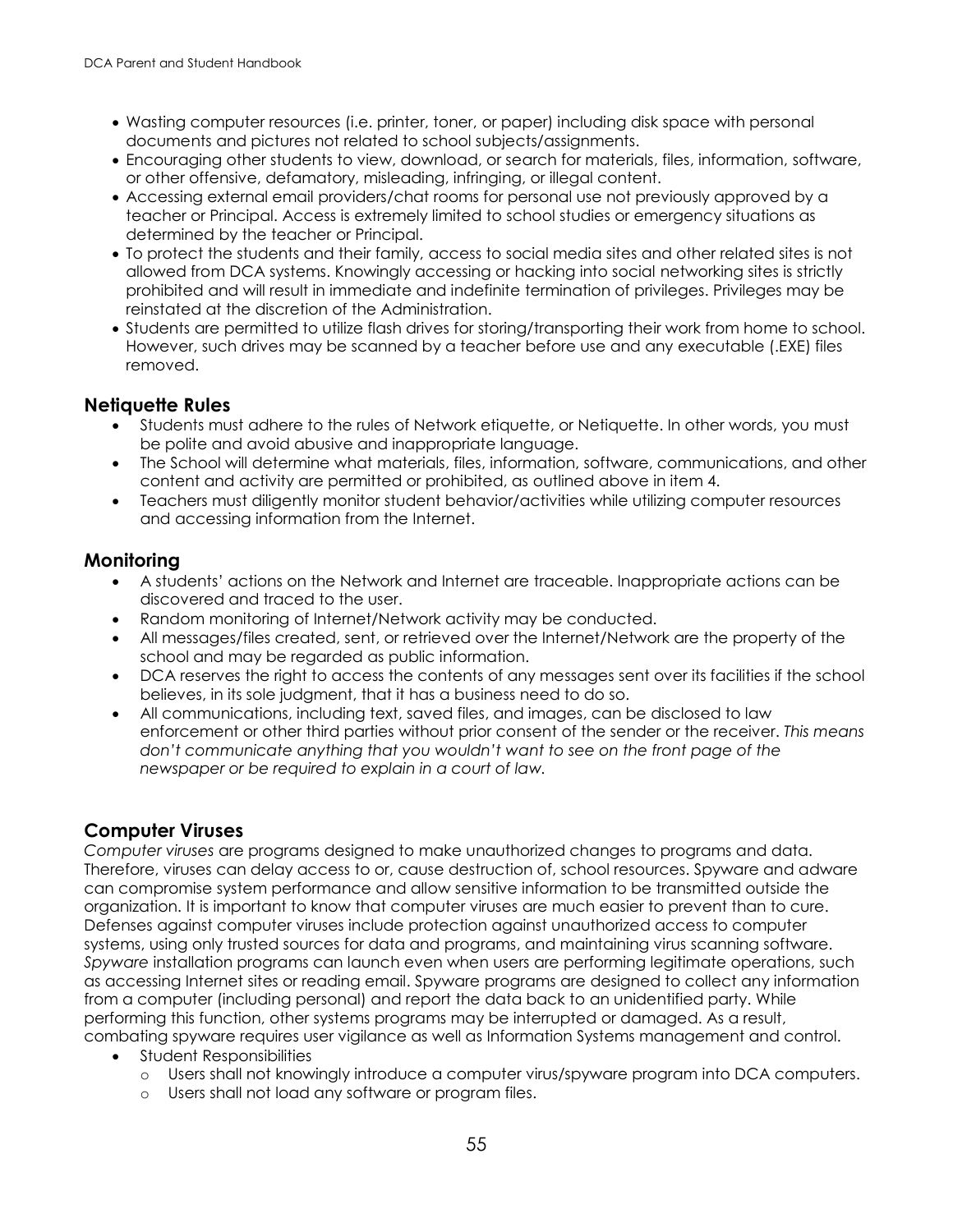- Wasting computer resources (i.e. printer, toner, or paper) including disk space with personal documents and pictures not related to school subjects/assignments.
- Encouraging other students to view, download, or search for materials, files, information, software, or other offensive, defamatory, misleading, infringing, or illegal content.
- Accessing external email providers/chat rooms for personal use not previously approved by a teacher or Principal. Access is extremely limited to school studies or emergency situations as determined by the teacher or Principal.
- To protect the students and their family, access to social media sites and other related sites is not allowed from DCA systems. Knowingly accessing or hacking into social networking sites is strictly prohibited and will result in immediate and indefinite termination of privileges. Privileges may be reinstated at the discretion of the Administration.
- Students are permitted to utilize flash drives for storing/transporting their work from home to school. However, such drives may be scanned by a teacher before use and any executable (.EXE) files removed.

## Netiquette Rules

- Students must adhere to the rules of Network etiquette, or Netiquette. In other words, you must be polite and avoid abusive and inappropriate language.
- The School will determine what materials, files, information, software, communications, and other content and activity are permitted or prohibited, as outlined above in item 4.
- Teachers must diligently monitor student behavior/activities while utilizing computer resources and accessing information from the Internet.

## Monitoring

- A students' actions on the Network and Internet are traceable. Inappropriate actions can be discovered and traced to the user.
- Random monitoring of Internet/Network activity may be conducted.
- All messages/files created, sent, or retrieved over the Internet/Network are the property of the school and may be regarded as public information.
- DCA reserves the right to access the contents of any messages sent over its facilities if the school believes, in its sole judgment, that it has a business need to do so.
- All communications, including text, saved files, and images, can be disclosed to law enforcement or other third parties without prior consent of the sender or the receiver. *This means don't communicate anything that you wouldn't want to see on the front page of the newspaper or be required to explain in a court of law.*

## Computer Viruses

*Computer viruses* are programs designed to make unauthorized changes to programs and data. Therefore, viruses can delay access to or, cause destruction of, school resources. Spyware and adware can compromise system performance and allow sensitive information to be transmitted outside the organization. It is important to know that computer viruses are much easier to prevent than to cure. Defenses against computer viruses include protection against unauthorized access to computer systems, using only trusted sources for data and programs, and maintaining virus scanning software. *Spyware* installation programs can launch even when users are performing legitimate operations, such as accessing Internet sites or reading email. Spyware programs are designed to collect any information from a computer (including personal) and report the data back to an unidentified party. While performing this function, other systems programs may be interrupted or damaged. As a result, combating spyware requires user vigilance as well as Information Systems management and control.

- Student Responsibilities
  - Users shall not knowingly introduce a computer virus/spyware program into DCA computers.
  - Users shall not load any software or program files.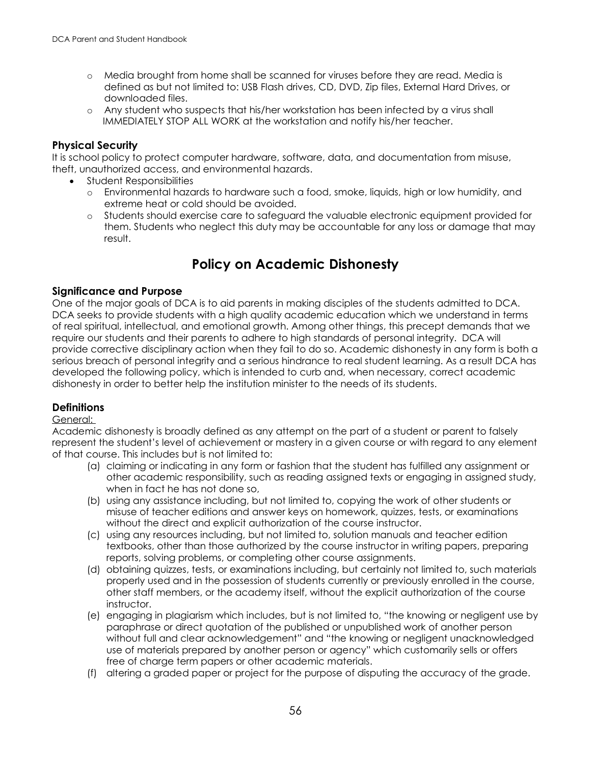- Media brought from home shall be scanned for viruses before they are read. Media is defined as but not limited to: USB Flash drives, CD, DVD, Zip files, External Hard Drives, or downloaded files.
- Any student who suspects that his/her workstation has been infected by a virus shall IMMEDIATELY STOP ALL WORK at the workstation and notify his/her teacher.

### Physical Security

It is school policy to protect computer hardware, software, data, and documentation from misuse, theft, unauthorized access, and environmental hazards.

- Student Responsibilities
  - Environmental hazards to hardware such a food, smoke, liquids, high or low humidity, and extreme heat or cold should be avoided.
  - Students should exercise care to safeguard the valuable electronic equipment provided for them. Students who neglect this duty may be accountable for any loss or damage that may result.

## Policy on Academic Dishonesty

### Significance and Purpose

One of the major goals of DCA is to aid parents in making disciples of the students admitted to DCA. DCA seeks to provide students with a high quality academic education which we understand in terms of real spiritual, intellectual, and emotional growth. Among other things, this precept demands that we require our students and their parents to adhere to high standards of personal integrity. DCA will provide corrective disciplinary action when they fail to do so. Academic dishonesty in any form is both a serious breach of personal integrity and a serious hindrance to real student learning. As a result DCA has developed the following policy, which is intended to curb and, when necessary, correct academic dishonesty in order to better help the institution minister to the needs of its students.

### Definitions

General:

Academic dishonesty is broadly defined as any attempt on the part of a student or parent to falsely represent the student's level of achievement or mastery in a given course or with regard to any element of that course. This includes but is not limited to:

(a) claiming or indicating in any form or fashion that the student has fulfilled any assignment or other academic responsibility, such as reading assigned texts or engaging in assigned study, when in fact he has not done so,

(b) using any assistance including, but not limited to, copying the work of other students or misuse of teacher editions and answer keys on homework, quizzes, tests, or examinations without the direct and explicit authorization of the course instructor.

(c) using any resources including, but not limited to, solution manuals and teacher edition textbooks, other than those authorized by the course instructor in writing papers, preparing reports, solving problems, or completing other course assignments.

(d) obtaining quizzes, tests, or examinations including, but certainly not limited to, such materials properly used and in the possession of students currently or previously enrolled in the course, other staff members, or the academy itself, without the explicit authorization of the course instructor.

(e) engaging in plagiarism which includes, but is not limited to, "the knowing or negligent use by paraphrase or direct quotation of the published or unpublished work of another person without full and clear acknowledgement" and "the knowing or negligent unacknowledged use of materials prepared by another person or agency" which customarily sells or offers free of charge term papers or other academic materials.

(f) altering a graded paper or project for the purpose of disputing the accuracy of the grade.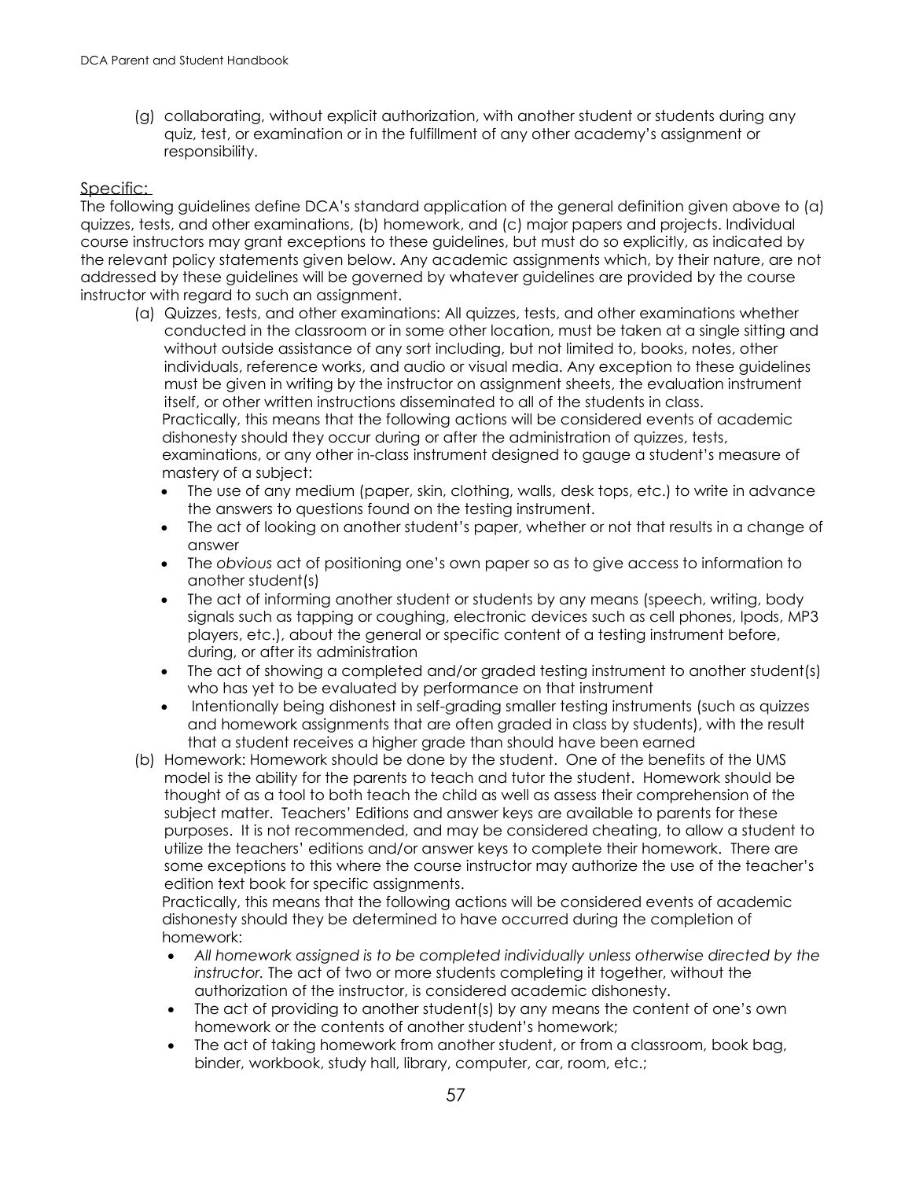(g) collaborating, without explicit authorization, with another student or students during any quiz, test, or examination or in the fulfillment of any other academy's assignment or responsibility.

Specific:

The following guidelines define DCA's standard application of the general definition given above to (a) quizzes, tests, and other examinations, (b) homework, and (c) major papers and projects. Individual course instructors may grant exceptions to these guidelines, but must do so explicitly, as indicated by the relevant policy statements given below. Any academic assignments which, by their nature, are not addressed by these guidelines will be governed by whatever guidelines are provided by the course instructor with regard to such an assignment.

(a) Quizzes, tests, and other examinations: All quizzes, tests, and other examinations whether conducted in the classroom or in some other location, must be taken at a single sitting and without outside assistance of any sort including, but not limited to, books, notes, other individuals, reference works, and audio or visual media. Any exception to these guidelines must be given in writing by the instructor on assignment sheets, the evaluation instrument itself, or other written instructions disseminated to all of the students in class.
Practically, this means that the following actions will be considered events of academic dishonesty should they occur during or after the administration of quizzes, tests, examinations, or any other in-class instrument designed to gauge a student's measure of mastery of a subject:
   - The use of any medium (paper, skin, clothing, walls, desk tops, etc.) to write in advance the answers to questions found on the testing instrument.
   - The act of looking on another student's paper, whether or not that results in a change of answer
   - The *obvious* act of positioning one's own paper so as to give access to information to another student(s)
   - The act of informing another student or students by any means (speech, writing, body signals such as tapping or coughing, electronic devices such as cell phones, Ipods, MP3 players, etc.), about the general or specific content of a testing instrument before, during, or after its administration
   - The act of showing a completed and/or graded testing instrument to another student(s) who has yet to be evaluated by performance on that instrument
   - Intentionally being dishonest in self-grading smaller testing instruments (such as quizzes and homework assignments that are often graded in class by students), with the result that a student receives a higher grade than should have been earned

(b) Homework: Homework should be done by the student. One of the benefits of the UMS model is the ability for the parents to teach and tutor the student. Homework should be thought of as a tool to both teach the child as well as assess their comprehension of the subject matter. Teachers' Editions and answer keys are available to parents for these purposes. It is not recommended, and may be considered cheating, to allow a student to utilize the teachers' editions and/or answer keys to complete their homework. There are some exceptions to this where the course instructor may authorize the use of the teacher's edition text book for specific assignments.
Practically, this means that the following actions will be considered events of academic dishonesty should they be determined to have occurred during the completion of homework:
   - *All homework assigned is to be completed individually unless otherwise directed by the instructor.* The act of two or more students completing it together, without the authorization of the instructor, is considered academic dishonesty.
   - The act of providing to another student(s) by any means the content of one's own homework or the contents of another student's homework;
   - The act of taking homework from another student, or from a classroom, book bag, binder, workbook, study hall, library, computer, car, room, etc.;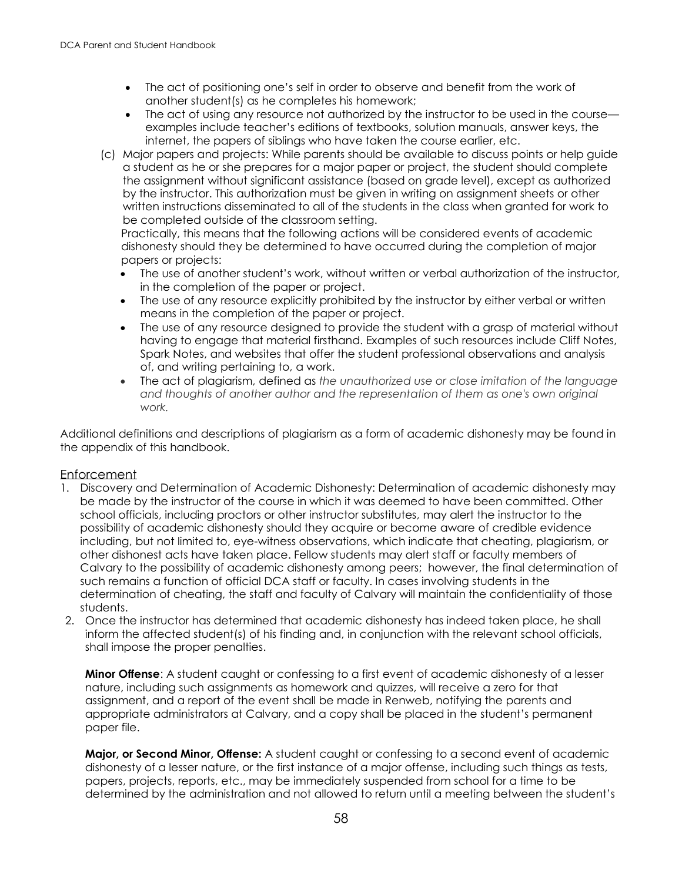- The act of positioning one's self in order to observe and benefit from the work of another student(s) as he completes his homework;
- The act of using any resource not authorized by the instructor to be used in the course—examples include teacher's editions of textbooks, solution manuals, answer keys, the internet, the papers of siblings who have taken the course earlier, etc.

(c) Major papers and projects: While parents should be available to discuss points or help guide a student as he or she prepares for a major paper or project, the student should complete the assignment without significant assistance (based on grade level), except as authorized by the instructor. This authorization must be given in writing on assignment sheets or other written instructions disseminated to all of the students in the class when granted for work to be completed outside of the classroom setting.
Practically, this means that the following actions will be considered events of academic dishonesty should they be determined to have occurred during the completion of major papers or projects:

- The use of another student's work, without written or verbal authorization of the instructor, in the completion of the paper or project.
- The use of any resource explicitly prohibited by the instructor by either verbal or written means in the completion of the paper or project.
- The use of any resource designed to provide the student with a grasp of material without having to engage that material firsthand. Examples of such resources include Cliff Notes, Spark Notes, and websites that offer the student professional observations and analysis of, and writing pertaining to, a work.
- The act of plagiarism, defined as *the unauthorized use or close imitation of the language and thoughts of another author and the representation of them as one's own original work.*

Additional definitions and descriptions of plagiarism as a form of academic dishonesty may be found in the appendix of this handbook.

## Enforcement

1. Discovery and Determination of Academic Dishonesty: Determination of academic dishonesty may be made by the instructor of the course in which it was deemed to have been committed. Other school officials, including proctors or other instructor substitutes, may alert the instructor to the possibility of academic dishonesty should they acquire or become aware of credible evidence including, but not limited to, eye-witness observations, which indicate that cheating, plagiarism, or other dishonest acts have taken place. Fellow students may alert staff or faculty members of Calvary to the possibility of academic dishonesty among peers; however, the final determination of such remains a function of official DCA staff or faculty. In cases involving students in the determination of cheating, the staff and faculty of Calvary will maintain the confidentiality of those students.
2. Once the instructor has determined that academic dishonesty has indeed taken place, he shall inform the affected student(s) of his finding and, in conjunction with the relevant school officials, shall impose the proper penalties.

   **Minor Offense**: A student caught or confessing to a first event of academic dishonesty of a lesser nature, including such assignments as homework and quizzes, will receive a zero for that assignment, and a report of the event shall be made in Renweb, notifying the parents and appropriate administrators at Calvary, and a copy shall be placed in the student's permanent paper file.

   **Major, or Second Minor, Offense:** A student caught or confessing to a second event of academic dishonesty of a lesser nature, or the first instance of a major offense, including such things as tests, papers, projects, reports, etc., may be immediately suspended from school for a time to be determined by the administration and not allowed to return until a meeting between the student's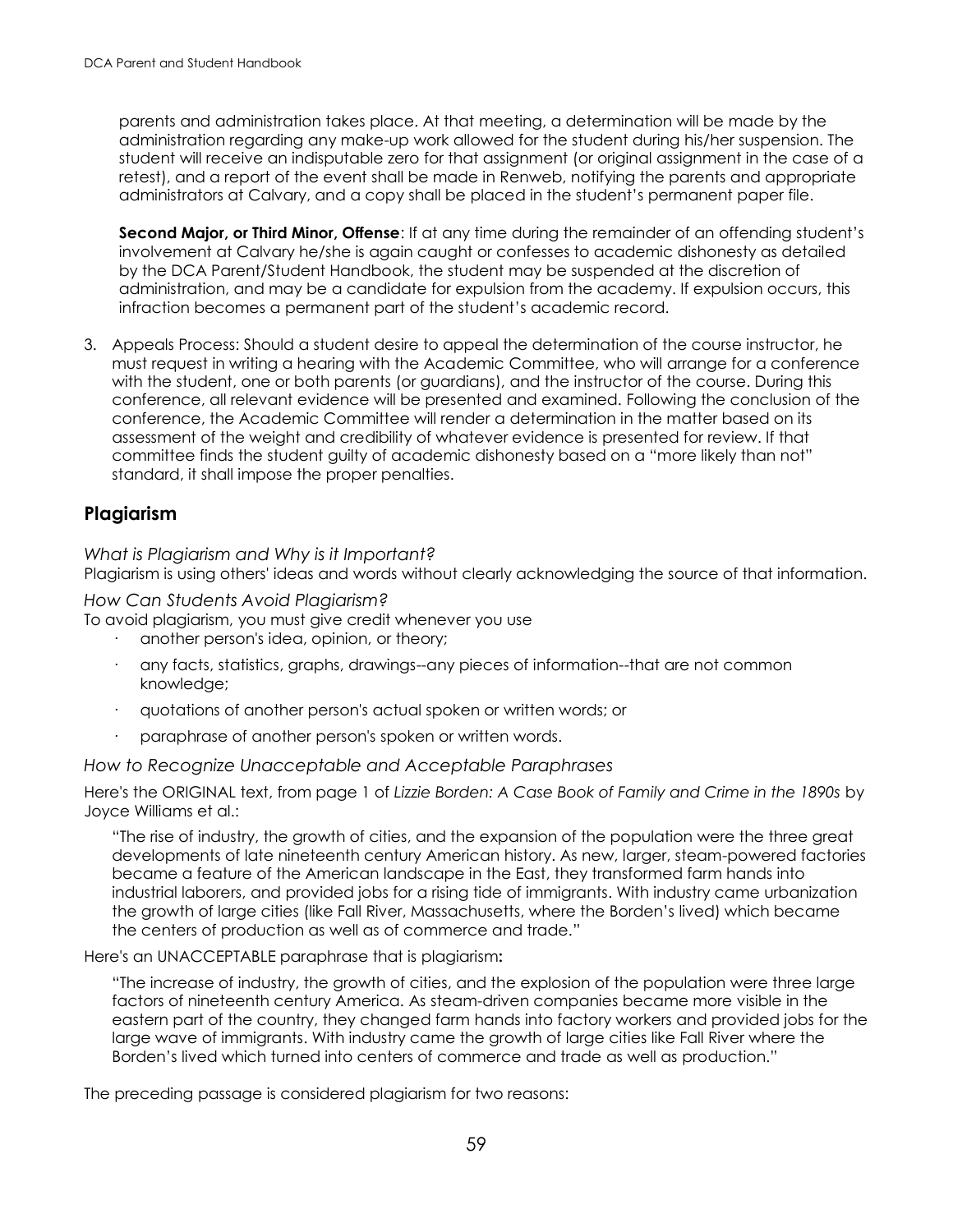parents and administration takes place. At that meeting, a determination will be made by the administration regarding any make-up work allowed for the student during his/her suspension. The student will receive an indisputable zero for that assignment (or original assignment in the case of a retest), and a report of the event shall be made in Renweb, notifying the parents and appropriate administrators at Calvary, and a copy shall be placed in the student's permanent paper file.

**Second Major, or Third Minor, Offense**: If at any time during the remainder of an offending student's involvement at Calvary he/she is again caught or confesses to academic dishonesty as detailed by the DCA Parent/Student Handbook, the student may be suspended at the discretion of administration, and may be a candidate for expulsion from the academy. If expulsion occurs, this infraction becomes a permanent part of the student's academic record.

3. Appeals Process: Should a student desire to appeal the determination of the course instructor, he must request in writing a hearing with the Academic Committee, who will arrange for a conference with the student, one or both parents (or guardians), and the instructor of the course. During this conference, all relevant evidence will be presented and examined. Following the conclusion of the conference, the Academic Committee will render a determination in the matter based on its assessment of the weight and credibility of whatever evidence is presented for review. If that committee finds the student guilty of academic dishonesty based on a "more likely than not" standard, it shall impose the proper penalties.

## Plagiarism

*What is Plagiarism and Why is it Important?*

Plagiarism is using others' ideas and words without clearly acknowledging the source of that information.

*How Can Students Avoid Plagiarism?*

To avoid plagiarism, you must give credit whenever you use

- another person's idea, opinion, or theory;
- any facts, statistics, graphs, drawings--any pieces of information--that are not common knowledge;
- quotations of another person's actual spoken or written words; or
- paraphrase of another person's spoken or written words.

*How to Recognize Unacceptable and Acceptable Paraphrases*

Here's the ORIGINAL text, from page 1 of *Lizzie Borden: A Case Book of Family and Crime in the 1890s* by Joyce Williams et al.:

> "The rise of industry, the growth of cities, and the expansion of the population were the three great developments of late nineteenth century American history. As new, larger, steam-powered factories became a feature of the American landscape in the East, they transformed farm hands into industrial laborers, and provided jobs for a rising tide of immigrants. With industry came urbanization the growth of large cities (like Fall River, Massachusetts, where the Borden's lived) which became the centers of production as well as of commerce and trade."

Here's an UNACCEPTABLE paraphrase that is plagiarism**:**

> "The increase of industry, the growth of cities, and the explosion of the population were three large factors of nineteenth century America. As steam-driven companies became more visible in the eastern part of the country, they changed farm hands into factory workers and provided jobs for the large wave of immigrants. With industry came the growth of large cities like Fall River where the Borden's lived which turned into centers of commerce and trade as well as production."

The preceding passage is considered plagiarism for two reasons: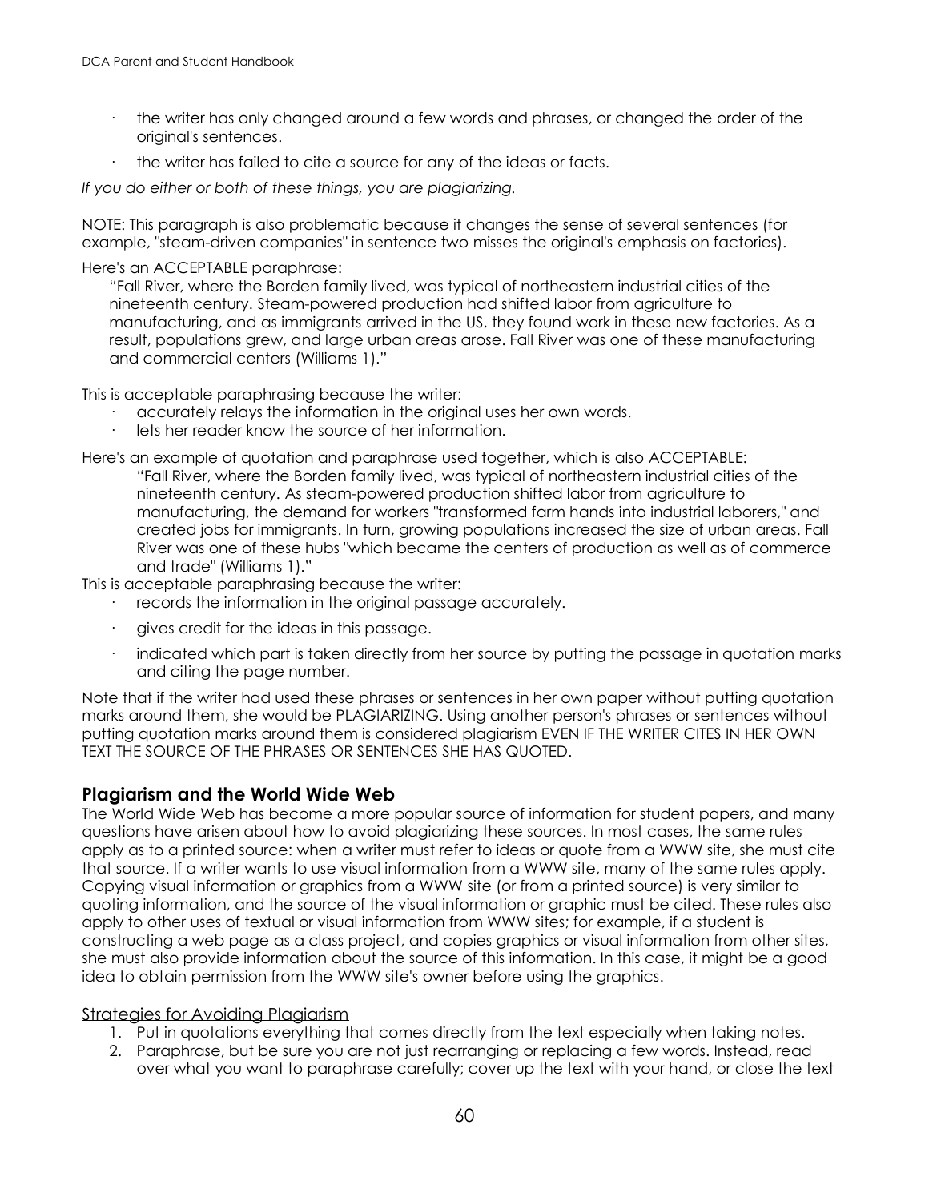- the writer has only changed around a few words and phrases, or changed the order of the original's sentences.
- the writer has failed to cite a source for any of the ideas or facts.

*If you do either or both of these things, you are plagiarizing.*

NOTE: This paragraph is also problematic because it changes the sense of several sentences (for example, "steam-driven companies" in sentence two misses the original's emphasis on factories).

Here's an ACCEPTABLE paraphrase:

> "Fall River, where the Borden family lived, was typical of northeastern industrial cities of the nineteenth century. Steam-powered production had shifted labor from agriculture to manufacturing, and as immigrants arrived in the US, they found work in these new factories. As a result, populations grew, and large urban areas arose. Fall River was one of these manufacturing and commercial centers (Williams 1)."

This is acceptable paraphrasing because the writer:

- accurately relays the information in the original uses her own words.
- lets her reader know the source of her information.

Here's an example of quotation and paraphrase used together, which is also ACCEPTABLE:

> "Fall River, where the Borden family lived, was typical of northeastern industrial cities of the nineteenth century. As steam-powered production shifted labor from agriculture to manufacturing, the demand for workers "transformed farm hands into industrial laborers," and created jobs for immigrants. In turn, growing populations increased the size of urban areas. Fall River was one of these hubs "which became the centers of production as well as of commerce and trade" (Williams 1)."

This is acceptable paraphrasing because the writer:

- records the information in the original passage accurately.
- gives credit for the ideas in this passage.
- indicated which part is taken directly from her source by putting the passage in quotation marks and citing the page number.

Note that if the writer had used these phrases or sentences in her own paper without putting quotation marks around them, she would be PLAGIARIZING. Using another person's phrases or sentences without putting quotation marks around them is considered plagiarism EVEN IF THE WRITER CITES IN HER OWN TEXT THE SOURCE OF THE PHRASES OR SENTENCES SHE HAS QUOTED.

## Plagiarism and the World Wide Web

The World Wide Web has become a more popular source of information for student papers, and many questions have arisen about how to avoid plagiarizing these sources. In most cases, the same rules apply as to a printed source: when a writer must refer to ideas or quote from a WWW site, she must cite that source. If a writer wants to use visual information from a WWW site, many of the same rules apply. Copying visual information or graphics from a WWW site (or from a printed source) is very similar to quoting information, and the source of the visual information or graphic must be cited. These rules also apply to other uses of textual or visual information from WWW sites; for example, if a student is constructing a web page as a class project, and copies graphics or visual information from other sites, she must also provide information about the source of this information. In this case, it might be a good idea to obtain permission from the WWW site's owner before using the graphics.

### Strategies for Avoiding Plagiarism

1. Put in quotations everything that comes directly from the text especially when taking notes.
2. Paraphrase, but be sure you are not just rearranging or replacing a few words. Instead, read over what you want to paraphrase carefully; cover up the text with your hand, or close the text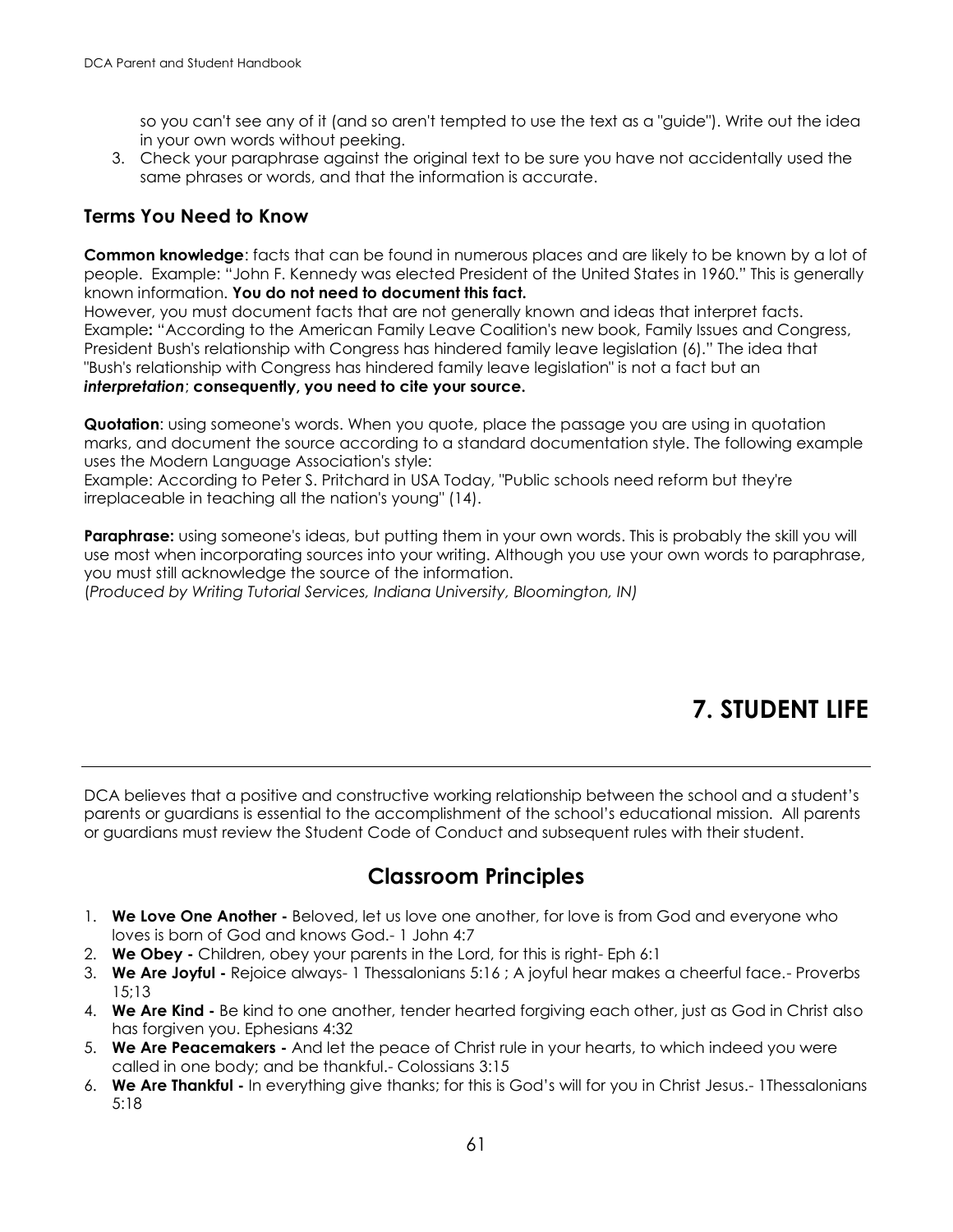so you can't see any of it (and so aren't tempted to use the text as a "guide"). Write out the idea in your own words without peeking.

3. Check your paraphrase against the original text to be sure you have not accidentally used the same phrases or words, and that the information is accurate.

### Terms You Need to Know

**Common knowledge**: facts that can be found in numerous places and are likely to be known by a lot of people. Example: "John F. Kennedy was elected President of the United States in 1960." This is generally known information. **You do not need to document this fact.**

However, you must document facts that are not generally known and ideas that interpret facts. Example**:** "According to the American Family Leave Coalition's new book, Family Issues and Congress, President Bush's relationship with Congress has hindered family leave legislation (6)." The idea that "Bush's relationship with Congress has hindered family leave legislation" is not a fact but an ***interpretation***; **consequently, you need to cite your source.**

**Quotation**: using someone's words. When you quote, place the passage you are using in quotation marks, and document the source according to a standard documentation style. The following example uses the Modern Language Association's style:

Example: According to Peter S. Pritchard in USA Today, "Public schools need reform but they're irreplaceable in teaching all the nation's young" (14).

**Paraphrase:** using someone's ideas, but putting them in your own words. This is probably the skill you will use most when incorporating sources into your writing. Although you use your own words to paraphrase, you must still acknowledge the source of the information.

(*Produced by Writing Tutorial Services, Indiana University, Bloomington, IN)*

# 7. STUDENT LIFE

DCA believes that a positive and constructive working relationship between the school and a student's parents or guardians is essential to the accomplishment of the school's educational mission. All parents or guardians must review the Student Code of Conduct and subsequent rules with their student.

## Classroom Principles

1. **We Love One Another -** Beloved, let us love one another, for love is from God and everyone who loves is born of God and knows God.- 1 John 4:7
2. **We Obey -** Children, obey your parents in the Lord, for this is right- Eph 6:1
3. **We Are Joyful -** Rejoice always- 1 Thessalonians 5:16 ; A joyful hear makes a cheerful face.- Proverbs 15;13
4. **We Are Kind -** Be kind to one another, tender hearted forgiving each other, just as God in Christ also has forgiven you. Ephesians 4:32
5. **We Are Peacemakers -** And let the peace of Christ rule in your hearts, to which indeed you were called in one body; and be thankful.- Colossians 3:15
6. **We Are Thankful -** In everything give thanks; for this is God's will for you in Christ Jesus.- 1Thessalonians 5:18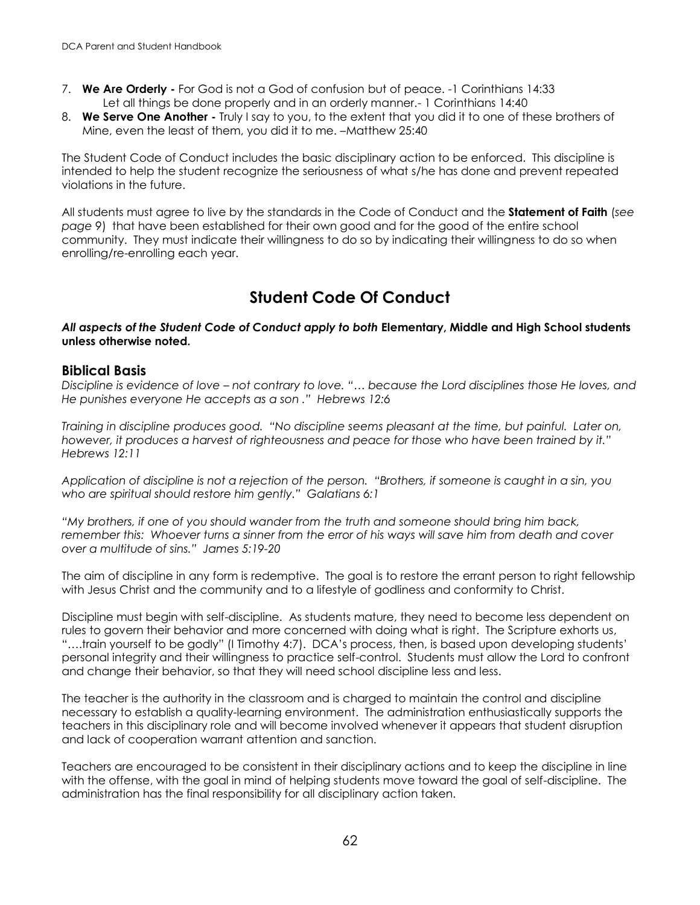7. **We Are Orderly -** For God is not a God of confusion but of peace. -1 Corinthians 14:33
   Let all things be done properly and in an orderly manner.- 1 Corinthians 14:40
8. **We Serve One Another -** Truly I say to you, to the extent that you did it to one of these brothers of Mine, even the least of them, you did it to me. –Matthew 25:40

The Student Code of Conduct includes the basic disciplinary action to be enforced. This discipline is intended to help the student recognize the seriousness of what s/he has done and prevent repeated violations in the future.

All students must agree to live by the standards in the Code of Conduct and the **Statement of Faith** (*see page* 9) that have been established for their own good and for the good of the entire school community. They must indicate their willingness to do so by indicating their willingness to do so when enrolling/re-enrolling each year.

# Student Code Of Conduct

***All aspects of the Student Code of Conduct apply to both* Elementary, Middle and High School students unless otherwise noted.**

## Biblical Basis

*Discipline is evidence of love – not contrary to love. "… because the Lord disciplines those He loves, and He punishes everyone He accepts as a son ." Hebrews 12:6*

*Training in discipline produces good. "No discipline seems pleasant at the time, but painful. Later on, however, it produces a harvest of righteousness and peace for those who have been trained by it." Hebrews 12:11*

*Application of discipline is not a rejection of the person. "Brothers, if someone is caught in a sin, you who are spiritual should restore him gently." Galatians 6:1*

*"My brothers, if one of you should wander from the truth and someone should bring him back, remember this: Whoever turns a sinner from the error of his ways will save him from death and cover over a multitude of sins." James 5:19-20*

The aim of discipline in any form is redemptive. The goal is to restore the errant person to right fellowship with Jesus Christ and the community and to a lifestyle of godliness and conformity to Christ.

Discipline must begin with self-discipline. As students mature, they need to become less dependent on rules to govern their behavior and more concerned with doing what is right. The Scripture exhorts us, "….train yourself to be godly" (I Timothy 4:7). DCA's process, then, is based upon developing students' personal integrity and their willingness to practice self-control. Students must allow the Lord to confront and change their behavior, so that they will need school discipline less and less.

The teacher is the authority in the classroom and is charged to maintain the control and discipline necessary to establish a quality-learning environment. The administration enthusiastically supports the teachers in this disciplinary role and will become involved whenever it appears that student disruption and lack of cooperation warrant attention and sanction.

Teachers are encouraged to be consistent in their disciplinary actions and to keep the discipline in line with the offense, with the goal in mind of helping students move toward the goal of self-discipline. The administration has the final responsibility for all disciplinary action taken.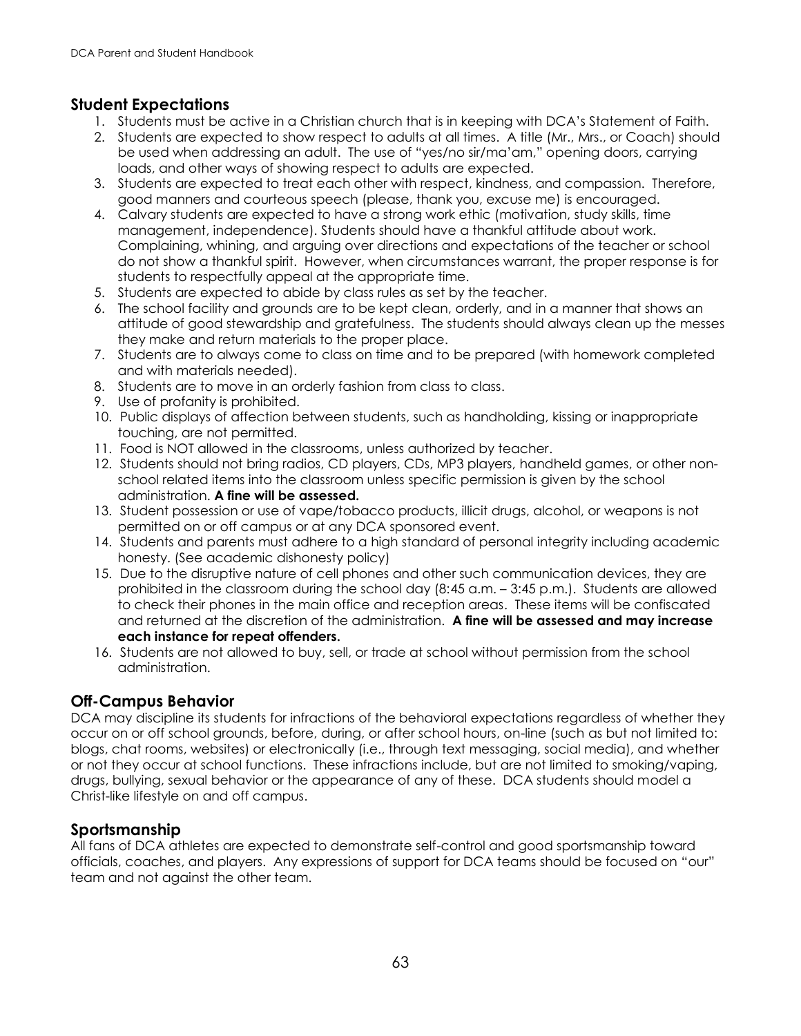## Student Expectations

1. Students must be active in a Christian church that is in keeping with DCA's Statement of Faith.
2. Students are expected to show respect to adults at all times. A title (Mr., Mrs., or Coach) should be used when addressing an adult. The use of "yes/no sir/ma'am," opening doors, carrying loads, and other ways of showing respect to adults are expected.
3. Students are expected to treat each other with respect, kindness, and compassion. Therefore, good manners and courteous speech (please, thank you, excuse me) is encouraged.
4. Calvary students are expected to have a strong work ethic (motivation, study skills, time management, independence). Students should have a thankful attitude about work. Complaining, whining, and arguing over directions and expectations of the teacher or school do not show a thankful spirit. However, when circumstances warrant, the proper response is for students to respectfully appeal at the appropriate time.
5. Students are expected to abide by class rules as set by the teacher.
6. The school facility and grounds are to be kept clean, orderly, and in a manner that shows an attitude of good stewardship and gratefulness. The students should always clean up the messes they make and return materials to the proper place.
7. Students are to always come to class on time and to be prepared (with homework completed and with materials needed).
8. Students are to move in an orderly fashion from class to class.
9. Use of profanity is prohibited.
10. Public displays of affection between students, such as handholding, kissing or inappropriate touching, are not permitted.
11. Food is NOT allowed in the classrooms, unless authorized by teacher.
12. Students should not bring radios, CD players, CDs, MP3 players, handheld games, or other non-school related items into the classroom unless specific permission is given by the school administration. **A fine will be assessed.**
13. Student possession or use of vape/tobacco products, illicit drugs, alcohol, or weapons is not permitted on or off campus or at any DCA sponsored event.
14. Students and parents must adhere to a high standard of personal integrity including academic honesty. (See academic dishonesty policy)
15. Due to the disruptive nature of cell phones and other such communication devices, they are prohibited in the classroom during the school day (8:45 a.m. – 3:45 p.m.). Students are allowed to check their phones in the main office and reception areas. These items will be confiscated and returned at the discretion of the administration. **A fine will be assessed and may increase each instance for repeat offenders.**
16. Students are not allowed to buy, sell, or trade at school without permission from the school administration.

## Off-Campus Behavior

DCA may discipline its students for infractions of the behavioral expectations regardless of whether they occur on or off school grounds, before, during, or after school hours, on-line (such as but not limited to: blogs, chat rooms, websites) or electronically (i.e., through text messaging, social media), and whether or not they occur at school functions. These infractions include, but are not limited to smoking/vaping, drugs, bullying, sexual behavior or the appearance of any of these. DCA students should model a Christ-like lifestyle on and off campus.

## Sportsmanship

All fans of DCA athletes are expected to demonstrate self-control and good sportsmanship toward officials, coaches, and players. Any expressions of support for DCA teams should be focused on "our" team and not against the other team.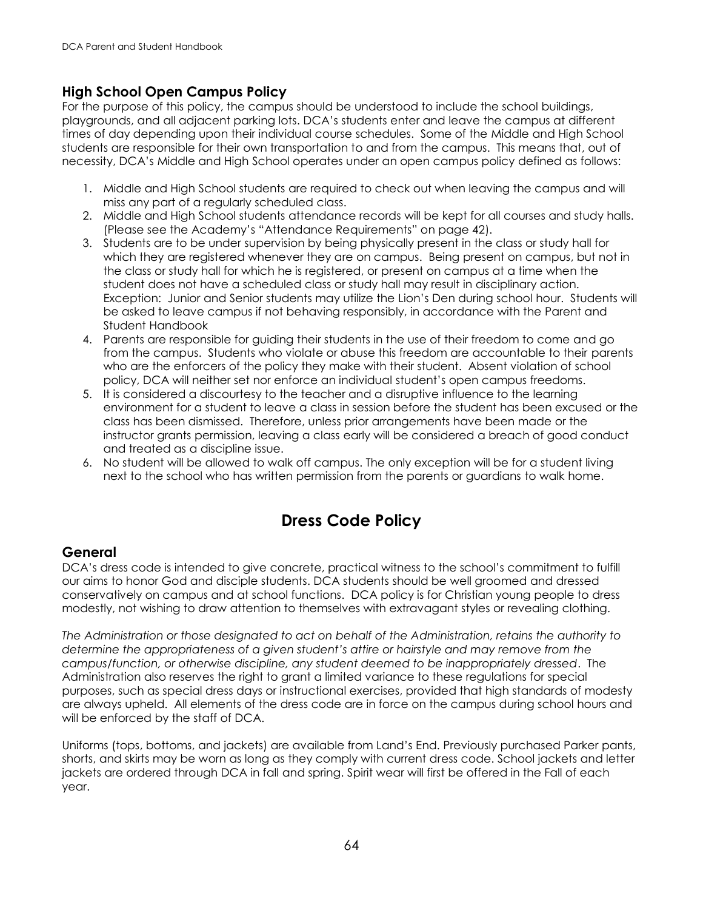### High School Open Campus Policy

For the purpose of this policy, the campus should be understood to include the school buildings, playgrounds, and all adjacent parking lots. DCA's students enter and leave the campus at different times of day depending upon their individual course schedules. Some of the Middle and High School students are responsible for their own transportation to and from the campus. This means that, out of necessity, DCA's Middle and High School operates under an open campus policy defined as follows:

1. Middle and High School students are required to check out when leaving the campus and will miss any part of a regularly scheduled class.
2. Middle and High School students attendance records will be kept for all courses and study halls. (Please see the Academy's "Attendance Requirements" on page 42).
3. Students are to be under supervision by being physically present in the class or study hall for which they are registered whenever they are on campus. Being present on campus, but not in the class or study hall for which he is registered, or present on campus at a time when the student does not have a scheduled class or study hall may result in disciplinary action. Exception: Junior and Senior students may utilize the Lion's Den during school hour. Students will be asked to leave campus if not behaving responsibly, in accordance with the Parent and Student Handbook
4. Parents are responsible for guiding their students in the use of their freedom to come and go from the campus. Students who violate or abuse this freedom are accountable to their parents who are the enforcers of the policy they make with their student. Absent violation of school policy, DCA will neither set nor enforce an individual student's open campus freedoms.
5. It is considered a discourtesy to the teacher and a disruptive influence to the learning environment for a student to leave a class in session before the student has been excused or the class has been dismissed. Therefore, unless prior arrangements have been made or the instructor grants permission, leaving a class early will be considered a breach of good conduct and treated as a discipline issue.
6. No student will be allowed to walk off campus. The only exception will be for a student living next to the school who has written permission from the parents or guardians to walk home.

# Dress Code Policy

## General

DCA's dress code is intended to give concrete, practical witness to the school's commitment to fulfill our aims to honor God and disciple students. DCA students should be well groomed and dressed conservatively on campus and at school functions. DCA policy is for Christian young people to dress modestly, not wishing to draw attention to themselves with extravagant styles or revealing clothing.

*The Administration or those designated to act on behalf of the Administration, retains the authority to determine the appropriateness of a given student's attire or hairstyle and may remove from the campus/function, or otherwise discipline, any student deemed to be inappropriately dressed*. The Administration also reserves the right to grant a limited variance to these regulations for special purposes, such as special dress days or instructional exercises, provided that high standards of modesty are always upheld. All elements of the dress code are in force on the campus during school hours and will be enforced by the staff of DCA.

Uniforms (tops, bottoms, and jackets) are available from Land's End. Previously purchased Parker pants, shorts, and skirts may be worn as long as they comply with current dress code. School jackets and letter jackets are ordered through DCA in fall and spring. Spirit wear will first be offered in the Fall of each year.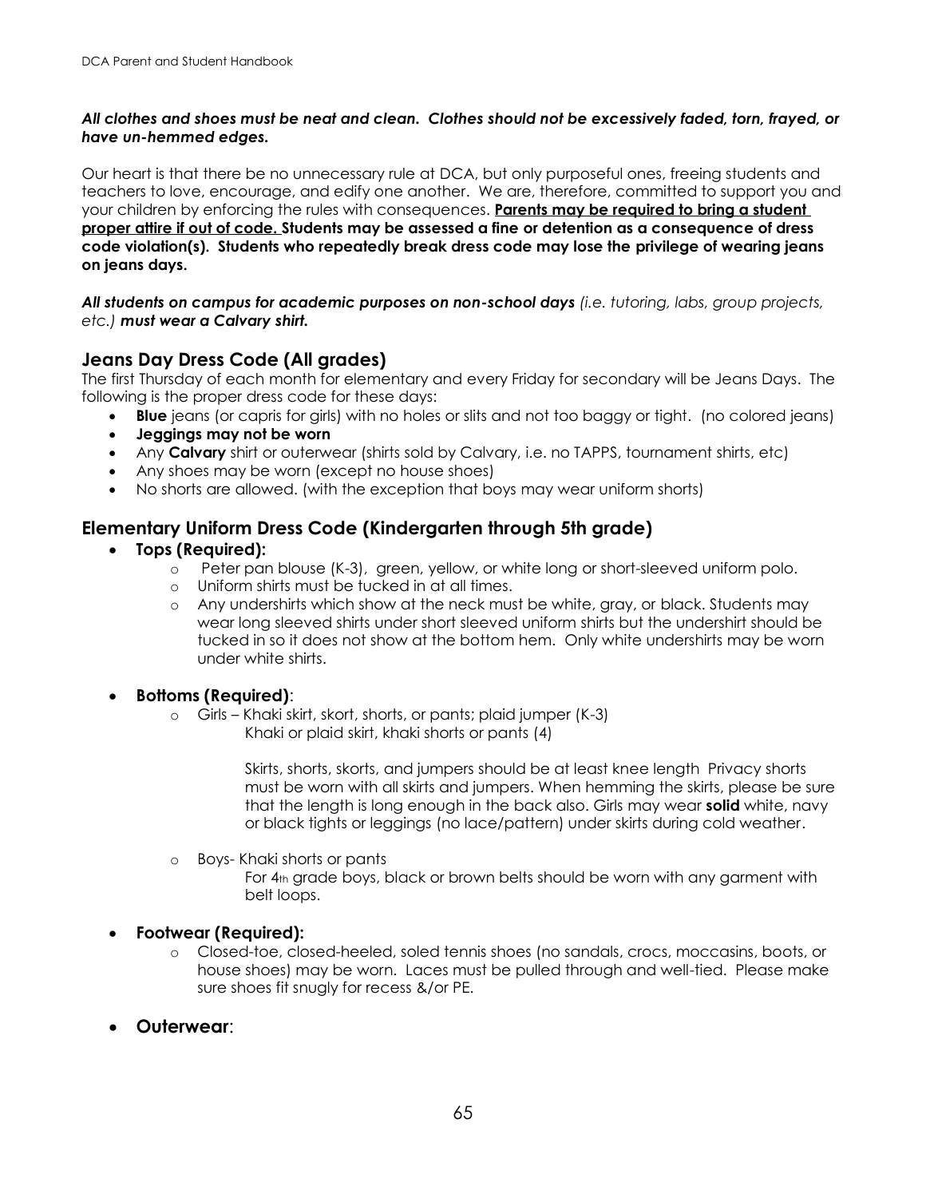***All clothes and shoes must be neat and clean. Clothes should not be excessively faded, torn, frayed, or have un-hemmed edges.***

Our heart is that there be no unnecessary rule at DCA, but only purposeful ones, freeing students and teachers to love, encourage, and edify one another. We are, therefore, committed to support you and your children by enforcing the rules with consequences. **Parents may be required to bring a student proper attire if out of code. Students may be assessed a fine or detention as a consequence of dress code violation(s). Students who repeatedly break dress code may lose the privilege of wearing jeans on jeans days.**

***All students on campus for academic purposes on non-school days*** *(i.e. tutoring, labs, group projects, etc.)* ***must wear a Calvary shirt.***

## Jeans Day Dress Code (All grades)

The first Thursday of each month for elementary and every Friday for secondary will be Jeans Days. The following is the proper dress code for these days:

- **Blue** jeans (or capris for girls) with no holes or slits and not too baggy or tight. (no colored jeans)
- **Jeggings may not be worn**
- Any **Calvary** shirt or outerwear (shirts sold by Calvary, i.e. no TAPPS, tournament shirts, etc)
- Any shoes may be worn (except no house shoes)
- No shorts are allowed. (with the exception that boys may wear uniform shorts)

## Elementary Uniform Dress Code (Kindergarten through 5th grade)

- **Tops (Required):**
  - Peter pan blouse (K-3), green, yellow, or white long or short-sleeved uniform polo.
  - Uniform shirts must be tucked in at all times.
  - Any undershirts which show at the neck must be white, gray, or black. Students may wear long sleeved shirts under short sleeved uniform shirts but the undershirt should be tucked in so it does not show at the bottom hem. Only white undershirts may be worn under white shirts.

- **Bottoms (Required)**:
  - Girls – Khaki skirt, skort, shorts, or pants; plaid jumper (K-3)
    Khaki or plaid skirt, khaki shorts or pants (4)

    Skirts, shorts, skorts, and jumpers should be at least knee length Privacy shorts must be worn with all skirts and jumpers. When hemming the skirts, please be sure that the length is long enough in the back also. Girls may wear **solid** white, navy or black tights or leggings (no lace/pattern) under skirts during cold weather.

  - Boys- Khaki shorts or pants
    For 4th grade boys, black or brown belts should be worn with any garment with belt loops.

- **Footwear (Required):**
  - Closed-toe, closed-heeled, soled tennis shoes (no sandals, crocs, moccasins, boots, or house shoes) may be worn. Laces must be pulled through and well-tied. Please make sure shoes fit snugly for recess &/or PE.

- **Outerwear**: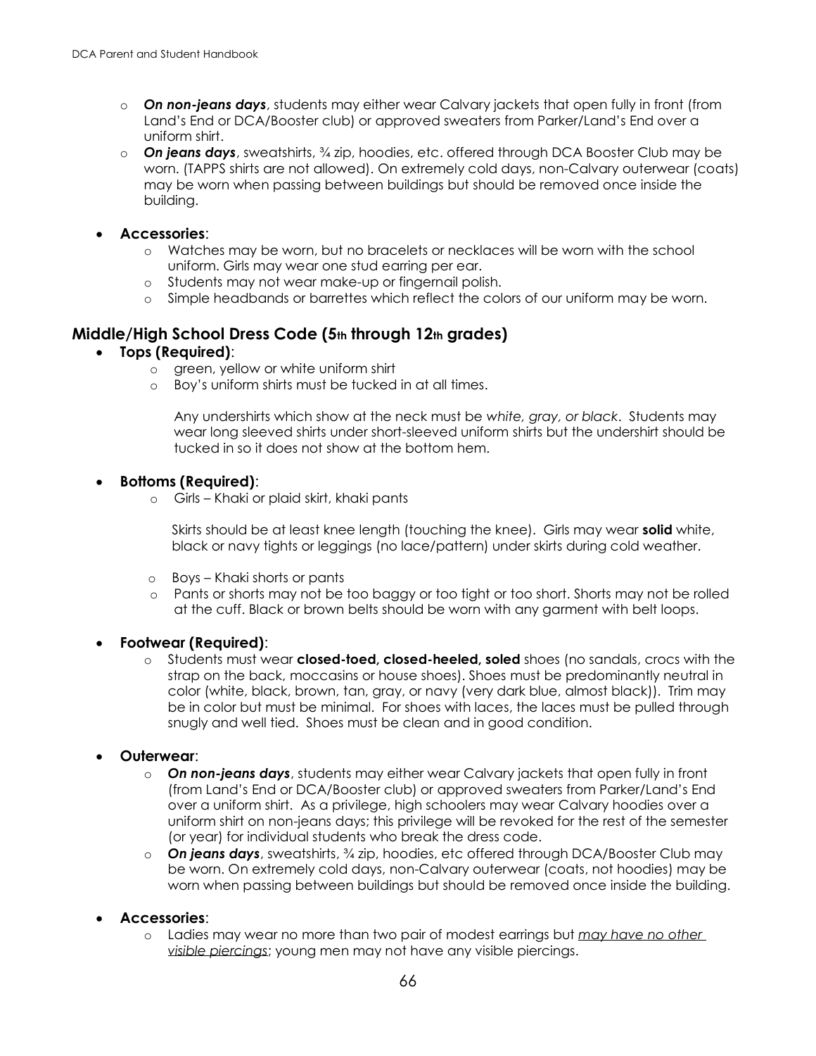- *On non-jeans days*, students may either wear Calvary jackets that open fully in front (from Land's End or DCA/Booster club) or approved sweaters from Parker/Land's End over a uniform shirt.
- *On jeans days*, sweatshirts, ¾ zip, hoodies, etc. offered through DCA Booster Club may be worn. (TAPPS shirts are not allowed). On extremely cold days, non-Calvary outerwear (coats) may be worn when passing between buildings but should be removed once inside the building.

- **Accessories**:
  - Watches may be worn, but no bracelets or necklaces will be worn with the school uniform. Girls may wear one stud earring per ear.
  - Students may not wear make-up or fingernail polish.
  - Simple headbands or barrettes which reflect the colors of our uniform may be worn.

## Middle/High School Dress Code (5th through 12th grades)

- **Tops (Required)**:
  - green, yellow or white uniform shirt
  - Boy's uniform shirts must be tucked in at all times.

    Any undershirts which show at the neck must be *white, gray, or black*. Students may wear long sleeved shirts under short-sleeved uniform shirts but the undershirt should be tucked in so it does not show at the bottom hem.

- **Bottoms (Required)**:
  - Girls – Khaki or plaid skirt, khaki pants

    Skirts should be at least knee length (touching the knee). Girls may wear **solid** white, black or navy tights or leggings (no lace/pattern) under skirts during cold weather.

  - Boys – Khaki shorts or pants
  - Pants or shorts may not be too baggy or too tight or too short. Shorts may not be rolled at the cuff. Black or brown belts should be worn with any garment with belt loops.

- **Footwear (Required)**:
  - Students must wear **closed-toed, closed-heeled, soled** shoes (no sandals, crocs with the strap on the back, moccasins or house shoes). Shoes must be predominantly neutral in color (white, black, brown, tan, gray, or navy (very dark blue, almost black)). Trim may be in color but must be minimal. For shoes with laces, the laces must be pulled through snugly and well tied. Shoes must be clean and in good condition.

- **Outerwear**:
  - *On non-jeans days*, students may either wear Calvary jackets that open fully in front (from Land's End or DCA/Booster club) or approved sweaters from Parker/Land's End over a uniform shirt. As a privilege, high schoolers may wear Calvary hoodies over a uniform shirt on non-jeans days; this privilege will be revoked for the rest of the semester (or year) for individual students who break the dress code.
  - *On jeans days*, sweatshirts, ¾ zip, hoodies, etc offered through DCA/Booster Club may be worn. On extremely cold days, non-Calvary outerwear (coats, not hoodies) may be worn when passing between buildings but should be removed once inside the building.

- **Accessories**:
  - Ladies may wear no more than two pair of modest earrings but *may have no other visible piercings*; young men may not have any visible piercings.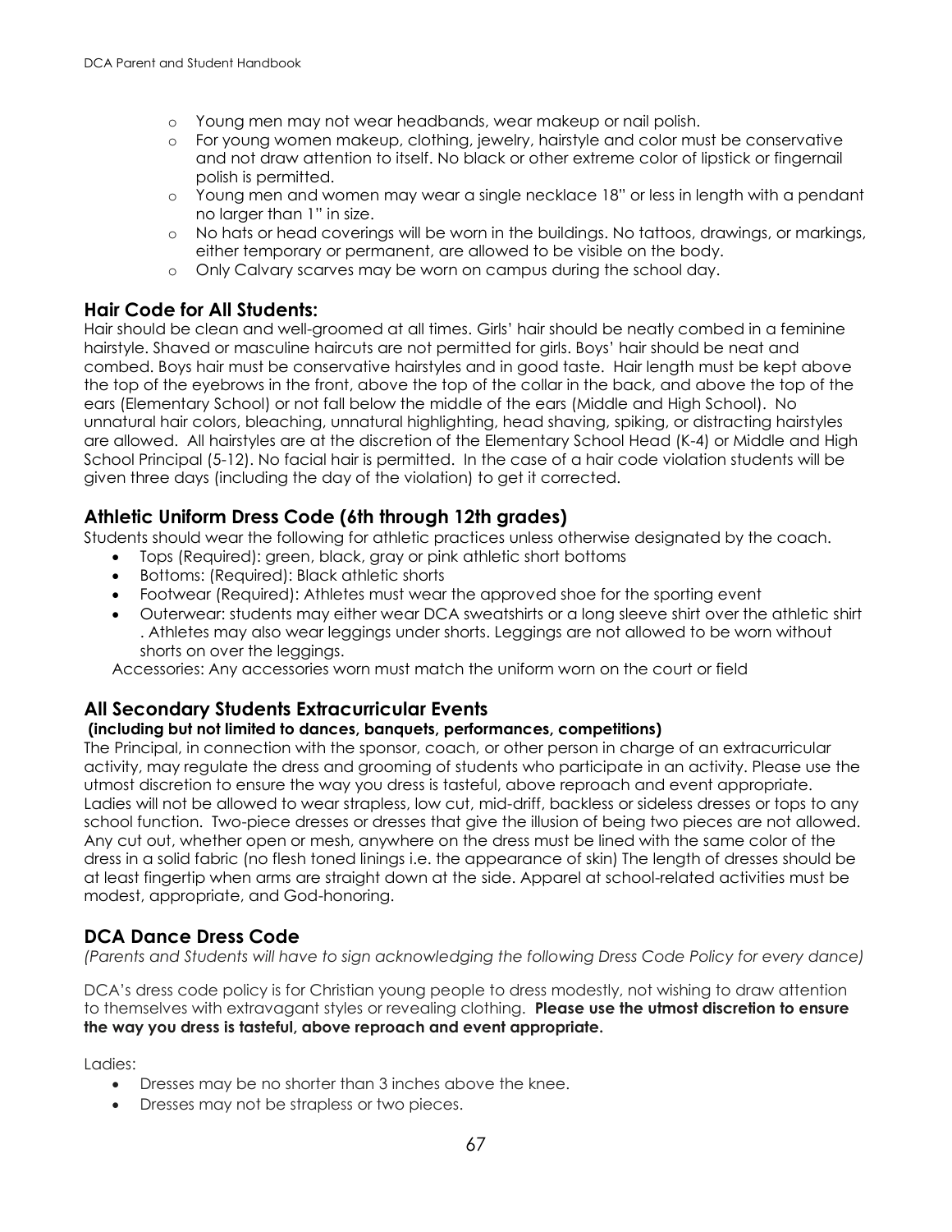- Young men may not wear headbands, wear makeup or nail polish.
- For young women makeup, clothing, jewelry, hairstyle and color must be conservative and not draw attention to itself. No black or other extreme color of lipstick or fingernail polish is permitted.
- Young men and women may wear a single necklace 18" or less in length with a pendant no larger than 1" in size.
- No hats or head coverings will be worn in the buildings. No tattoos, drawings, or markings, either temporary or permanent, are allowed to be visible on the body.
- Only Calvary scarves may be worn on campus during the school day.

## Hair Code for All Students:

Hair should be clean and well-groomed at all times. Girls' hair should be neatly combed in a feminine hairstyle. Shaved or masculine haircuts are not permitted for girls. Boys' hair should be neat and combed. Boys hair must be conservative hairstyles and in good taste. Hair length must be kept above the top of the eyebrows in the front, above the top of the collar in the back, and above the top of the ears (Elementary School) or not fall below the middle of the ears (Middle and High School). No unnatural hair colors, bleaching, unnatural highlighting, head shaving, spiking, or distracting hairstyles are allowed. All hairstyles are at the discretion of the Elementary School Head (K-4) or Middle and High School Principal (5-12). No facial hair is permitted. In the case of a hair code violation students will be given three days (including the day of the violation) to get it corrected.

## Athletic Uniform Dress Code (6th through 12th grades)

Students should wear the following for athletic practices unless otherwise designated by the coach.

- Tops (Required): green, black, gray or pink athletic short bottoms
- Bottoms: (Required): Black athletic shorts
- Footwear (Required): Athletes must wear the approved shoe for the sporting event
- Outerwear: students may either wear DCA sweatshirts or a long sleeve shirt over the athletic shirt . Athletes may also wear leggings under shorts. Leggings are not allowed to be worn without shorts on over the leggings.

Accessories: Any accessories worn must match the uniform worn on the court or field

## All Secondary Students Extracurricular Events

**(including but not limited to dances, banquets, performances, competitions)**

The Principal, in connection with the sponsor, coach, or other person in charge of an extracurricular activity, may regulate the dress and grooming of students who participate in an activity. Please use the utmost discretion to ensure the way you dress is tasteful, above reproach and event appropriate. Ladies will not be allowed to wear strapless, low cut, mid-driff, backless or sideless dresses or tops to any school function. Two-piece dresses or dresses that give the illusion of being two pieces are not allowed. Any cut out, whether open or mesh, anywhere on the dress must be lined with the same color of the dress in a solid fabric (no flesh toned linings i.e. the appearance of skin) The length of dresses should be at least fingertip when arms are straight down at the side. Apparel at school-related activities must be modest, appropriate, and God-honoring.

## DCA Dance Dress Code

*(Parents and Students will have to sign acknowledging the following Dress Code Policy for every dance)*

DCA's dress code policy is for Christian young people to dress modestly, not wishing to draw attention to themselves with extravagant styles or revealing clothing. **Please use the utmost discretion to ensure the way you dress is tasteful, above reproach and event appropriate.**

Ladies:

- Dresses may be no shorter than 3 inches above the knee.
- Dresses may not be strapless or two pieces.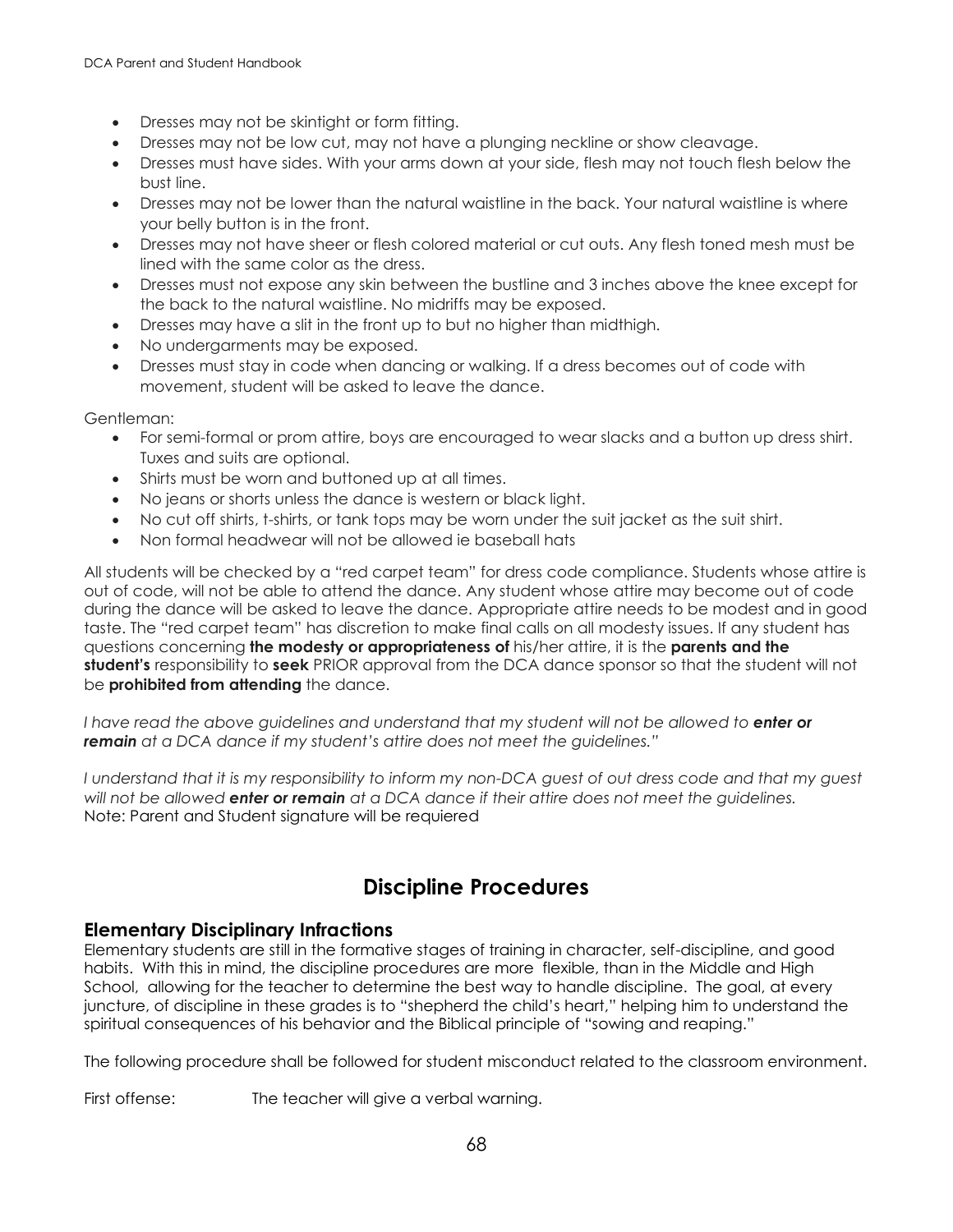- Dresses may not be skintight or form fitting.
- Dresses may not be low cut, may not have a plunging neckline or show cleavage.
- Dresses must have sides. With your arms down at your side, flesh may not touch flesh below the bust line.
- Dresses may not be lower than the natural waistline in the back. Your natural waistline is where your belly button is in the front.
- Dresses may not have sheer or flesh colored material or cut outs. Any flesh toned mesh must be lined with the same color as the dress.
- Dresses must not expose any skin between the bustline and 3 inches above the knee except for the back to the natural waistline. No midriffs may be exposed.
- Dresses may have a slit in the front up to but no higher than midthigh.
- No undergarments may be exposed.
- Dresses must stay in code when dancing or walking. If a dress becomes out of code with movement, student will be asked to leave the dance.

Gentleman:

- For semi-formal or prom attire, boys are encouraged to wear slacks and a button up dress shirt. Tuxes and suits are optional.
- Shirts must be worn and buttoned up at all times.
- No jeans or shorts unless the dance is western or black light.
- No cut off shirts, t-shirts, or tank tops may be worn under the suit jacket as the suit shirt.
- Non formal headwear will not be allowed ie baseball hats

All students will be checked by a "red carpet team" for dress code compliance. Students whose attire is out of code, will not be able to attend the dance. Any student whose attire may become out of code during the dance will be asked to leave the dance. Appropriate attire needs to be modest and in good taste. The "red carpet team" has discretion to make final calls on all modesty issues. If any student has questions concerning **the modesty or appropriateness of** his/her attire, it is the **parents and the student's** responsibility to **seek** PRIOR approval from the DCA dance sponsor so that the student will not be **prohibited from attending** the dance.

*I have read the above guidelines and understand that my student will not be allowed to **enter or remain** at a DCA dance if my student's attire does not meet the guidelines."*

*I understand that it is my responsibility to inform my non-DCA guest of out dress code and that my guest will not be allowed **enter or remain** at a DCA dance if their attire does not meet the guidelines.*
Note: Parent and Student signature will be requiered

# Discipline Procedures

## Elementary Disciplinary Infractions

Elementary students are still in the formative stages of training in character, self-discipline, and good habits. With this in mind, the discipline procedures are more flexible, than in the Middle and High School, allowing for the teacher to determine the best way to handle discipline. The goal, at every juncture, of discipline in these grades is to "shepherd the child's heart," helping him to understand the spiritual consequences of his behavior and the Biblical principle of "sowing and reaping."

The following procedure shall be followed for student misconduct related to the classroom environment.

First offense: The teacher will give a verbal warning.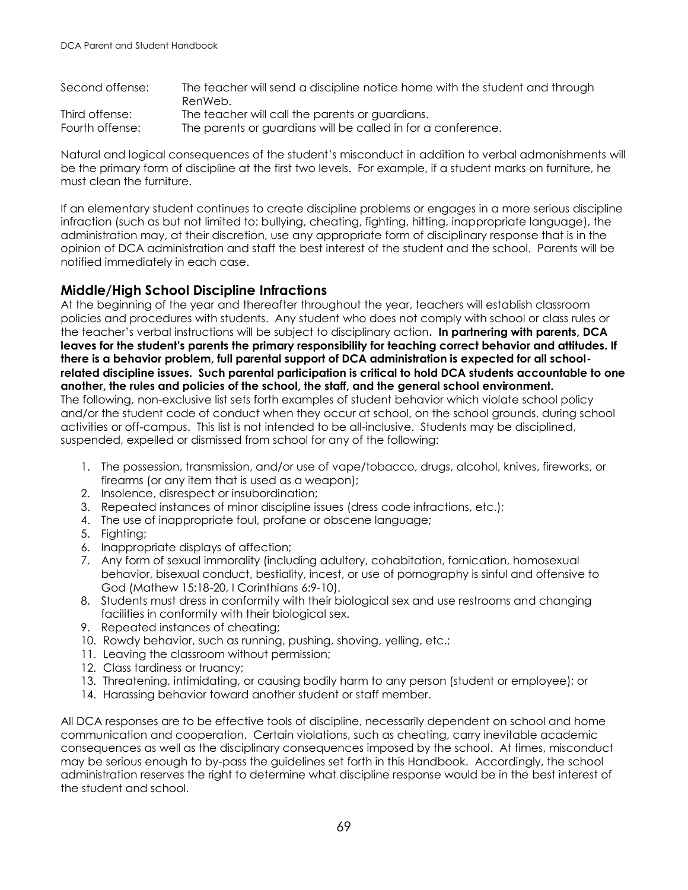| | |
|---|---|
| Second offense: | The teacher will send a discipline notice home with the student and through RenWeb. |
| Third offense: | The teacher will call the parents or guardians. |
| Fourth offense: | The parents or guardians will be called in for a conference. |

Natural and logical consequences of the student's misconduct in addition to verbal admonishments will be the primary form of discipline at the first two levels. For example, if a student marks on furniture, he must clean the furniture.

If an elementary student continues to create discipline problems or engages in a more serious discipline infraction (such as but not limited to: bullying, cheating, fighting, hitting, inappropriate language), the administration may, at their discretion, use any appropriate form of disciplinary response that is in the opinion of DCA administration and staff the best interest of the student and the school. Parents will be notified immediately in each case.

## Middle/High School Discipline Infractions

At the beginning of the year and thereafter throughout the year, teachers will establish classroom policies and procedures with students. Any student who does not comply with school or class rules or the teacher's verbal instructions will be subject to disciplinary action**. In partnering with parents, DCA leaves for the student's parents the primary responsibility for teaching correct behavior and attitudes. If there is a behavior problem, full parental support of DCA administration is expected for all school-related discipline issues. Such parental participation is critical to hold DCA students accountable to one another, the rules and policies of the school, the staff, and the general school environment.**
The following, non-exclusive list sets forth examples of student behavior which violate school policy and/or the student code of conduct when they occur at school, on the school grounds, during school activities or off-campus. This list is not intended to be all-inclusive. Students may be disciplined, suspended, expelled or dismissed from school for any of the following:

1. The possession, transmission, and/or use of vape/tobacco, drugs, alcohol, knives, fireworks, or firearms (or any item that is used as a weapon);
2. Insolence, disrespect or insubordination;
3. Repeated instances of minor discipline issues (dress code infractions, etc.);
4. The use of inappropriate foul, profane or obscene language;
5. Fighting;
6. Inappropriate displays of affection;
7. Any form of sexual immorality (including adultery, cohabitation, fornication, homosexual behavior, bisexual conduct, bestiality, incest, or use of pornography is sinful and offensive to God (Mathew 15:18-20, I Corinthians 6:9-10).
8. Students must dress in conformity with their biological sex and use restrooms and changing facilities in conformity with their biological sex.
9. Repeated instances of cheating;
10. Rowdy behavior, such as running, pushing, shoving, yelling, etc.;
11. Leaving the classroom without permission;
12. Class tardiness or truancy;
13. Threatening, intimidating, or causing bodily harm to any person (student or employee); or
14. Harassing behavior toward another student or staff member.

All DCA responses are to be effective tools of discipline, necessarily dependent on school and home communication and cooperation. Certain violations, such as cheating, carry inevitable academic consequences as well as the disciplinary consequences imposed by the school. At times, misconduct may be serious enough to by-pass the guidelines set forth in this Handbook. Accordingly, the school administration reserves the right to determine what discipline response would be in the best interest of the student and school.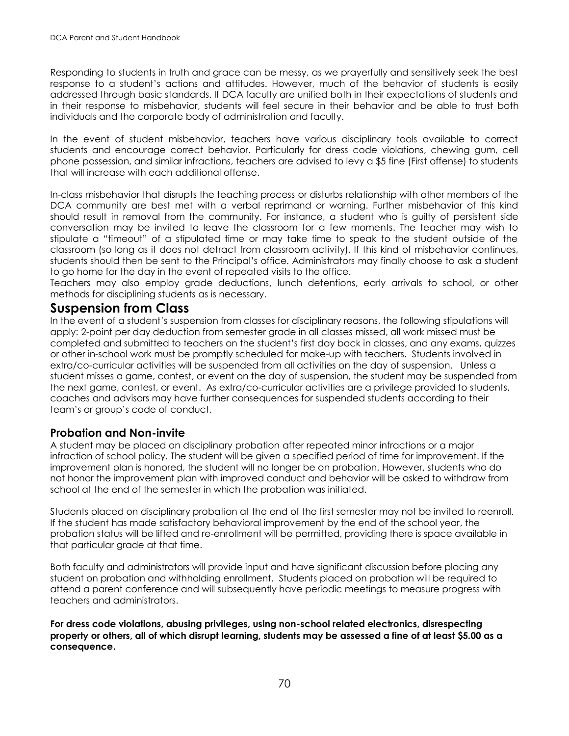Responding to students in truth and grace can be messy, as we prayerfully and sensitively seek the best response to a student's actions and attitudes. However, much of the behavior of students is easily addressed through basic standards. If DCA faculty are unified both in their expectations of students and in their response to misbehavior, students will feel secure in their behavior and be able to trust both individuals and the corporate body of administration and faculty.

In the event of student misbehavior, teachers have various disciplinary tools available to correct students and encourage correct behavior. Particularly for dress code violations, chewing gum, cell phone possession, and similar infractions, teachers are advised to levy a $5 fine (First offense) to students that will increase with each additional offense.

In-class misbehavior that disrupts the teaching process or disturbs relationship with other members of the DCA community are best met with a verbal reprimand or warning. Further misbehavior of this kind should result in removal from the community. For instance, a student who is guilty of persistent side conversation may be invited to leave the classroom for a few moments. The teacher may wish to stipulate a "timeout" of a stipulated time or may take time to speak to the student outside of the classroom (so long as it does not detract from classroom activity). If this kind of misbehavior continues, students should then be sent to the Principal's office. Administrators may finally choose to ask a student to go home for the day in the event of repeated visits to the office.

Teachers may also employ grade deductions, lunch detentions, early arrivals to school, or other methods for disciplining students as is necessary.

## Suspension from Class

In the event of a student's suspension from classes for disciplinary reasons, the following stipulations will apply: 2-point per day deduction from semester grade in all classes missed, all work missed must be completed and submitted to teachers on the student's first day back in classes, and any exams, quizzes or other in-school work must be promptly scheduled for make-up with teachers. Students involved in extra/co-curricular activities will be suspended from all activities on the day of suspension. Unless a student misses a game, contest, or event on the day of suspension, the student may be suspended from the next game, contest, or event. As extra/co-curricular activities are a privilege provided to students, coaches and advisors may have further consequences for suspended students according to their team's or group's code of conduct.

### Probation and Non-invite

A student may be placed on disciplinary probation after repeated minor infractions or a major infraction of school policy. The student will be given a specified period of time for improvement. If the improvement plan is honored, the student will no longer be on probation. However, students who do not honor the improvement plan with improved conduct and behavior will be asked to withdraw from school at the end of the semester in which the probation was initiated.

Students placed on disciplinary probation at the end of the first semester may not be invited to reenroll. If the student has made satisfactory behavioral improvement by the end of the school year, the probation status will be lifted and re-enrollment will be permitted, providing there is space available in that particular grade at that time.

Both faculty and administrators will provide input and have significant discussion before placing any student on probation and withholding enrollment. Students placed on probation will be required to attend a parent conference and will subsequently have periodic meetings to measure progress with teachers and administrators.

**For dress code violations, abusing privileges, using non-school related electronics, disrespecting property or others, all of which disrupt learning, students may be assessed a fine of at least $5.00 as a consequence.**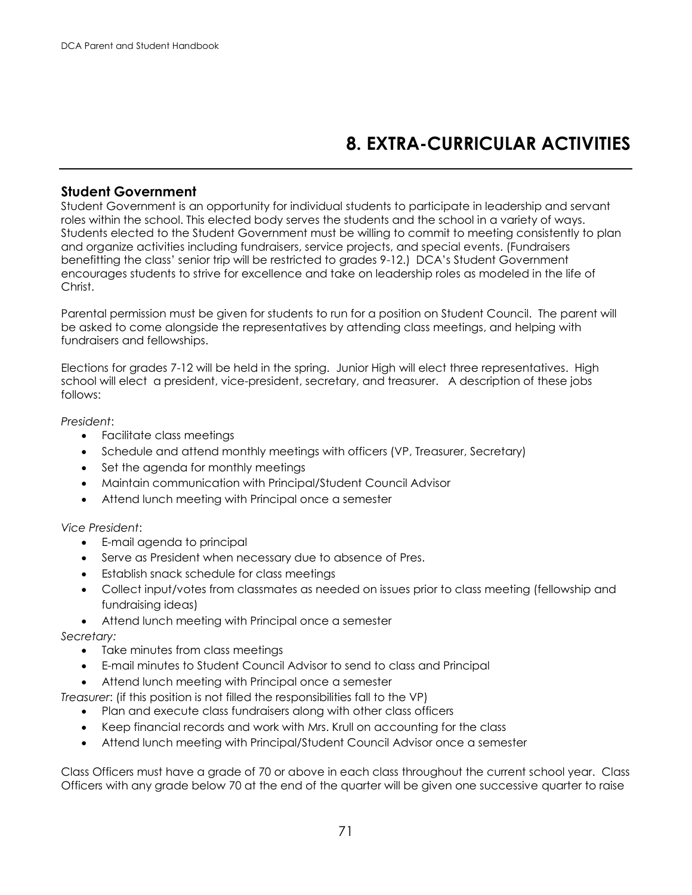# 8. EXTRA-CURRICULAR ACTIVITIES

## Student Government

Student Government is an opportunity for individual students to participate in leadership and servant roles within the school. This elected body serves the students and the school in a variety of ways. Students elected to the Student Government must be willing to commit to meeting consistently to plan and organize activities including fundraisers, service projects, and special events. (Fundraisers benefitting the class' senior trip will be restricted to grades 9-12.) DCA's Student Government encourages students to strive for excellence and take on leadership roles as modeled in the life of Christ.

Parental permission must be given for students to run for a position on Student Council. The parent will be asked to come alongside the representatives by attending class meetings, and helping with fundraisers and fellowships.

Elections for grades 7-12 will be held in the spring. Junior High will elect three representatives. High school will elect a president, vice-president, secretary, and treasurer. A description of these jobs follows:

*President*:

- Facilitate class meetings
- Schedule and attend monthly meetings with officers (VP, Treasurer, Secretary)
- Set the agenda for monthly meetings
- Maintain communication with Principal/Student Council Advisor
- Attend lunch meeting with Principal once a semester

*Vice President*:

- E-mail agenda to principal
- Serve as President when necessary due to absence of Pres.
- Establish snack schedule for class meetings
- Collect input/votes from classmates as needed on issues prior to class meeting (fellowship and fundraising ideas)
- Attend lunch meeting with Principal once a semester

*Secretary:*

- Take minutes from class meetings
- E-mail minutes to Student Council Advisor to send to class and Principal
- Attend lunch meeting with Principal once a semester

*Treasurer*: (if this position is not filled the responsibilities fall to the VP)

- Plan and execute class fundraisers along with other class officers
- Keep financial records and work with Mrs. Krull on accounting for the class
- Attend lunch meeting with Principal/Student Council Advisor once a semester

Class Officers must have a grade of 70 or above in each class throughout the current school year. Class Officers with any grade below 70 at the end of the quarter will be given one successive quarter to raise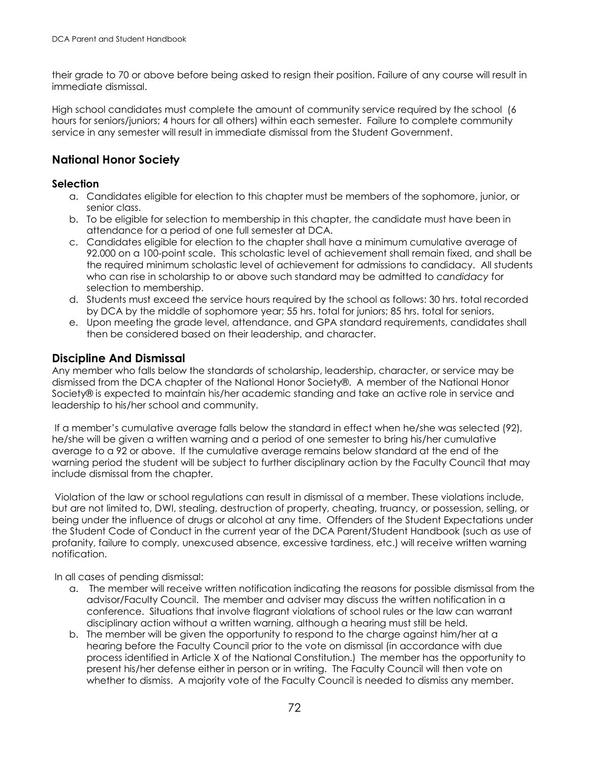their grade to 70 or above before being asked to resign their position. Failure of any course will result in immediate dismissal.

High school candidates must complete the amount of community service required by the school (6 hours for seniors/juniors; 4 hours for all others) within each semester. Failure to complete community service in any semester will result in immediate dismissal from the Student Government.

## National Honor Society

### Selection

a. Candidates eligible for election to this chapter must be members of the sophomore, junior, or senior class.
b. To be eligible for selection to membership in this chapter, the candidate must have been in attendance for a period of one full semester at DCA.
c. Candidates eligible for election to the chapter shall have a minimum cumulative average of 92.000 on a 100-point scale. This scholastic level of achievement shall remain fixed, and shall be the required minimum scholastic level of achievement for admissions to candidacy. All students who can rise in scholarship to or above such standard may be admitted to *candidacy* for selection to membership.
d. Students must exceed the service hours required by the school as follows: 30 hrs. total recorded by DCA by the middle of sophomore year; 55 hrs. total for juniors; 85 hrs. total for seniors.
e. Upon meeting the grade level, attendance, and GPA standard requirements, candidates shall then be considered based on their leadership, and character.

### Discipline And Dismissal

Any member who falls below the standards of scholarship, leadership, character, or service may be dismissed from the DCA chapter of the National Honor Society®. A member of the National Honor Society® is expected to maintain his/her academic standing and take an active role in service and leadership to his/her school and community.

If a member's cumulative average falls below the standard in effect when he/she was selected (92), he/she will be given a written warning and a period of one semester to bring his/her cumulative average to a 92 or above. If the cumulative average remains below standard at the end of the warning period the student will be subject to further disciplinary action by the Faculty Council that may include dismissal from the chapter.

Violation of the law or school regulations can result in dismissal of a member. These violations include, but are not limited to, DWI, stealing, destruction of property, cheating, truancy, or possession, selling, or being under the influence of drugs or alcohol at any time. Offenders of the Student Expectations under the Student Code of Conduct in the current year of the DCA Parent/Student Handbook (such as use of profanity, failure to comply, unexcused absence, excessive tardiness, etc.) will receive written warning notification.

In all cases of pending dismissal:

a. The member will receive written notification indicating the reasons for possible dismissal from the advisor/Faculty Council. The member and adviser may discuss the written notification in a conference. Situations that involve flagrant violations of school rules or the law can warrant disciplinary action without a written warning, although a hearing must still be held.
b. The member will be given the opportunity to respond to the charge against him/her at a hearing before the Faculty Council prior to the vote on dismissal (in accordance with due process identified in Article X of the National Constitution.) The member has the opportunity to present his/her defense either in person or in writing. The Faculty Council will then vote on whether to dismiss. A majority vote of the Faculty Council is needed to dismiss any member.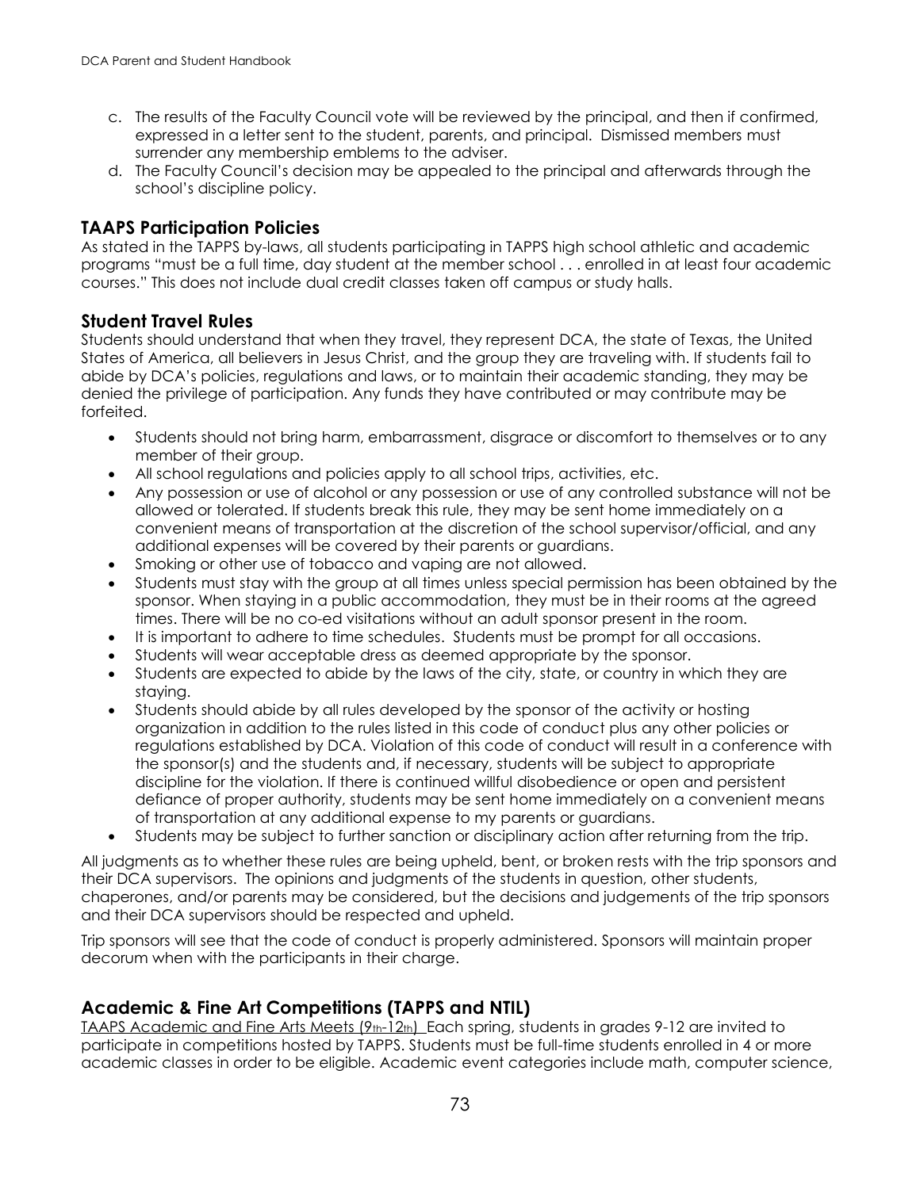c. The results of the Faculty Council vote will be reviewed by the principal, and then if confirmed, expressed in a letter sent to the student, parents, and principal. Dismissed members must surrender any membership emblems to the adviser.
d. The Faculty Council's decision may be appealed to the principal and afterwards through the school's discipline policy.

## TAAPS Participation Policies

As stated in the TAPPS by-laws, all students participating in TAPPS high school athletic and academic programs "must be a full time, day student at the member school . . . enrolled in at least four academic courses." This does not include dual credit classes taken off campus or study halls.

## Student Travel Rules

Students should understand that when they travel, they represent DCA, the state of Texas, the United States of America, all believers in Jesus Christ, and the group they are traveling with. If students fail to abide by DCA's policies, regulations and laws, or to maintain their academic standing, they may be denied the privilege of participation. Any funds they have contributed or may contribute may be forfeited.

- Students should not bring harm, embarrassment, disgrace or discomfort to themselves or to any member of their group.
- All school regulations and policies apply to all school trips, activities, etc.
- Any possession or use of alcohol or any possession or use of any controlled substance will not be allowed or tolerated. If students break this rule, they may be sent home immediately on a convenient means of transportation at the discretion of the school supervisor/official, and any additional expenses will be covered by their parents or guardians.
- Smoking or other use of tobacco and vaping are not allowed.
- Students must stay with the group at all times unless special permission has been obtained by the sponsor. When staying in a public accommodation, they must be in their rooms at the agreed times. There will be no co-ed visitations without an adult sponsor present in the room.
- It is important to adhere to time schedules. Students must be prompt for all occasions.
- Students will wear acceptable dress as deemed appropriate by the sponsor.
- Students are expected to abide by the laws of the city, state, or country in which they are staying.
- Students should abide by all rules developed by the sponsor of the activity or hosting organization in addition to the rules listed in this code of conduct plus any other policies or regulations established by DCA. Violation of this code of conduct will result in a conference with the sponsor(s) and the students and, if necessary, students will be subject to appropriate discipline for the violation. If there is continued willful disobedience or open and persistent defiance of proper authority, students may be sent home immediately on a convenient means of transportation at any additional expense to my parents or guardians.
- Students may be subject to further sanction or disciplinary action after returning from the trip.

All judgments as to whether these rules are being upheld, bent, or broken rests with the trip sponsors and their DCA supervisors. The opinions and judgments of the students in question, other students, chaperones, and/or parents may be considered, but the decisions and judgements of the trip sponsors and their DCA supervisors should be respected and upheld.

Trip sponsors will see that the code of conduct is properly administered. Sponsors will maintain proper decorum when with the participants in their charge.

## Academic & Fine Art Competitions (TAPPS and NTIL)

TAAPS Academic and Fine Arts Meets (9th-12th) Each spring, students in grades 9-12 are invited to participate in competitions hosted by TAPPS. Students must be full-time students enrolled in 4 or more academic classes in order to be eligible. Academic event categories include math, computer science,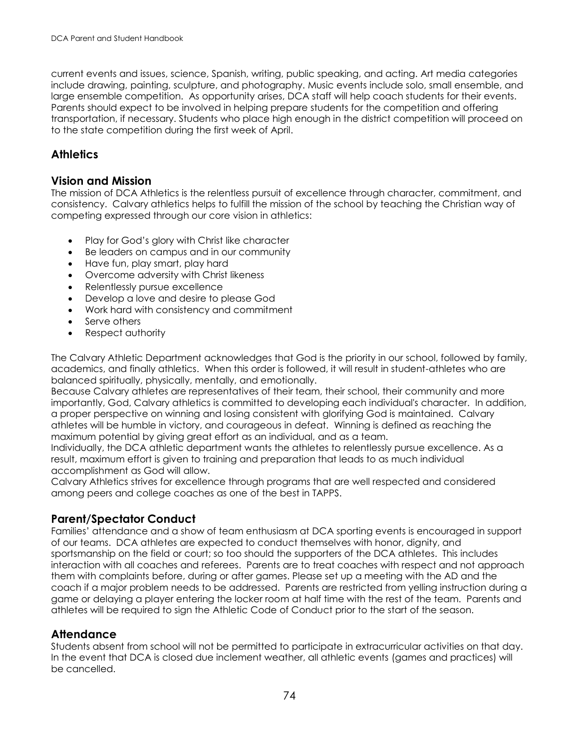current events and issues, science, Spanish, writing, public speaking, and acting. Art media categories include drawing, painting, sculpture, and photography. Music events include solo, small ensemble, and large ensemble competition. As opportunity arises, DCA staff will help coach students for their events. Parents should expect to be involved in helping prepare students for the competition and offering transportation, if necessary. Students who place high enough in the district competition will proceed on to the state competition during the first week of April.

## Athletics

### Vision and Mission

The mission of DCA Athletics is the relentless pursuit of excellence through character, commitment, and consistency. Calvary athletics helps to fulfill the mission of the school by teaching the Christian way of competing expressed through our core vision in athletics:

- Play for God's glory with Christ like character
- Be leaders on campus and in our community
- Have fun, play smart, play hard
- Overcome adversity with Christ likeness
- Relentlessly pursue excellence
- Develop a love and desire to please God
- Work hard with consistency and commitment
- Serve others
- Respect authority

The Calvary Athletic Department acknowledges that God is the priority in our school, followed by family, academics, and finally athletics. When this order is followed, it will result in student-athletes who are balanced spiritually, physically, mentally, and emotionally.

Because Calvary athletes are representatives of their team, their school, their community and more importantly, God, Calvary athletics is committed to developing each individual's character. In addition, a proper perspective on winning and losing consistent with glorifying God is maintained. Calvary athletes will be humble in victory, and courageous in defeat. Winning is defined as reaching the maximum potential by giving great effort as an individual, and as a team.

Individually, the DCA athletic department wants the athletes to relentlessly pursue excellence. As a result, maximum effort is given to training and preparation that leads to as much individual accomplishment as God will allow.

Calvary Athletics strives for excellence through programs that are well respected and considered among peers and college coaches as one of the best in TAPPS.

### Parent/Spectator Conduct

Families' attendance and a show of team enthusiasm at DCA sporting events is encouraged in support of our teams. DCA athletes are expected to conduct themselves with honor, dignity, and sportsmanship on the field or court; so too should the supporters of the DCA athletes. This includes interaction with all coaches and referees. Parents are to treat coaches with respect and not approach them with complaints before, during or after games. Please set up a meeting with the AD and the coach if a major problem needs to be addressed. Parents are restricted from yelling instruction during a game or delaying a player entering the locker room at half time with the rest of the team. Parents and athletes will be required to sign the Athletic Code of Conduct prior to the start of the season.

### Attendance

Students absent from school will not be permitted to participate in extracurricular activities on that day. In the event that DCA is closed due inclement weather, all athletic events (games and practices) will be cancelled.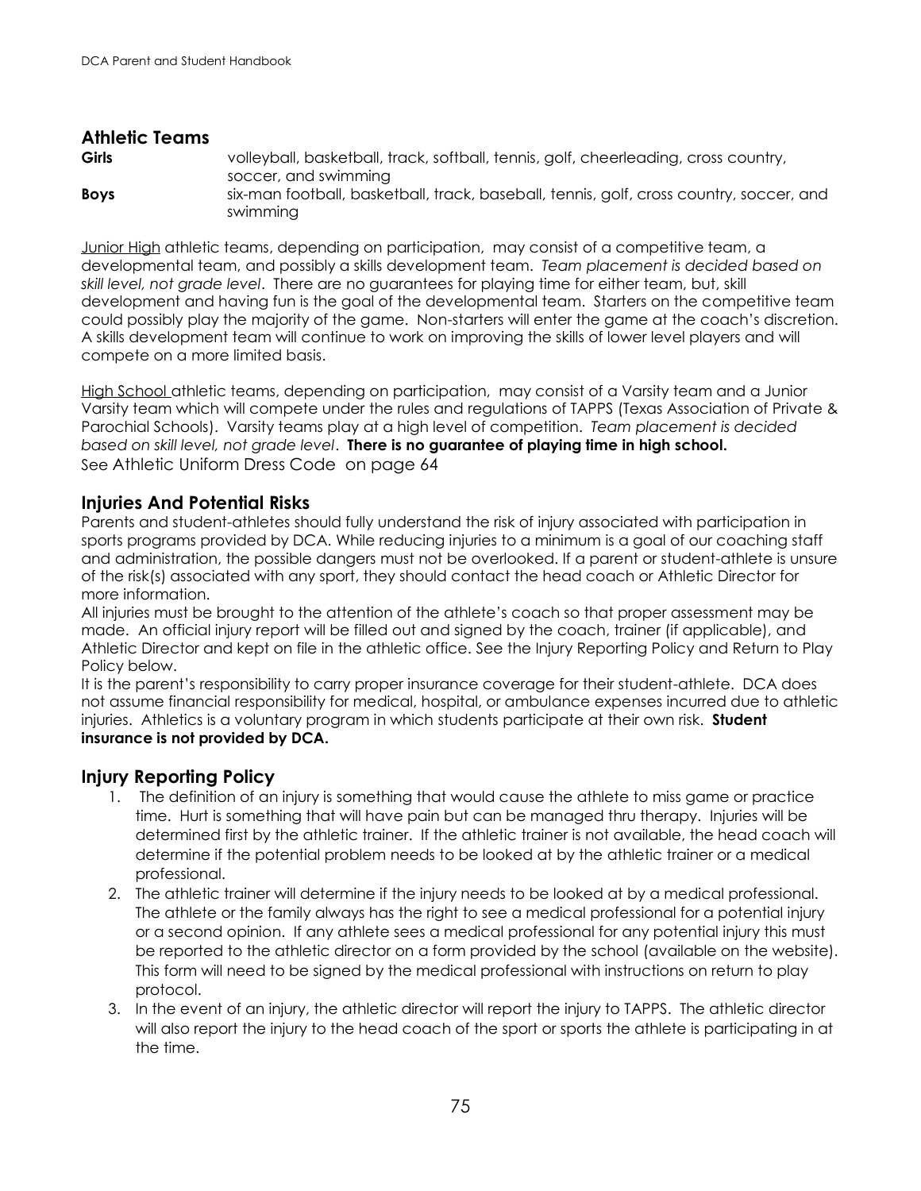## Athletic Teams

**Girls** volleyball, basketball, track, softball, tennis, golf, cheerleading, cross country, soccer, and swimming

**Boys** six-man football, basketball, track, baseball, tennis, golf, cross country, soccer, and swimming

<u>Junior High</u> athletic teams, depending on participation, may consist of a competitive team, a developmental team, and possibly a skills development team. *Team placement is decided based on skill level, not grade level*. There are no guarantees for playing time for either team, but, skill development and having fun is the goal of the developmental team. Starters on the competitive team could possibly play the majority of the game. Non-starters will enter the game at the coach's discretion. A skills development team will continue to work on improving the skills of lower level players and will compete on a more limited basis.

<u>High School</u> athletic teams, depending on participation, may consist of a Varsity team and a Junior Varsity team which will compete under the rules and regulations of TAPPS (Texas Association of Private & Parochial Schools). Varsity teams play at a high level of competition. *Team placement is decided based on skill level, not grade level*. **There is no guarantee of playing time in high school.**
See Athletic Uniform Dress Code on page 64

## Injuries And Potential Risks

Parents and student-athletes should fully understand the risk of injury associated with participation in sports programs provided by DCA. While reducing injuries to a minimum is a goal of our coaching staff and administration, the possible dangers must not be overlooked. If a parent or student-athlete is unsure of the risk(s) associated with any sport, they should contact the head coach or Athletic Director for more information.

All injuries must be brought to the attention of the athlete's coach so that proper assessment may be made. An official injury report will be filled out and signed by the coach, trainer (if applicable), and Athletic Director and kept on file in the athletic office. See the Injury Reporting Policy and Return to Play Policy below.

It is the parent's responsibility to carry proper insurance coverage for their student-athlete. DCA does not assume financial responsibility for medical, hospital, or ambulance expenses incurred due to athletic injuries. Athletics is a voluntary program in which students participate at their own risk. **Student insurance is not provided by DCA.**

## Injury Reporting Policy

1. The definition of an injury is something that would cause the athlete to miss game or practice time. Hurt is something that will have pain but can be managed thru therapy. Injuries will be determined first by the athletic trainer. If the athletic trainer is not available, the head coach will determine if the potential problem needs to be looked at by the athletic trainer or a medical professional.
2. The athletic trainer will determine if the injury needs to be looked at by a medical professional. The athlete or the family always has the right to see a medical professional for a potential injury or a second opinion. If any athlete sees a medical professional for any potential injury this must be reported to the athletic director on a form provided by the school (available on the website). This form will need to be signed by the medical professional with instructions on return to play protocol.
3. In the event of an injury, the athletic director will report the injury to TAPPS. The athletic director will also report the injury to the head coach of the sport or sports the athlete is participating in at the time.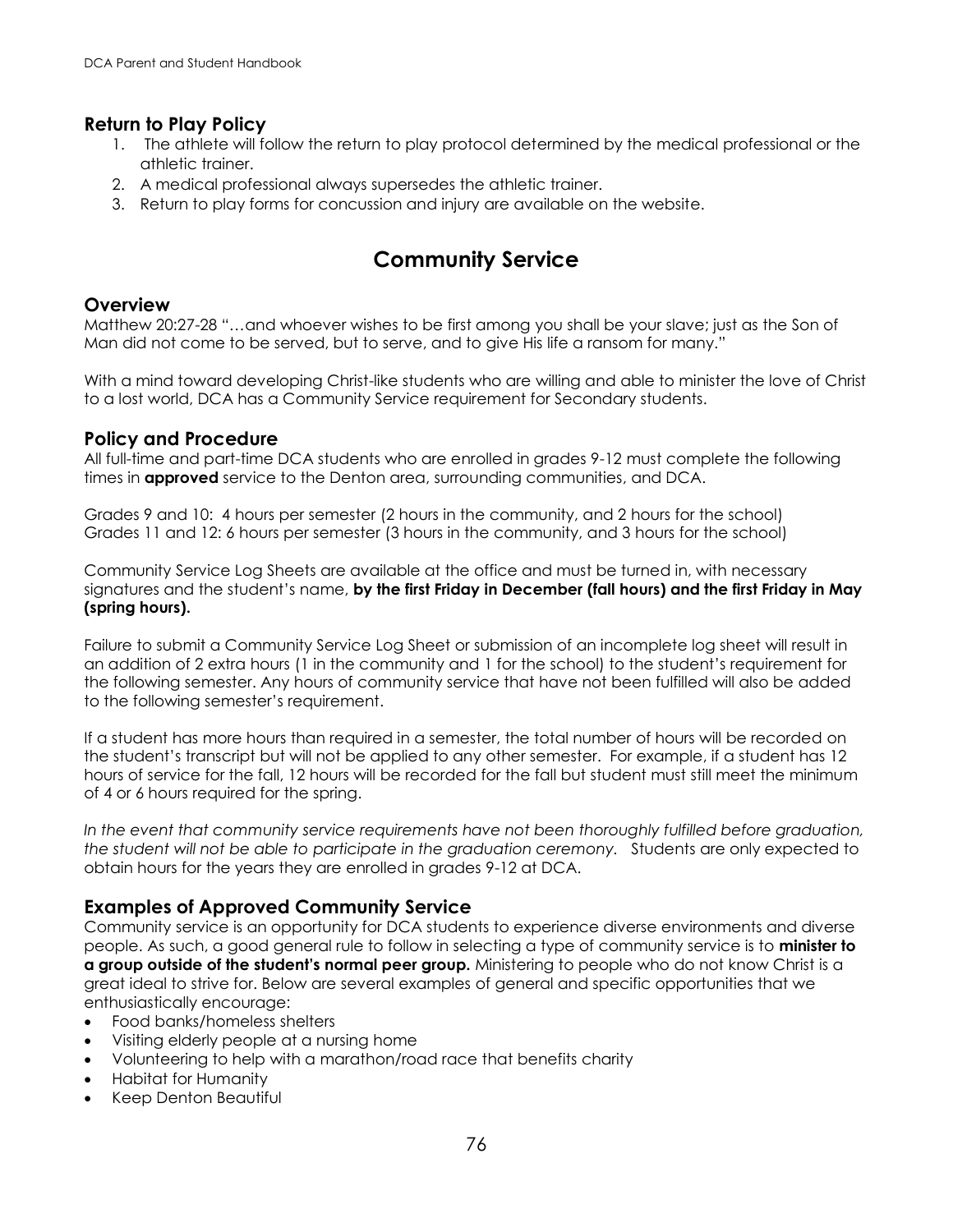## Return to Play Policy

1. The athlete will follow the return to play protocol determined by the medical professional or the athletic trainer.
2. A medical professional always supersedes the athletic trainer.
3. Return to play forms for concussion and injury are available on the website.

# Community Service

## Overview

Matthew 20:27-28 "…and whoever wishes to be first among you shall be your slave; just as the Son of Man did not come to be served, but to serve, and to give His life a ransom for many."

With a mind toward developing Christ-like students who are willing and able to minister the love of Christ to a lost world, DCA has a Community Service requirement for Secondary students.

## Policy and Procedure

All full-time and part-time DCA students who are enrolled in grades 9-12 must complete the following times in **approved** service to the Denton area, surrounding communities, and DCA.

Grades 9 and 10: 4 hours per semester (2 hours in the community, and 2 hours for the school)
Grades 11 and 12: 6 hours per semester (3 hours in the community, and 3 hours for the school)

Community Service Log Sheets are available at the office and must be turned in, with necessary signatures and the student's name, **by the first Friday in December (fall hours) and the first Friday in May (spring hours).**

Failure to submit a Community Service Log Sheet or submission of an incomplete log sheet will result in an addition of 2 extra hours (1 in the community and 1 for the school) to the student's requirement for the following semester. Any hours of community service that have not been fulfilled will also be added to the following semester's requirement.

If a student has more hours than required in a semester, the total number of hours will be recorded on the student's transcript but will not be applied to any other semester. For example, if a student has 12 hours of service for the fall, 12 hours will be recorded for the fall but student must still meet the minimum of 4 or 6 hours required for the spring.

*In the event that community service requirements have not been thoroughly fulfilled before graduation, the student will not be able to participate in the graduation ceremony.* Students are only expected to obtain hours for the years they are enrolled in grades 9-12 at DCA.

## Examples of Approved Community Service

Community service is an opportunity for DCA students to experience diverse environments and diverse people. As such, a good general rule to follow in selecting a type of community service is to **minister to a group outside of the student's normal peer group.** Ministering to people who do not know Christ is a great ideal to strive for. Below are several examples of general and specific opportunities that we enthusiastically encourage:

- Food banks/homeless shelters
- Visiting elderly people at a nursing home
- Volunteering to help with a marathon/road race that benefits charity
- Habitat for Humanity
- Keep Denton Beautiful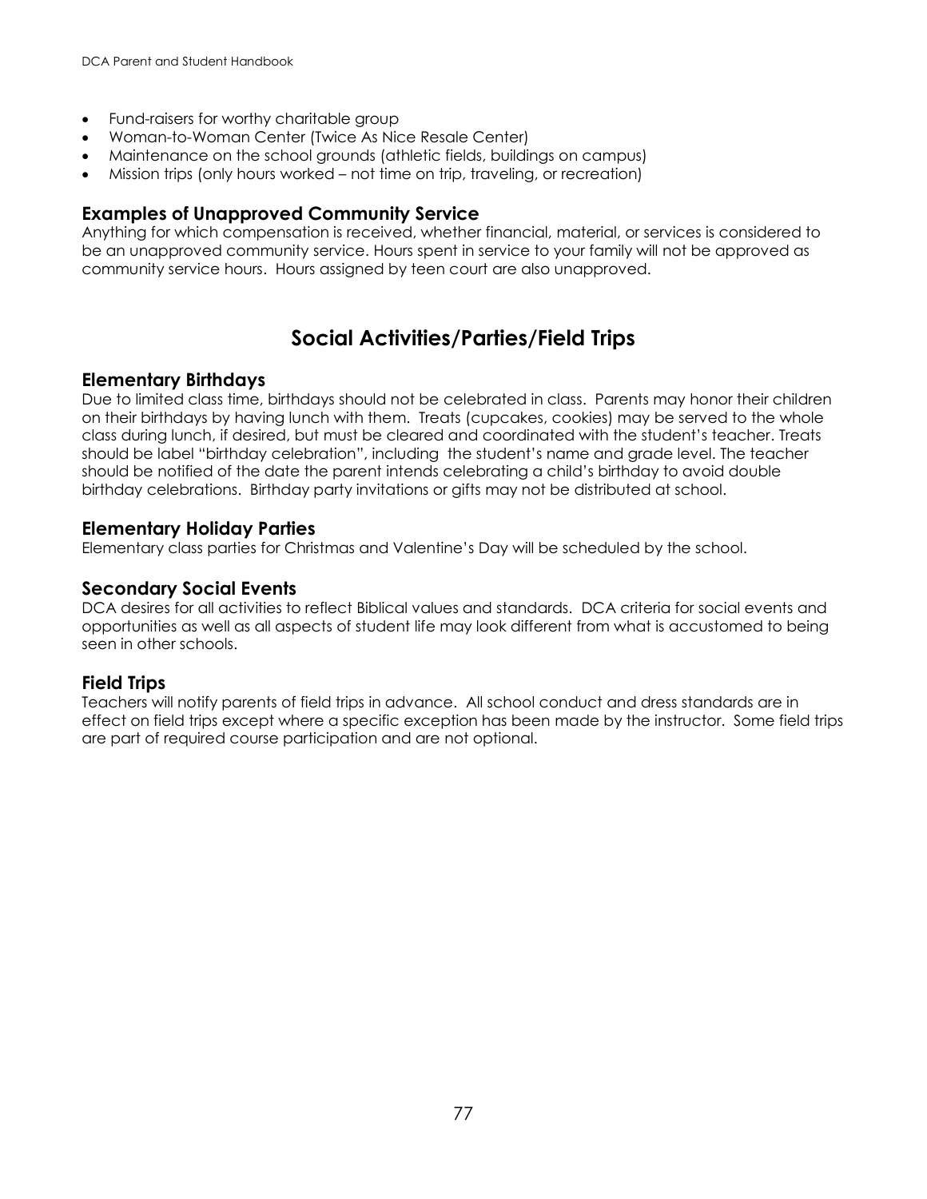- Fund-raisers for worthy charitable group
- Woman-to-Woman Center (Twice As Nice Resale Center)
- Maintenance on the school grounds (athletic fields, buildings on campus)
- Mission trips (only hours worked – not time on trip, traveling, or recreation)

### Examples of Unapproved Community Service

Anything for which compensation is received, whether financial, material, or services is considered to be an unapproved community service. Hours spent in service to your family will not be approved as community service hours. Hours assigned by teen court are also unapproved.

## Social Activities/Parties/Field Trips

### Elementary Birthdays

Due to limited class time, birthdays should not be celebrated in class. Parents may honor their children on their birthdays by having lunch with them. Treats (cupcakes, cookies) may be served to the whole class during lunch, if desired, but must be cleared and coordinated with the student's teacher. Treats should be label "birthday celebration", including the student's name and grade level. The teacher should be notified of the date the parent intends celebrating a child's birthday to avoid double birthday celebrations. Birthday party invitations or gifts may not be distributed at school.

### Elementary Holiday Parties

Elementary class parties for Christmas and Valentine's Day will be scheduled by the school.

### Secondary Social Events

DCA desires for all activities to reflect Biblical values and standards. DCA criteria for social events and opportunities as well as all aspects of student life may look different from what is accustomed to being seen in other schools.

### Field Trips

Teachers will notify parents of field trips in advance. All school conduct and dress standards are in effect on field trips except where a specific exception has been made by the instructor. Some field trips are part of required course participation and are not optional.